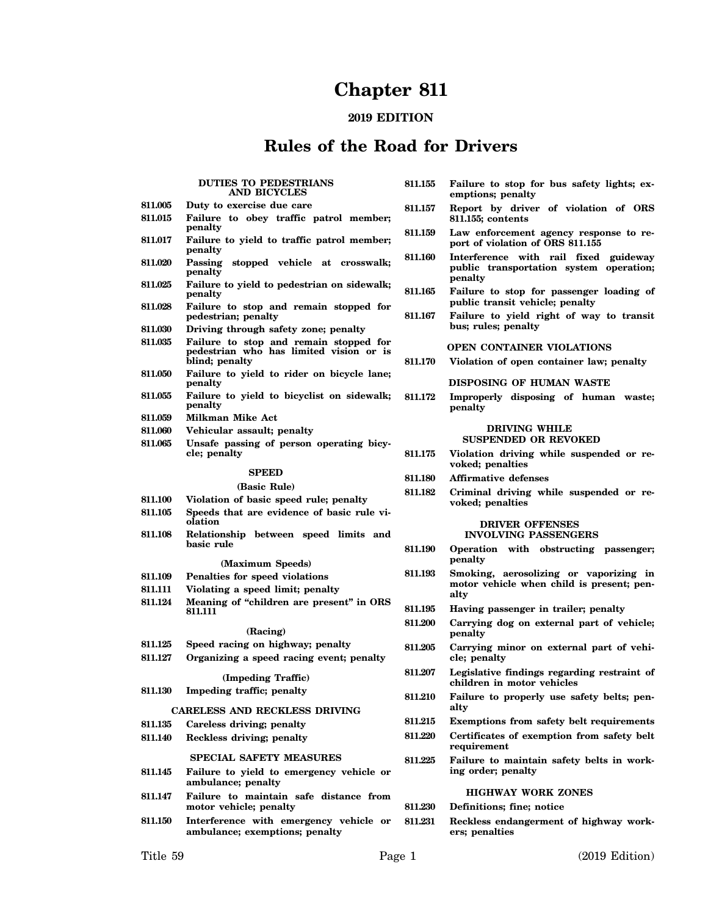# Chapter 811

**2019 EDITION**

## Rules of the Road for Drivers

### DUTIES TO PEDESTRIANS AND BICYCLES

- **811.005** Duty to exercise due care
- **811.015** Failure to obey traffic patrol member; penalty
- **811.017** Failure to yield to traffic patrol member; penalty
- **811.020** Passing stopped vehicle at crosswalk; penalty
- **811.025** Failure to yield to pedestrian on sidewalk; penalty
- **811.028** Failure to stop and remain stopped for pedestrian; penalty
- **811.030** Driving through safety zone; penalty
- **811.035** Failure to stop and remain stopped for pedestrian who has limited vision or is blind; penalty
- **811.050** Failure to yield to rider on bicycle lane; penalty
- **811.055** Failure to yield to bicyclist on sidewalk; penalty
- **811.059** Milkman Mike Act
- **811.060** Vehicular assault; penalty
- **811.065** Unsafe passing of person operating bicycle; penalty

### SPEED

#### (Basic Rule)

- **811.100** Violation of basic speed rule; penalty
- **811.105** Speeds that are evidence of basic rule violation
- **811.108** Relationship between speed limits and basic rule

#### (Maximum Speeds)

- **811.109** Penalties for speed violations
- **811.111** Violating a speed limit; penalty
- **811.124** Meaning of "children are present" in ORS 811.111

#### (Racing)

- **811.125** Speed racing on highway; penalty
- **811.127** Organizing a speed racing event; penalty

#### (Impeding Traffic)

- **811.130** Impeding traffic; penalty

### CARELESS AND RECKLESS DRIVING

- **811.135** Careless driving; penalty
- **811.140** Reckless driving; penalty

### SPECIAL SAFETY MEASURES

- **811.145** Failure to yield to emergency vehicle or ambulance; penalty
- **811.147** Failure to maintain safe distance from motor vehicle; penalty
- **811.150** Interference with emergency vehicle or ambulance; exemptions; penalty
- **811.155** Failure to stop for bus safety lights; exemptions; penalty
- **811.157** Report by driver of violation of ORS 811.155; contents
- **811.159** Law enforcement agency response to report of violation of ORS 811.155
- **811.160** Interference with rail fixed guideway public transportation system operation; penalty
- **811.165** Failure to stop for passenger loading of public transit vehicle; penalty
- **811.167** Failure to yield right of way to transit bus; rules; penalty

### OPEN CONTAINER VIOLATIONS

- **811.170** Violation of open container law; penalty

### DISPOSING OF HUMAN WASTE

- **811.172** Improperly disposing of human waste; penalty

### DRIVING WHILE SUSPENDED OR REVOKED

- **811.175** Violation driving while suspended or revoked; penalties
- **811.180** Affirmative defenses
- **811.182** Criminal driving while suspended or revoked; penalties

### DRIVER OFFENSES INVOLVING PASSENGERS

- **811.190** Operation with obstructing passenger; penalty
- **811.193** Smoking, aerosolizing or vaporizing in motor vehicle when child is present; penalty
- **811.195** Having passenger in trailer; penalty
- **811.200** Carrying dog on external part of vehicle; penalty
- **811.205** Carrying minor on external part of vehicle; penalty
- **811.207** Legislative findings regarding restraint of children in motor vehicles
- **811.210** Failure to properly use safety belts; penalty
- **811.215** Exemptions from safety belt requirements
- **811.220** Certificates of exemption from safety belt requirement
- **811.225** Failure to maintain safety belts in working order; penalty

### HIGHWAY WORK ZONES

- **811.230** Definitions; fine; notice
- **811.231** Reckless endangerment of highway workers; penalties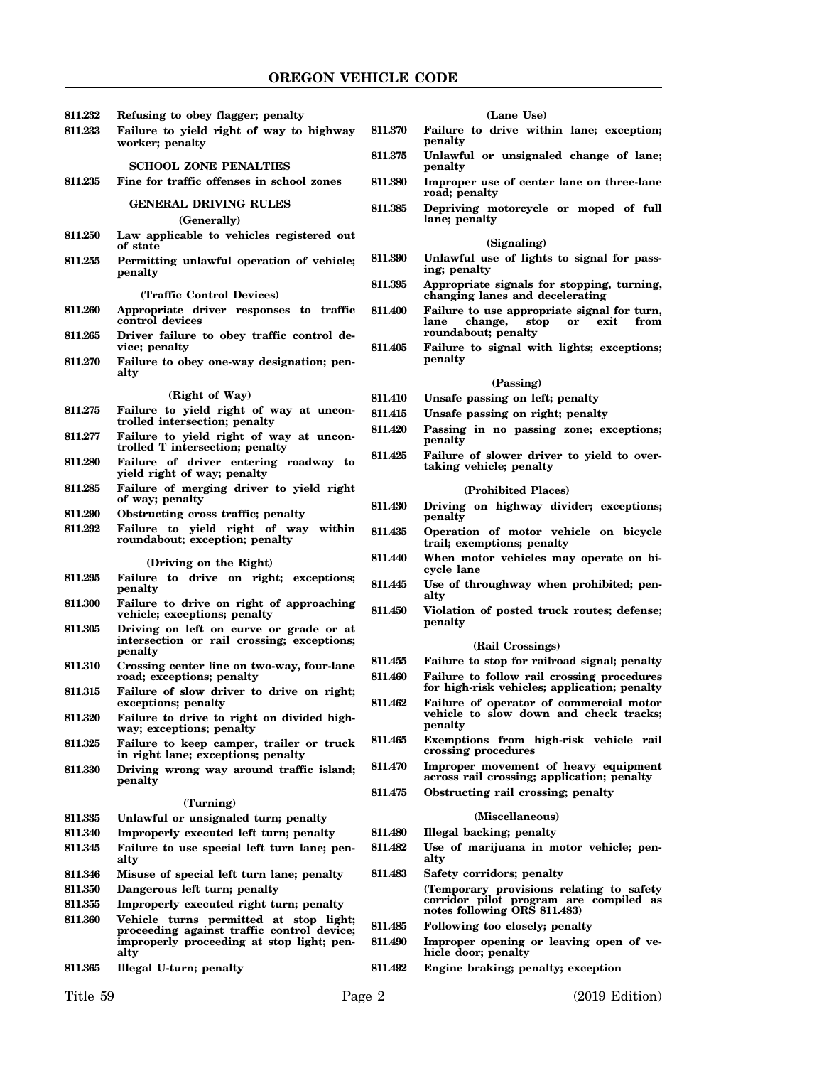811.232 **Refusing to obey flagger; penalty**

811.233 **Failure to yield right of way to highway worker; penalty**

### SCHOOL ZONE PENALTIES

811.235 **Fine for traffic offenses in school zones**

### GENERAL DRIVING RULES

#### (Generally)

811.250 **Law applicable to vehicles registered out of state**

811.255 **Permitting unlawful operation of vehicle; penalty**

#### (Traffic Control Devices)

811.260 **Appropriate driver responses to traffic control devices**

811.265 **Driver failure to obey traffic control device; penalty**

811.270 **Failure to obey one-way designation; penalty**

#### (Right of Way)

811.275 **Failure to yield right of way at uncontrolled intersection; penalty**

811.277 **Failure to yield right of way at uncontrolled T intersection; penalty**

811.280 **Failure of driver entering roadway to yield right of way; penalty**

811.285 **Failure of merging driver to yield right of way; penalty**

811.290 **Obstructing cross traffic; penalty**

811.292 **Failure to yield right of way within roundabout; exception; penalty**

#### (Driving on the Right)

811.295 **Failure to drive on right; exceptions; penalty**

811.300 **Failure to drive on right of approaching vehicle; exceptions; penalty**

811.305 **Driving on left on curve or grade or at intersection or rail crossing; exceptions; penalty**

811.310 **Crossing center line on two-way, four-lane road; exceptions; penalty**

811.315 **Failure of slow driver to drive on right; exceptions; penalty**

811.320 **Failure to drive to right on divided highway; exceptions; penalty**

811.325 **Failure to keep camper, trailer or truck in right lane; exceptions; penalty**

811.330 **Driving wrong way around traffic island; penalty**

#### (Turning)

811.335 **Unlawful or unsignaled turn; penalty**

811.340 **Improperly executed left turn; penalty**

811.345 **Failure to use special left turn lane; penalty**

811.346 **Misuse of special left turn lane; penalty**

811.350 **Dangerous left turn; penalty**

811.355 **Improperly executed right turn; penalty**

811.360 **Vehicle turns permitted at stop light; proceeding against traffic control device; improperly proceeding at stop light; penalty**

811.365 **Illegal U-turn; penalty**

#### (Lane Use)

811.370 **Failure to drive within lane; exception; penalty**

811.375 **Unlawful or unsignaled change of lane; penalty**

811.380 **Improper use of center lane on three-lane road; penalty**

811.385 **Depriving motorcycle or moped of full lane; penalty**

#### (Signaling)

811.390 **Unlawful use of lights to signal for passing; penalty**

811.395 **Appropriate signals for stopping, turning, changing lanes and decelerating**

811.400 **Failure to use appropriate signal for turn, lane change, stop or exit from roundabout; penalty**

811.405 **Failure to signal with lights; exceptions; penalty**

#### (Passing)

811.410 **Unsafe passing on left; penalty**

811.415 **Unsafe passing on right; penalty**

811.420 **Passing in no passing zone; exceptions; penalty**

811.425 **Failure of slower driver to yield to overtaking vehicle; penalty**

#### (Prohibited Places)

811.430 **Driving on highway divider; exceptions; penalty**

811.435 **Operation of motor vehicle on bicycle trail; exemptions; penalty**

811.440 **When motor vehicles may operate on bicycle lane**

811.445 **Use of throughway when prohibited; penalty**

811.450 **Violation of posted truck routes; defense; penalty**

#### (Rail Crossings)

811.455 **Failure to stop for railroad signal; penalty**

811.460 **Failure to follow rail crossing procedures for high-risk vehicles; application; penalty**

811.462 **Failure of operator of commercial motor vehicle to slow down and check tracks; penalty**

811.465 **Exemptions from high-risk vehicle rail crossing procedures**

811.470 **Improper movement of heavy equipment across rail crossing; application; penalty**

811.475 **Obstructing rail crossing; penalty**

#### (Miscellaneous)

811.480 **Illegal backing; penalty**

811.482 **Use of marijuana in motor vehicle; penalty**

811.483 **Safety corridors; penalty**

**(Temporary provisions relating to safety corridor pilot program are compiled as notes following ORS 811.483)**

811.485 **Following too closely; penalty**

811.490 **Improper opening or leaving open of vehicle door; penalty**

811.492 **Engine braking; penalty; exception**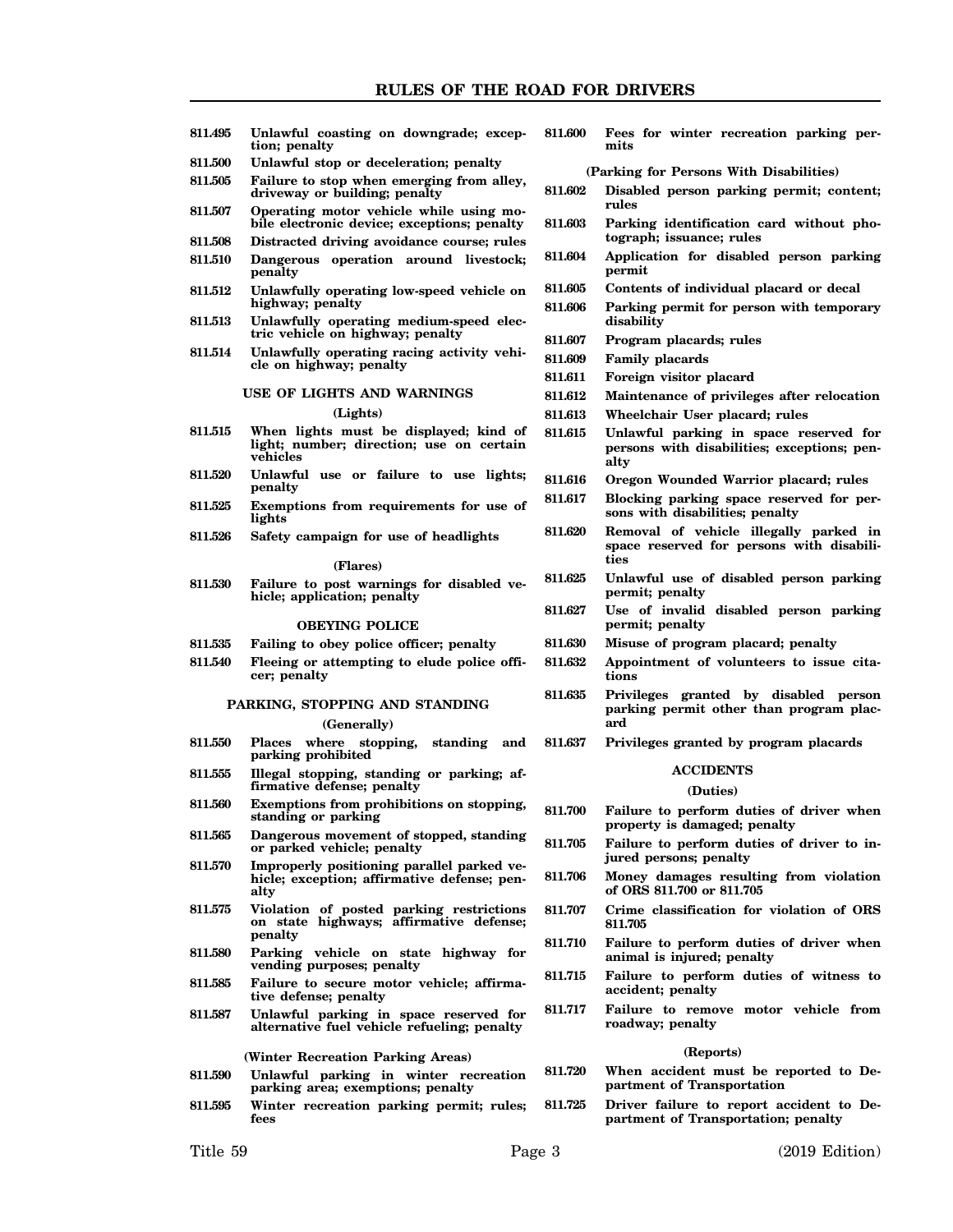811.495 Unlawful coasting on downgrade; exception; penalty

811.500 Unlawful stop or deceleration; penalty

811.505 Failure to stop when emerging from alley, driveway or building; penalty

811.507 Operating motor vehicle while using mobile electronic device; exceptions; penalty

811.508 Distracted driving avoidance course; rules

811.510 Dangerous operation around livestock; penalty

811.512 Unlawfully operating low-speed vehicle on highway; penalty

811.513 Unlawfully operating medium-speed electric vehicle on highway; penalty

811.514 Unlawfully operating racing activity vehicle on highway; penalty

## USE OF LIGHTS AND WARNINGS

### (Lights)

811.515 When lights must be displayed; kind of light; number; direction; use on certain vehicles

811.520 Unlawful use or failure to use lights; penalty

811.525 Exemptions from requirements for use of lights

811.526 Safety campaign for use of headlights

### (Flares)

811.530 Failure to post warnings for disabled vehicle; application; penalty

## OBEYING POLICE

811.535 Failing to obey police officer; penalty

811.540 Fleeing or attempting to elude police officer; penalty

## PARKING, STOPPING AND STANDING

### (Generally)

811.550 Places where stopping, standing and parking prohibited

811.555 Illegal stopping, standing or parking; affirmative defense; penalty

811.560 Exemptions from prohibitions on stopping, standing or parking

811.565 Dangerous movement of stopped, standing or parked vehicle; penalty

811.570 Improperly positioning parallel parked vehicle; exception; affirmative defense; penalty

811.575 Violation of posted parking restrictions on state highways; affirmative defense; penalty

811.580 Parking vehicle on state highway for vending purposes; penalty

811.585 Failure to secure motor vehicle; affirmative defense; penalty

811.587 Unlawful parking in space reserved for alternative fuel vehicle refueling; penalty

### (Winter Recreation Parking Areas)

811.590 Unlawful parking in winter recreation parking area; exemptions; penalty

811.595 Winter recreation parking permit; rules; fees

811.600 Fees for winter recreation parking permits

### (Parking for Persons With Disabilities)

811.602 Disabled person parking permit; content; rules

811.603 Parking identification card without photograph; issuance; rules

811.604 Application for disabled person parking permit

811.605 Contents of individual placard or decal

811.606 Parking permit for person with temporary disability

811.607 Program placards; rules

811.609 Family placards

811.611 Foreign visitor placard

811.612 Maintenance of privileges after relocation

811.613 Wheelchair User placard; rules

811.615 Unlawful parking in space reserved for persons with disabilities; exceptions; penalty

811.616 Oregon Wounded Warrior placard; rules

811.617 Blocking parking space reserved for persons with disabilities; penalty

811.620 Removal of vehicle illegally parked in space reserved for persons with disabilities

811.625 Unlawful use of disabled person parking permit; penalty

811.627 Use of invalid disabled person parking permit; penalty

811.630 Misuse of program placard; penalty

811.632 Appointment of volunteers to issue citations

811.635 Privileges granted by disabled person parking permit other than program placard

811.637 Privileges granted by program placards

## ACCIDENTS

### (Duties)

811.700 Failure to perform duties of driver when property is damaged; penalty

811.705 Failure to perform duties of driver to injured persons; penalty

811.706 Money damages resulting from violation of ORS 811.700 or 811.705

811.707 Crime classification for violation of ORS 811.705

811.710 Failure to perform duties of driver when animal is injured; penalty

811.715 Failure to perform duties of witness to accident; penalty

811.717 Failure to remove motor vehicle from roadway; penalty

### (Reports)

811.720 When accident must be reported to Department of Transportation

811.725 Driver failure to report accident to Department of Transportation; penalty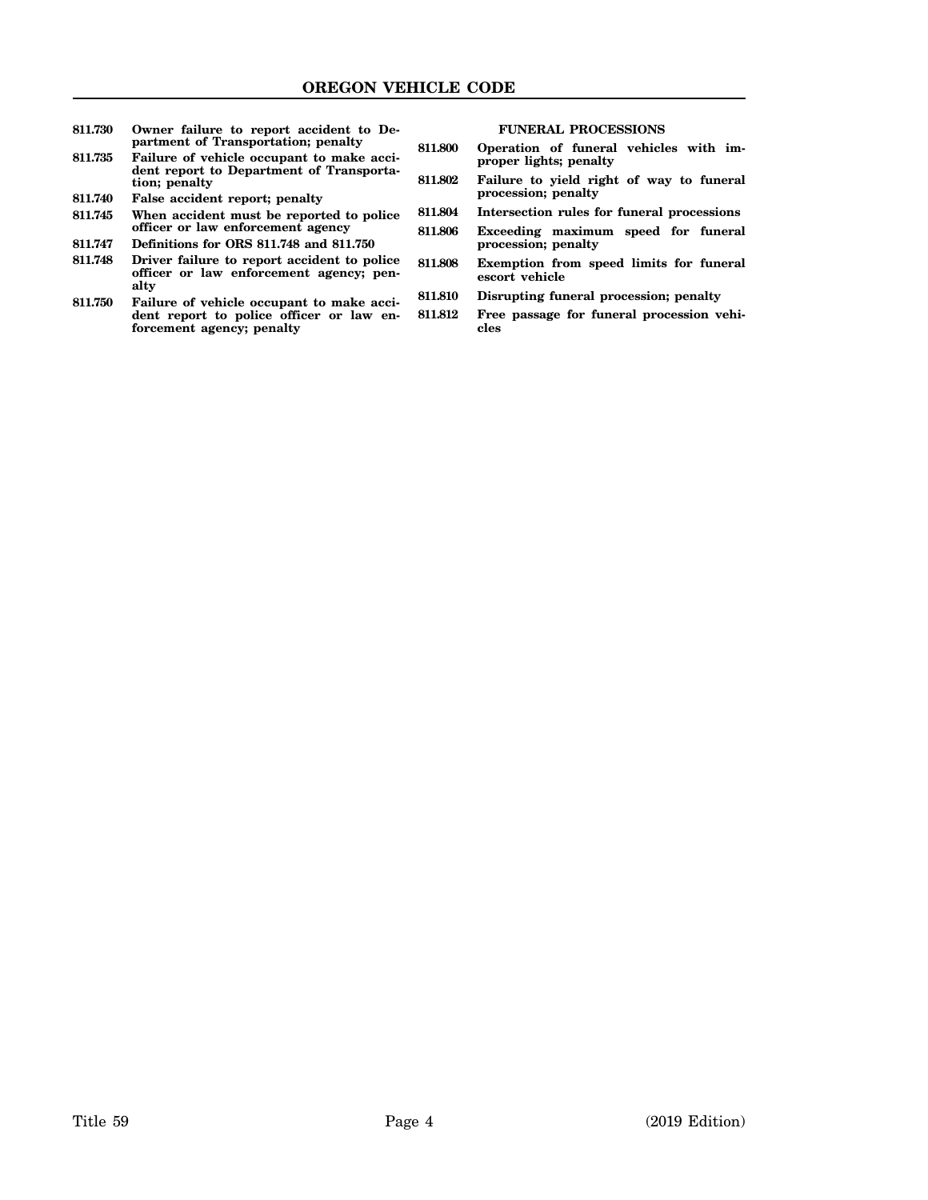**811.730** **Owner failure to report accident to Department of Transportation; penalty**

**811.735** **Failure of vehicle occupant to make accident report to Department of Transportation; penalty**

**811.740** **False accident report; penalty**

**811.745** **When accident must be reported to police officer or law enforcement agency**

**811.747** **Definitions for ORS 811.748 and 811.750**

**811.748** **Driver failure to report accident to police officer or law enforcement agency; penalty**

**811.750** **Failure of vehicle occupant to make accident report to police officer or law enforcement agency; penalty**

### FUNERAL PROCESSIONS

**811.800** **Operation of funeral vehicles with improper lights; penalty**

**811.802** **Failure to yield right of way to funeral procession; penalty**

**811.804** **Intersection rules for funeral processions**

**811.806** **Exceeding maximum speed for funeral procession; penalty**

**811.808** **Exemption from speed limits for funeral escort vehicle**

**811.810** **Disrupting funeral procession; penalty**

**811.812** **Free passage for funeral procession vehicles**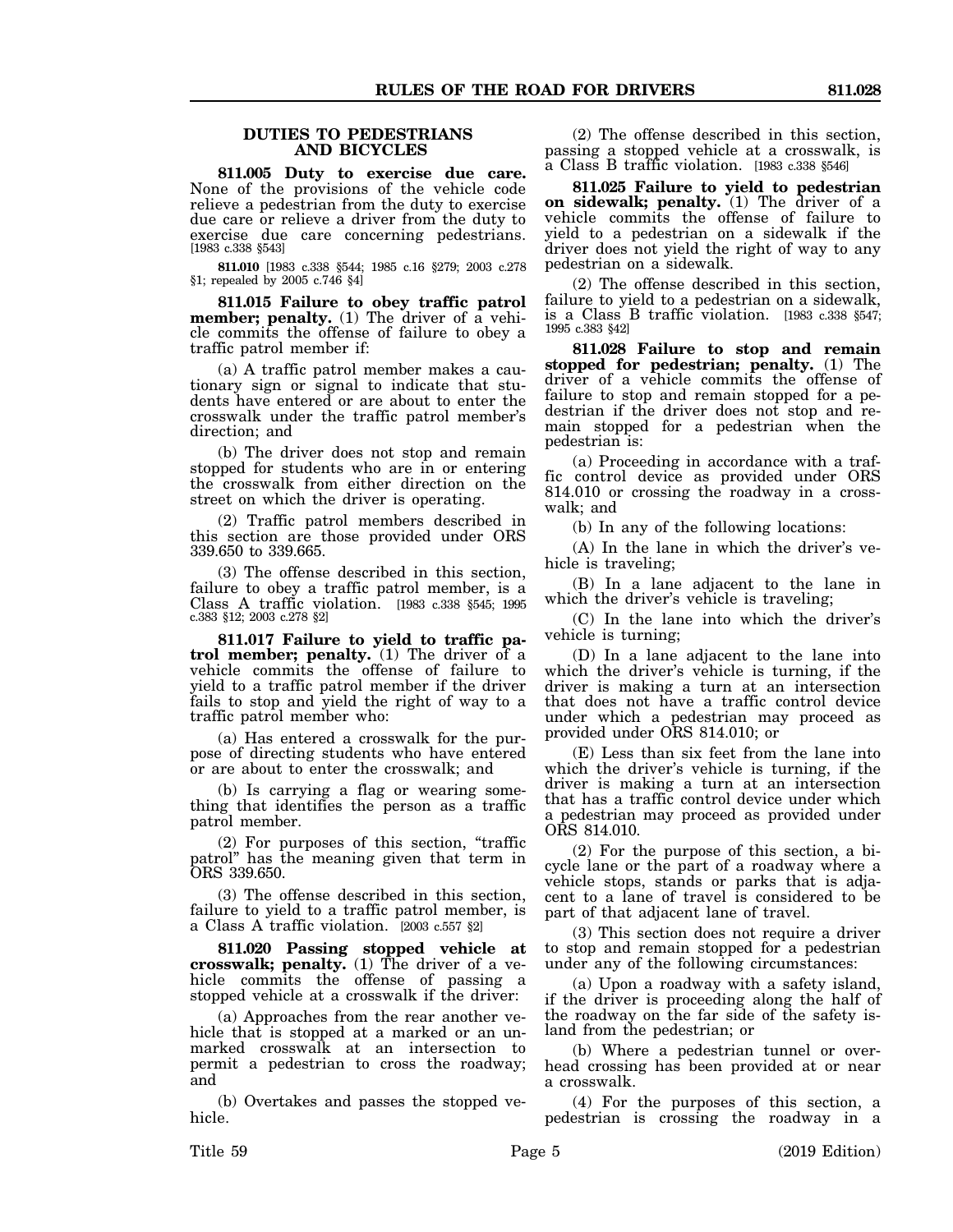## DUTIES TO PEDESTRIANS AND BICYCLES

**811.005 Duty to exercise due care.** None of the provisions of the vehicle code relieve a pedestrian from the duty to exercise due care or relieve a driver from the duty to exercise due care concerning pedestrians. [1983 c.338 §543]

**811.010** [1983 c.338 §544; 1985 c.16 §279; 2003 c.278 §1; repealed by 2005 c.746 §4]

**811.015 Failure to obey traffic patrol member; penalty.** (1) The driver of a vehicle commits the offense of failure to obey a traffic patrol member if:

(a) A traffic patrol member makes a cautionary sign or signal to indicate that students have entered or are about to enter the crosswalk under the traffic patrol member's direction; and

(b) The driver does not stop and remain stopped for students who are in or entering the crosswalk from either direction on the street on which the driver is operating.

(2) Traffic patrol members described in this section are those provided under ORS 339.650 to 339.665.

(3) The offense described in this section, failure to obey a traffic patrol member, is a Class A traffic violation. [1983 c.338 §545; 1995 c.383 §12; 2003 c.278 §2]

**811.017 Failure to yield to traffic patrol member; penalty.** (1) The driver of a vehicle commits the offense of failure to yield to a traffic patrol member if the driver fails to stop and yield the right of way to a traffic patrol member who:

(a) Has entered a crosswalk for the purpose of directing students who have entered or are about to enter the crosswalk; and

(b) Is carrying a flag or wearing something that identifies the person as a traffic patrol member.

(2) For purposes of this section, "traffic patrol" has the meaning given that term in ORS 339.650.

(3) The offense described in this section, failure to yield to a traffic patrol member, is a Class A traffic violation. [2003 c.557 §2]

**811.020 Passing stopped vehicle at crosswalk; penalty.** (1) The driver of a vehicle commits the offense of passing a stopped vehicle at a crosswalk if the driver:

(a) Approaches from the rear another vehicle that is stopped at a marked or an unmarked crosswalk at an intersection to permit a pedestrian to cross the roadway; and

(b) Overtakes and passes the stopped vehicle.

(2) The offense described in this section, passing a stopped vehicle at a crosswalk, is a Class B traffic violation. [1983 c.338 §546]

**811.025 Failure to yield to pedestrian on sidewalk; penalty.** (1) The driver of a vehicle commits the offense of failure to yield to a pedestrian on a sidewalk if the driver does not yield the right of way to any pedestrian on a sidewalk.

(2) The offense described in this section, failure to yield to a pedestrian on a sidewalk, is a Class B traffic violation. [1983 c.338 §547; 1995 c.383 §42]

**811.028 Failure to stop and remain stopped for pedestrian; penalty.** (1) The driver of a vehicle commits the offense of failure to stop and remain stopped for a pedestrian if the driver does not stop and remain stopped for a pedestrian when the pedestrian is:

(a) Proceeding in accordance with a traffic control device as provided under ORS 814.010 or crossing the roadway in a crosswalk; and

(b) In any of the following locations:

(A) In the lane in which the driver's vehicle is traveling;

(B) In a lane adjacent to the lane in which the driver's vehicle is traveling;

(C) In the lane into which the driver's vehicle is turning;

(D) In a lane adjacent to the lane into which the driver's vehicle is turning, if the driver is making a turn at an intersection that does not have a traffic control device under which a pedestrian may proceed as provided under ORS 814.010; or

(E) Less than six feet from the lane into which the driver's vehicle is turning, if the driver is making a turn at an intersection that has a traffic control device under which a pedestrian may proceed as provided under ORS 814.010.

(2) For the purpose of this section, a bicycle lane or the part of a roadway where a vehicle stops, stands or parks that is adjacent to a lane of travel is considered to be part of that adjacent lane of travel.

(3) This section does not require a driver to stop and remain stopped for a pedestrian under any of the following circumstances:

(a) Upon a roadway with a safety island, if the driver is proceeding along the half of the roadway on the far side of the safety island from the pedestrian; or

(b) Where a pedestrian tunnel or overhead crossing has been provided at or near a crosswalk.

(4) For the purposes of this section, a pedestrian is crossing the roadway in a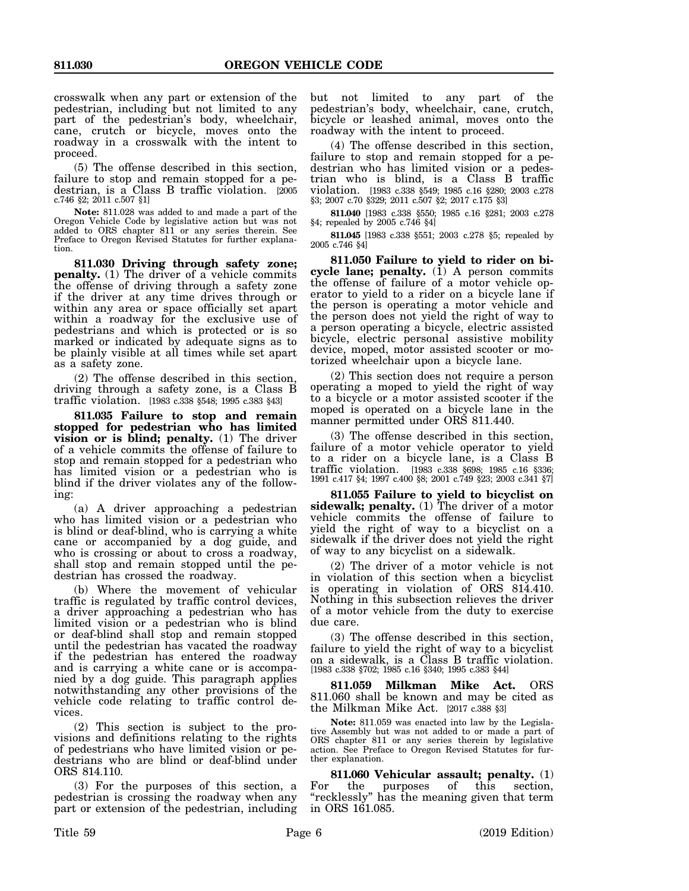crosswalk when any part or extension of the pedestrian, including but not limited to any part of the pedestrian's body, wheelchair, cane, crutch or bicycle, moves onto the roadway in a crosswalk with the intent to proceed.

(5) The offense described in this section, failure to stop and remain stopped for a pedestrian, is a Class B traffic violation. [2005 c.746 §2; 2011 c.507 §1]

**Note:** 811.028 was added to and made a part of the Oregon Vehicle Code by legislative action but was not added to ORS chapter 811 or any series therein. See Preface to Oregon Revised Statutes for further explanation.

**811.030 Driving through safety zone; penalty.** (1) The driver of a vehicle commits the offense of driving through a safety zone if the driver at any time drives through or within any area or space officially set apart within a roadway for the exclusive use of pedestrians and which is protected or is so marked or indicated by adequate signs as to be plainly visible at all times while set apart as a safety zone.

(2) The offense described in this section, driving through a safety zone, is a Class B traffic violation. [1983 c.338 §548; 1995 c.383 §43]

**811.035 Failure to stop and remain stopped for pedestrian who has limited vision or is blind; penalty.** (1) The driver of a vehicle commits the offense of failure to stop and remain stopped for a pedestrian who has limited vision or a pedestrian who is blind if the driver violates any of the following:

(a) A driver approaching a pedestrian who has limited vision or a pedestrian who is blind or deaf-blind, who is carrying a white cane or accompanied by a dog guide, and who is crossing or about to cross a roadway, shall stop and remain stopped until the pedestrian has crossed the roadway.

(b) Where the movement of vehicular traffic is regulated by traffic control devices, a driver approaching a pedestrian who has limited vision or a pedestrian who is blind or deaf-blind shall stop and remain stopped until the pedestrian has vacated the roadway if the pedestrian has entered the roadway and is carrying a white cane or is accompanied by a dog guide. This paragraph applies notwithstanding any other provisions of the vehicle code relating to traffic control devices.

(2) This section is subject to the provisions and definitions relating to the rights of pedestrians who have limited vision or pedestrians who are blind or deaf-blind under ORS 814.110.

(3) For the purposes of this section, a pedestrian is crossing the roadway when any part or extension of the pedestrian, including but not limited to any part of the pedestrian's body, wheelchair, cane, crutch, bicycle or leashed animal, moves onto the roadway with the intent to proceed.

(4) The offense described in this section, failure to stop and remain stopped for a pedestrian who has limited vision or a pedestrian who is blind, is a Class B traffic violation. [1983 c.338 §549; 1985 c.16 §280; 2003 c.278 §3; 2007 c.70 §329; 2011 c.507 §2; 2017 c.175 §3]

**811.040** [1983 c.338 §550; 1985 c.16 §281; 2003 c.278 §4; repealed by 2005 c.746 §4]

**811.045** [1983 c.338 §551; 2003 c.278 §5; repealed by 2005 c.746 §4]

**811.050 Failure to yield to rider on bicycle lane; penalty.** (1) A person commits the offense of failure of a motor vehicle operator to yield to a rider on a bicycle lane if the person is operating a motor vehicle and the person does not yield the right of way to a person operating a bicycle, electric assisted bicycle, electric personal assistive mobility device, moped, motor assisted scooter or motorized wheelchair upon a bicycle lane.

(2) This section does not require a person operating a moped to yield the right of way to a bicycle or a motor assisted scooter if the moped is operated on a bicycle lane in the manner permitted under ORS 811.440.

(3) The offense described in this section, failure of a motor vehicle operator to yield to a rider on a bicycle lane, is a Class B traffic violation. [1983 c.338 §698; 1985 c.16 §336; 1991 c.417 §4; 1997 c.400 §8; 2001 c.749 §23; 2003 c.341 §7]

**811.055 Failure to yield to bicyclist on sidewalk; penalty.** (1) The driver of a motor vehicle commits the offense of failure to yield the right of way to a bicyclist on a sidewalk if the driver does not yield the right of way to any bicyclist on a sidewalk.

(2) The driver of a motor vehicle is not in violation of this section when a bicyclist is operating in violation of ORS 814.410. Nothing in this subsection relieves the driver of a motor vehicle from the duty to exercise due care.

(3) The offense described in this section, failure to yield the right of way to a bicyclist on a sidewalk, is a Class B traffic violation. [1983 c.338 §702; 1985 c.16 §340; 1995 c.383 §44]

**811.059 Milkman Mike Act.** ORS 811.060 shall be known and may be cited as the Milkman Mike Act. [2017 c.388 §3]

**Note:** 811.059 was enacted into law by the Legislative Assembly but was not added to or made a part of ORS chapter 811 or any series therein by legislative action. See Preface to Oregon Revised Statutes for further explanation.

**811.060 Vehicular assault; penalty.** (1) For the purposes of this section, "recklessly" has the meaning given that term in ORS 161.085.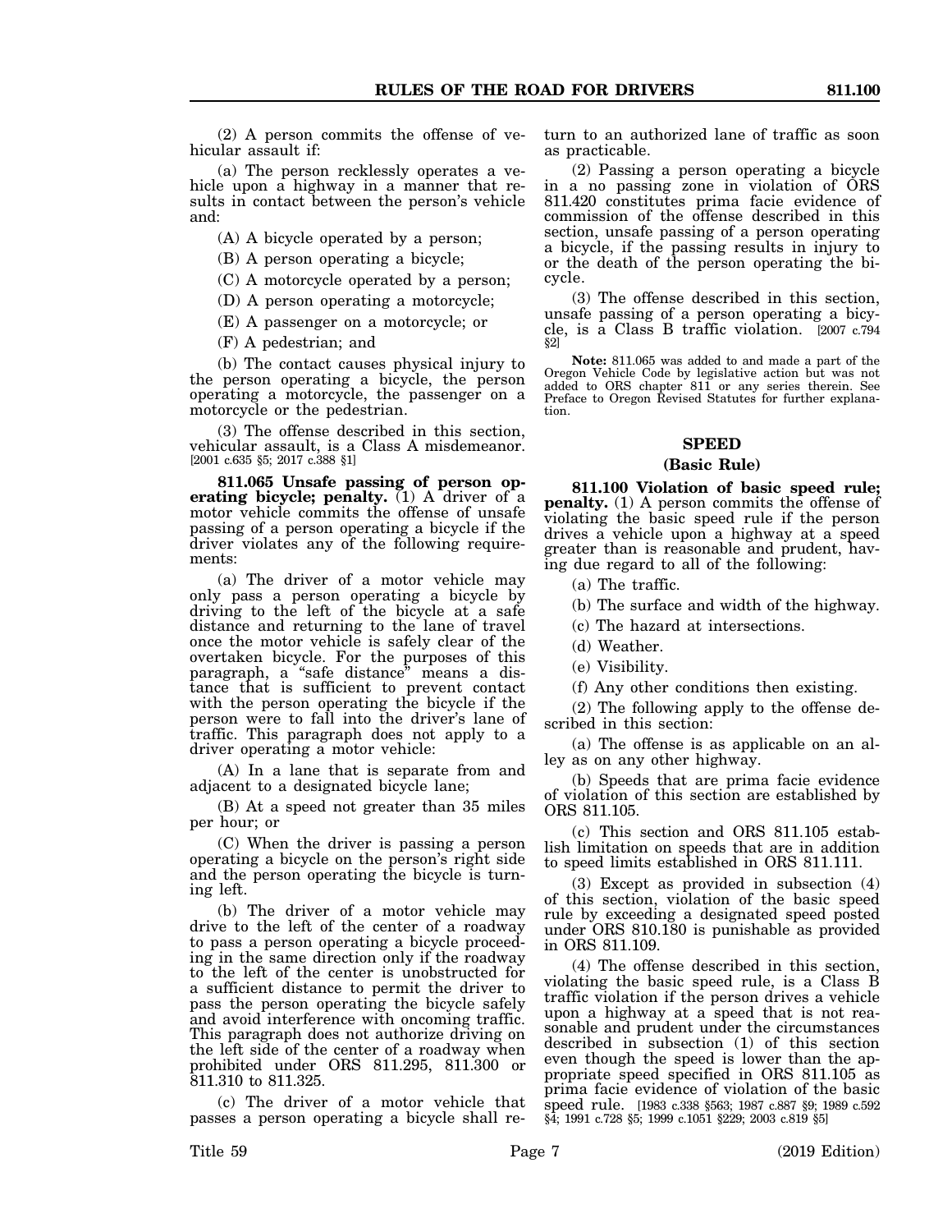(2) A person commits the offense of vehicular assault if:

(a) The person recklessly operates a vehicle upon a highway in a manner that results in contact between the person's vehicle and:

(A) A bicycle operated by a person;

(B) A person operating a bicycle;

(C) A motorcycle operated by a person;

(D) A person operating a motorcycle;

(E) A passenger on a motorcycle; or

(F) A pedestrian; and

(b) The contact causes physical injury to the person operating a bicycle, the person operating a motorcycle, the passenger on a motorcycle or the pedestrian.

(3) The offense described in this section, vehicular assault, is a Class A misdemeanor. [2001 c.635 §5; 2017 c.388 §1]

**811.065 Unsafe passing of person operating bicycle; penalty.** (1) A driver of a motor vehicle commits the offense of unsafe passing of a person operating a bicycle if the driver violates any of the following requirements:

(a) The driver of a motor vehicle may only pass a person operating a bicycle by driving to the left of the bicycle at a safe distance and returning to the lane of travel once the motor vehicle is safely clear of the overtaken bicycle. For the purposes of this paragraph, a "safe distance" means a distance that is sufficient to prevent contact with the person operating the bicycle if the person were to fall into the driver's lane of traffic. This paragraph does not apply to a driver operating a motor vehicle:

(A) In a lane that is separate from and adjacent to a designated bicycle lane;

(B) At a speed not greater than 35 miles per hour; or

(C) When the driver is passing a person operating a bicycle on the person's right side and the person operating the bicycle is turning left.

(b) The driver of a motor vehicle may drive to the left of the center of a roadway to pass a person operating a bicycle proceeding in the same direction only if the roadway to the left of the center is unobstructed for a sufficient distance to permit the driver to pass the person operating the bicycle safely and avoid interference with oncoming traffic. This paragraph does not authorize driving on the left side of the center of a roadway when prohibited under ORS 811.295, 811.300 or 811.310 to 811.325.

(c) The driver of a motor vehicle that passes a person operating a bicycle shall return to an authorized lane of traffic as soon as practicable.

(2) Passing a person operating a bicycle in a no passing zone in violation of ORS 811.420 constitutes prima facie evidence of commission of the offense described in this section, unsafe passing of a person operating a bicycle, if the passing results in injury to or the death of the person operating the bicycle.

(3) The offense described in this section, unsafe passing of a person operating a bicycle, is a Class B traffic violation. [2007 c.794 §2]

**Note:** 811.065 was added to and made a part of the Oregon Vehicle Code by legislative action but was not added to ORS chapter 811 or any series therein. See Preface to Oregon Revised Statutes for further explanation.

## SPEED

### (Basic Rule)

**811.100 Violation of basic speed rule; penalty.** (1) A person commits the offense of violating the basic speed rule if the person drives a vehicle upon a highway at a speed greater than is reasonable and prudent, having due regard to all of the following:

(a) The traffic.

(b) The surface and width of the highway.

(c) The hazard at intersections.

(d) Weather.

(e) Visibility.

(f) Any other conditions then existing.

(2) The following apply to the offense described in this section:

(a) The offense is as applicable on an alley as on any other highway.

(b) Speeds that are prima facie evidence of violation of this section are established by ORS 811.105.

(c) This section and ORS 811.105 establish limitation on speeds that are in addition to speed limits established in ORS 811.111.

(3) Except as provided in subsection (4) of this section, violation of the basic speed rule by exceeding a designated speed posted under ORS 810.180 is punishable as provided in ORS 811.109.

(4) The offense described in this section, violating the basic speed rule, is a Class B traffic violation if the person drives a vehicle upon a highway at a speed that is not reasonable and prudent under the circumstances described in subsection (1) of this section even though the speed is lower than the appropriate speed specified in ORS 811.105 as prima facie evidence of violation of the basic speed rule. [1983 c.338 §563; 1987 c.887 §9; 1989 c.592 §4; 1991 c.728 §5; 1999 c.1051 §229; 2003 c.819 §5]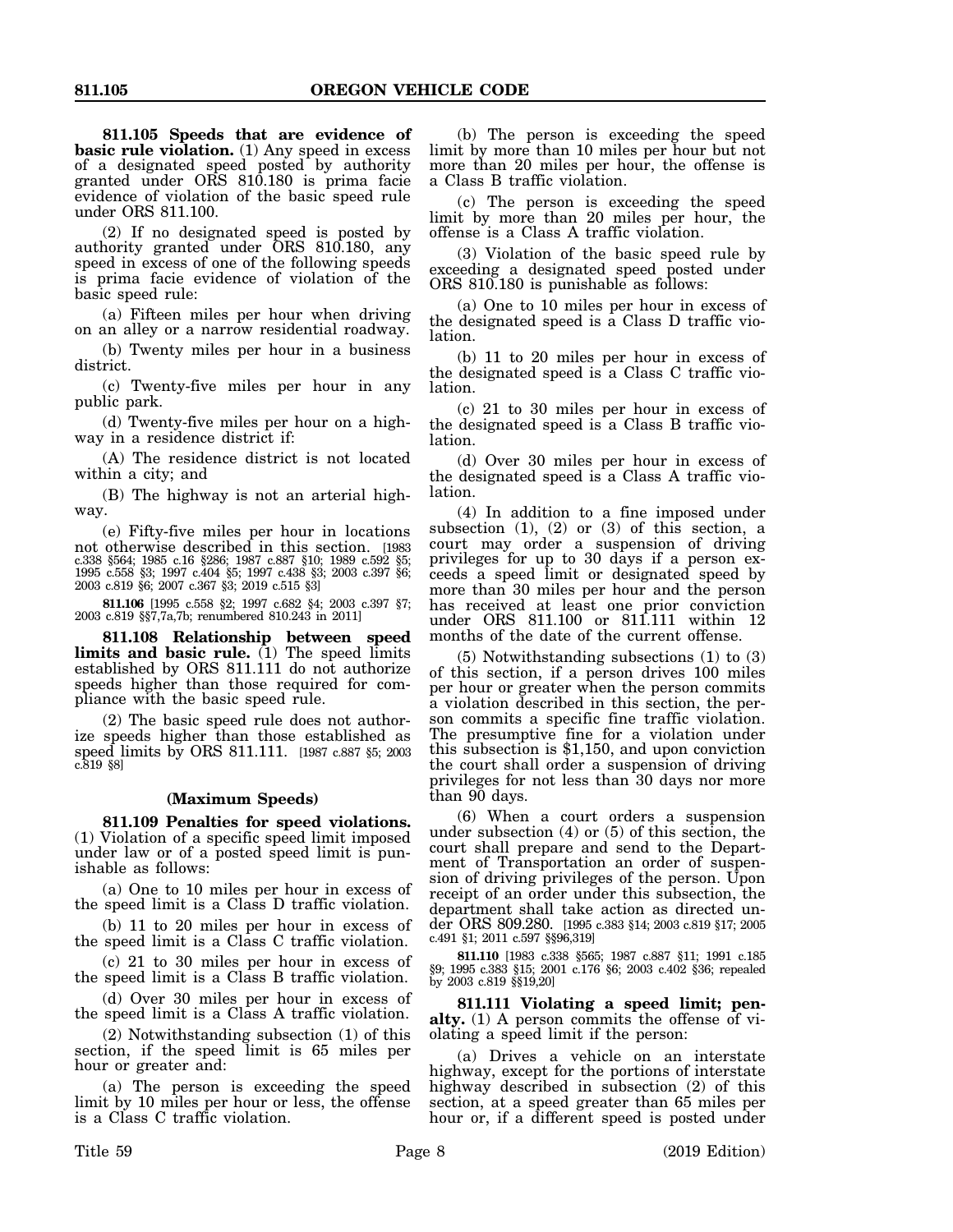**811.105 Speeds that are evidence of basic rule violation.** (1) Any speed in excess of a designated speed posted by authority granted under ORS 810.180 is prima facie evidence of violation of the basic speed rule under ORS 811.100.

(2) If no designated speed is posted by authority granted under ORS 810.180, any speed in excess of one of the following speeds is prima facie evidence of violation of the basic speed rule:

(a) Fifteen miles per hour when driving on an alley or a narrow residential roadway.

(b) Twenty miles per hour in a business district.

(c) Twenty-five miles per hour in any public park.

(d) Twenty-five miles per hour on a highway in a residence district if:

(A) The residence district is not located within a city; and

(B) The highway is not an arterial highway.

(e) Fifty-five miles per hour in locations not otherwise described in this section. [1983 c.338 §564; 1985 c.16 §286; 1987 c.887 §10; 1989 c.592 §5; 1995 c.558 §3; 1997 c.404 §5; 1997 c.438 §3; 2003 c.397 §6; 2003 c.819 §6; 2007 c.367 §3; 2019 c.515 §3]

**811.106** [1995 c.558 §2; 1997 c.682 §4; 2003 c.397 §7; 2003 c.819 §§7,7a,7b; renumbered 810.243 in 2011]

**811.108 Relationship between speed limits and basic rule.** (1) The speed limits established by ORS 811.111 do not authorize speeds higher than those required for compliance with the basic speed rule.

(2) The basic speed rule does not authorize speeds higher than those established as speed limits by ORS 811.111. [1987 c.887 §5; 2003 c.819 §8]

### (Maximum Speeds)

**811.109 Penalties for speed violations.** (1) Violation of a specific speed limit imposed under law or of a posted speed limit is punishable as follows:

(a) One to 10 miles per hour in excess of the speed limit is a Class D traffic violation.

(b) 11 to 20 miles per hour in excess of the speed limit is a Class C traffic violation.

(c) 21 to 30 miles per hour in excess of the speed limit is a Class B traffic violation.

(d) Over 30 miles per hour in excess of the speed limit is a Class A traffic violation.

(2) Notwithstanding subsection (1) of this section, if the speed limit is 65 miles per hour or greater and:

(a) The person is exceeding the speed limit by 10 miles per hour or less, the offense is a Class C traffic violation.

(b) The person is exceeding the speed limit by more than 10 miles per hour but not more than 20 miles per hour, the offense is a Class B traffic violation.

(c) The person is exceeding the speed limit by more than 20 miles per hour, the offense is a Class A traffic violation.

(3) Violation of the basic speed rule by exceeding a designated speed posted under ORS 810.180 is punishable as follows:

(a) One to 10 miles per hour in excess of the designated speed is a Class D traffic violation.

(b) 11 to 20 miles per hour in excess of the designated speed is a Class C traffic violation.

(c) 21 to 30 miles per hour in excess of the designated speed is a Class B traffic violation.

(d) Over 30 miles per hour in excess of the designated speed is a Class A traffic violation.

(4) In addition to a fine imposed under subsection (1), (2) or (3) of this section, a court may order a suspension of driving privileges for up to 30 days if a person exceeds a speed limit or designated speed by more than 30 miles per hour and the person has received at least one prior conviction under ORS 811.100 or 811.111 within 12 months of the date of the current offense.

(5) Notwithstanding subsections (1) to (3) of this section, if a person drives 100 miles per hour or greater when the person commits a violation described in this section, the person commits a specific fine traffic violation. The presumptive fine for a violation under this subsection is $1,150, and upon conviction the court shall order a suspension of driving privileges for not less than 30 days nor more than 90 days.

(6) When a court orders a suspension under subsection (4) or (5) of this section, the court shall prepare and send to the Department of Transportation an order of suspension of driving privileges of the person. Upon receipt of an order under this subsection, the department shall take action as directed under ORS 809.280. [1995 c.383 §14; 2003 c.819 §17; 2005 c.491 §1; 2011 c.597 §§96,319]

**811.110** [1983 c.338 §565; 1987 c.887 §11; 1991 c.185 §9; 1995 c.383 §15; 2001 c.176 §6; 2003 c.402 §36; repealed by 2003 c.819 §§19,20]

**811.111 Violating a speed limit; penalty.** (1) A person commits the offense of violating a speed limit if the person:

(a) Drives a vehicle on an interstate highway, except for the portions of interstate highway described in subsection (2) of this section, at a speed greater than 65 miles per hour or, if a different speed is posted under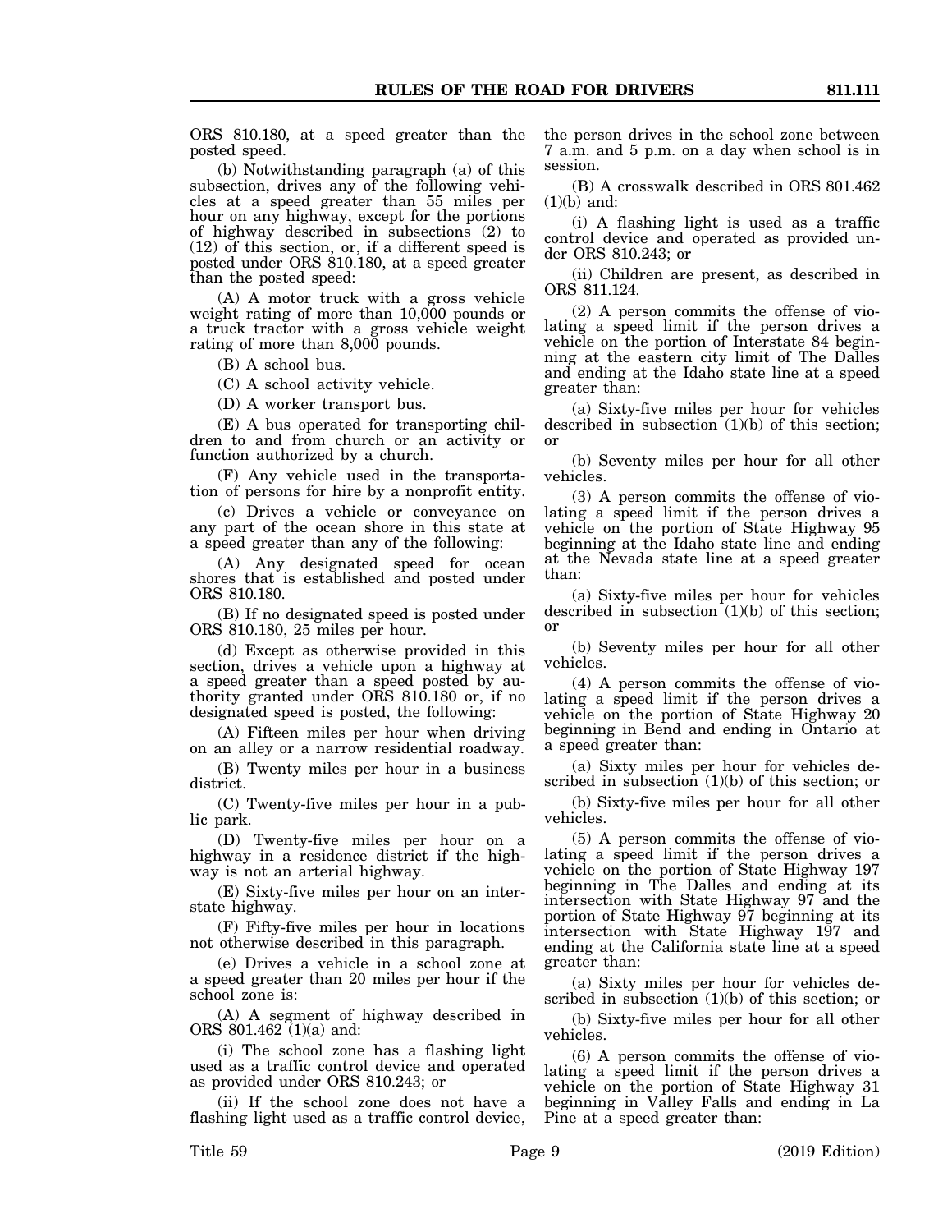ORS 810.180, at a speed greater than the posted speed.

(b) Notwithstanding paragraph (a) of this subsection, drives any of the following vehicles at a speed greater than 55 miles per hour on any highway, except for the portions of highway described in subsections (2) to (12) of this section, or, if a different speed is posted under ORS 810.180, at a speed greater than the posted speed:

(A) A motor truck with a gross vehicle weight rating of more than 10,000 pounds or a truck tractor with a gross vehicle weight rating of more than 8,000 pounds.

(B) A school bus.

(C) A school activity vehicle.

(D) A worker transport bus.

(E) A bus operated for transporting children to and from church or an activity or function authorized by a church.

(F) Any vehicle used in the transportation of persons for hire by a nonprofit entity.

(c) Drives a vehicle or conveyance on any part of the ocean shore in this state at a speed greater than any of the following:

(A) Any designated speed for ocean shores that is established and posted under ORS 810.180.

(B) If no designated speed is posted under ORS 810.180, 25 miles per hour.

(d) Except as otherwise provided in this section, drives a vehicle upon a highway at a speed greater than a speed posted by authority granted under ORS 810.180 or, if no designated speed is posted, the following:

(A) Fifteen miles per hour when driving on an alley or a narrow residential roadway.

(B) Twenty miles per hour in a business district.

(C) Twenty-five miles per hour in a public park.

(D) Twenty-five miles per hour on a highway in a residence district if the highway is not an arterial highway.

(E) Sixty-five miles per hour on an interstate highway.

(F) Fifty-five miles per hour in locations not otherwise described in this paragraph.

(e) Drives a vehicle in a school zone at a speed greater than 20 miles per hour if the school zone is:

(A) A segment of highway described in ORS 801.462 (1)(a) and:

(i) The school zone has a flashing light used as a traffic control device and operated as provided under ORS 810.243; or

(ii) If the school zone does not have a flashing light used as a traffic control device, the person drives in the school zone between 7 a.m. and 5 p.m. on a day when school is in session.

(B) A crosswalk described in ORS 801.462 (1)(b) and:

(i) A flashing light is used as a traffic control device and operated as provided under ORS 810.243; or

(ii) Children are present, as described in ORS 811.124.

(2) A person commits the offense of violating a speed limit if the person drives a vehicle on the portion of Interstate 84 beginning at the eastern city limit of The Dalles and ending at the Idaho state line at a speed greater than:

(a) Sixty-five miles per hour for vehicles described in subsection (1)(b) of this section; or

(b) Seventy miles per hour for all other vehicles.

(3) A person commits the offense of violating a speed limit if the person drives a vehicle on the portion of State Highway 95 beginning at the Idaho state line and ending at the Nevada state line at a speed greater than:

(a) Sixty-five miles per hour for vehicles described in subsection (1)(b) of this section; or

(b) Seventy miles per hour for all other vehicles.

(4) A person commits the offense of violating a speed limit if the person drives a vehicle on the portion of State Highway 20 beginning in Bend and ending in Ontario at a speed greater than:

(a) Sixty miles per hour for vehicles described in subsection (1)(b) of this section; or

(b) Sixty-five miles per hour for all other vehicles.

(5) A person commits the offense of violating a speed limit if the person drives a vehicle on the portion of State Highway 197 beginning in The Dalles and ending at its intersection with State Highway 97 and the portion of State Highway 97 beginning at its intersection with State Highway 197 and ending at the California state line at a speed greater than:

(a) Sixty miles per hour for vehicles described in subsection (1)(b) of this section; or

(b) Sixty-five miles per hour for all other vehicles.

(6) A person commits the offense of violating a speed limit if the person drives a vehicle on the portion of State Highway 31 beginning in Valley Falls and ending in La Pine at a speed greater than: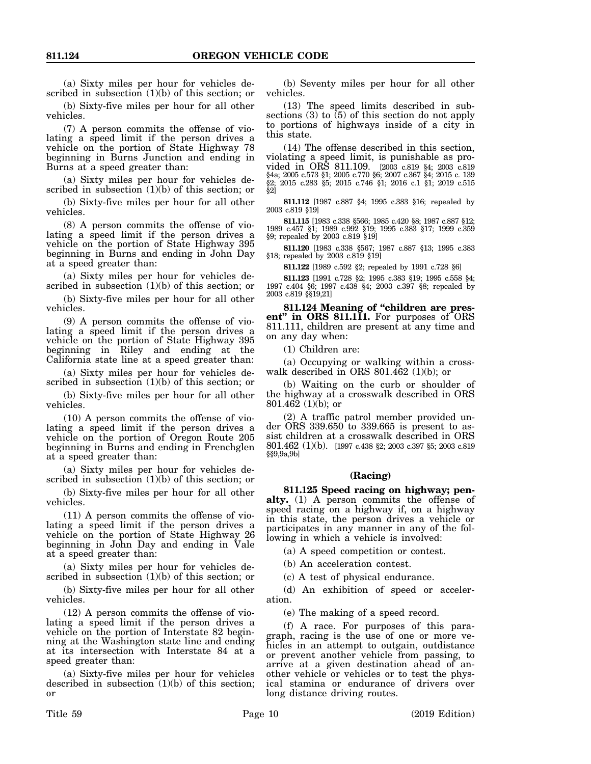(a) Sixty miles per hour for vehicles described in subsection (1)(b) of this section; or

(b) Sixty-five miles per hour for all other vehicles.

(7) A person commits the offense of violating a speed limit if the person drives a vehicle on the portion of State Highway 78 beginning in Burns Junction and ending in Burns at a speed greater than:

(a) Sixty miles per hour for vehicles described in subsection (1)(b) of this section; or

(b) Sixty-five miles per hour for all other vehicles.

(8) A person commits the offense of violating a speed limit if the person drives a vehicle on the portion of State Highway 395 beginning in Burns and ending in John Day at a speed greater than:

(a) Sixty miles per hour for vehicles described in subsection (1)(b) of this section; or

(b) Sixty-five miles per hour for all other vehicles.

(9) A person commits the offense of violating a speed limit if the person drives a vehicle on the portion of State Highway 395 beginning in Riley and ending at the California state line at a speed greater than:

(a) Sixty miles per hour for vehicles described in subsection (1)(b) of this section; or

(b) Sixty-five miles per hour for all other vehicles.

(10) A person commits the offense of violating a speed limit if the person drives a vehicle on the portion of Oregon Route 205 beginning in Burns and ending in Frenchglen at a speed greater than:

(a) Sixty miles per hour for vehicles described in subsection (1)(b) of this section; or

(b) Sixty-five miles per hour for all other vehicles.

(11) A person commits the offense of violating a speed limit if the person drives a vehicle on the portion of State Highway 26 beginning in John Day and ending in Vale at a speed greater than:

(a) Sixty miles per hour for vehicles described in subsection (1)(b) of this section; or

(b) Sixty-five miles per hour for all other vehicles.

(12) A person commits the offense of violating a speed limit if the person drives a vehicle on the portion of Interstate 82 beginning at the Washington state line and ending at its intersection with Interstate 84 at a speed greater than:

(a) Sixty-five miles per hour for vehicles described in subsection (1)(b) of this section; or

(b) Seventy miles per hour for all other vehicles.

(13) The speed limits described in subsections (3) to (5) of this section do not apply to portions of highways inside of a city in this state.

(14) The offense described in this section, violating a speed limit, is punishable as provided in ORS 811.109. [2003 c.819 §4; 2003 c.819 §4a; 2005 c.573 §1; 2005 c.770 §6; 2007 c.367 §4; 2015 c. 139 §2; 2015 c.283 §5; 2015 c.746 §1; 2016 c.1 §1; 2019 c.515 §2]

**811.112** [1987 c.887 §4; 1995 c.383 §16; repealed by 2003 c.819 §19]

**811.115** [1983 c.338 §566; 1985 c.420 §8; 1987 c.887 §12; 1989 c.457 §1; 1989 c.992 §19; 1995 c.383 §17; 1999 c.359 §9; repealed by 2003 c.819 §19]

**811.120** [1983 c.338 §567; 1987 c.887 §13; 1995 c.383 §18; repealed by 2003 c.819 §19]

**811.122** [1989 c.592 §2; repealed by 1991 c.728 §6]

**811.123** [1991 c.728 §2; 1995 c.383 §19; 1995 c.558 §4; 1997 c.404 §6; 1997 c.438 §4; 2003 c.397 §8; repealed by 2003 c.819 §§19,21]

**811.124 Meaning of "children are present" in ORS 811.111.** For purposes of ORS 811.111, children are present at any time and on any day when:

(1) Children are:

(a) Occupying or walking within a crosswalk described in ORS 801.462 (1)(b); or

(b) Waiting on the curb or shoulder of the highway at a crosswalk described in ORS 801.462 (1)(b); or

(2) A traffic patrol member provided under ORS 339.650 to 339.665 is present to assist children at a crosswalk described in ORS 801.462 (1)(b). [1997 c.438 §2; 2003 c.397 §5; 2003 c.819 §§9,9a,9b]

### (Racing)

**811.125 Speed racing on highway; penalty.** (1) A person commits the offense of speed racing on a highway if, on a highway in this state, the person drives a vehicle or participates in any manner in any of the following in which a vehicle is involved:

(a) A speed competition or contest.

(b) An acceleration contest.

(c) A test of physical endurance.

(d) An exhibition of speed or acceleration.

(e) The making of a speed record.

(f) A race. For purposes of this paragraph, racing is the use of one or more vehicles in an attempt to outgain, outdistance or prevent another vehicle from passing, to arrive at a given destination ahead of another vehicle or vehicles or to test the physical stamina or endurance of drivers over long distance driving routes.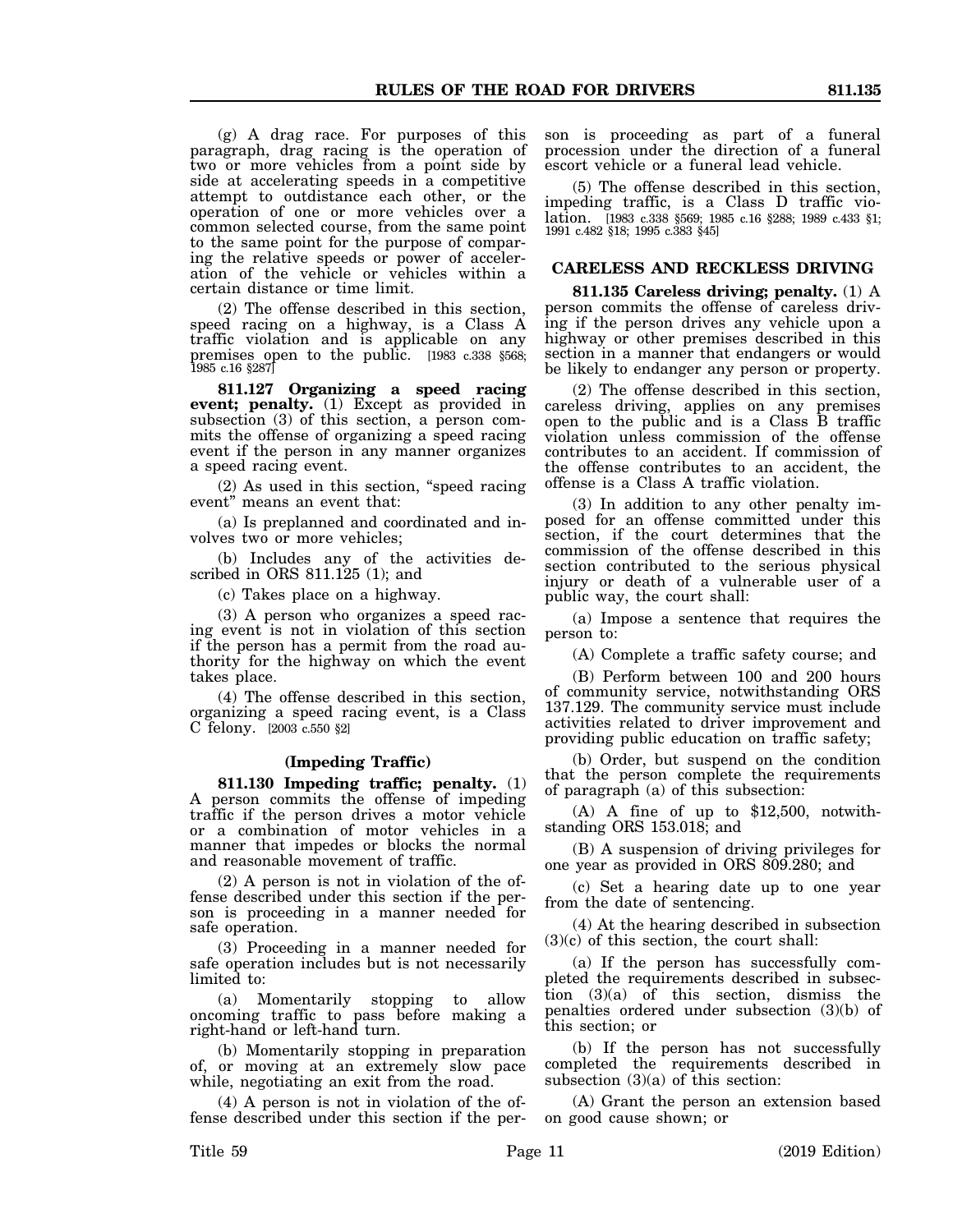(g) A drag race. For purposes of this paragraph, drag racing is the operation of two or more vehicles from a point side by side at accelerating speeds in a competitive attempt to outdistance each other, or the operation of one or more vehicles over a common selected course, from the same point to the same point for the purpose of comparing the relative speeds or power of acceleration of the vehicle or vehicles within a certain distance or time limit.

(2) The offense described in this section, speed racing on a highway, is a Class A traffic violation and is applicable on any premises open to the public. [1983 c.338 §568; 1985 c.16 §287]

**811.127 Organizing a speed racing event; penalty.** (1) Except as provided in subsection (3) of this section, a person commits the offense of organizing a speed racing event if the person in any manner organizes a speed racing event.

(2) As used in this section, "speed racing event" means an event that:

(a) Is preplanned and coordinated and involves two or more vehicles;

(b) Includes any of the activities described in ORS 811.125 (1); and

(c) Takes place on a highway.

(3) A person who organizes a speed racing event is not in violation of this section if the person has a permit from the road authority for the highway on which the event takes place.

(4) The offense described in this section, organizing a speed racing event, is a Class C felony. [2003 c.550 §2]

### (Impeding Traffic)

**811.130 Impeding traffic; penalty.** (1) A person commits the offense of impeding traffic if the person drives a motor vehicle or a combination of motor vehicles in a manner that impedes or blocks the normal and reasonable movement of traffic.

(2) A person is not in violation of the offense described under this section if the person is proceeding in a manner needed for safe operation.

(3) Proceeding in a manner needed for safe operation includes but is not necessarily limited to:

(a) Momentarily stopping to allow oncoming traffic to pass before making a right-hand or left-hand turn.

(b) Momentarily stopping in preparation of, or moving at an extremely slow pace while, negotiating an exit from the road.

(4) A person is not in violation of the offense described under this section if the person is proceeding as part of a funeral procession under the direction of a funeral escort vehicle or a funeral lead vehicle.

(5) The offense described in this section, impeding traffic, is a Class D traffic violation. [1983 c.338 §569; 1985 c.16 §288; 1989 c.433 §1; 1991 c.482 §18; 1995 c.383 §45]

## CARELESS AND RECKLESS DRIVING

**811.135 Careless driving; penalty.** (1) A person commits the offense of careless driving if the person drives any vehicle upon a highway or other premises described in this section in a manner that endangers or would be likely to endanger any person or property.

(2) The offense described in this section, careless driving, applies on any premises open to the public and is a Class B traffic violation unless commission of the offense contributes to an accident. If commission of the offense contributes to an accident, the offense is a Class A traffic violation.

(3) In addition to any other penalty imposed for an offense committed under this section, if the court determines that the commission of the offense described in this section contributed to the serious physical injury or death of a vulnerable user of a public way, the court shall:

(a) Impose a sentence that requires the person to:

(A) Complete a traffic safety course; and

(B) Perform between 100 and 200 hours of community service, notwithstanding ORS 137.129. The community service must include activities related to driver improvement and providing public education on traffic safety;

(b) Order, but suspend on the condition that the person complete the requirements of paragraph (a) of this subsection:

(A) A fine of up to $12,500, notwithstanding ORS 153.018; and

(B) A suspension of driving privileges for one year as provided in ORS 809.280; and

(c) Set a hearing date up to one year from the date of sentencing.

(4) At the hearing described in subsection (3)(c) of this section, the court shall:

(a) If the person has successfully completed the requirements described in subsection (3)(a) of this section, dismiss the penalties ordered under subsection (3)(b) of this section; or

(b) If the person has not successfully completed the requirements described in subsection (3)(a) of this section:

(A) Grant the person an extension based on good cause shown; or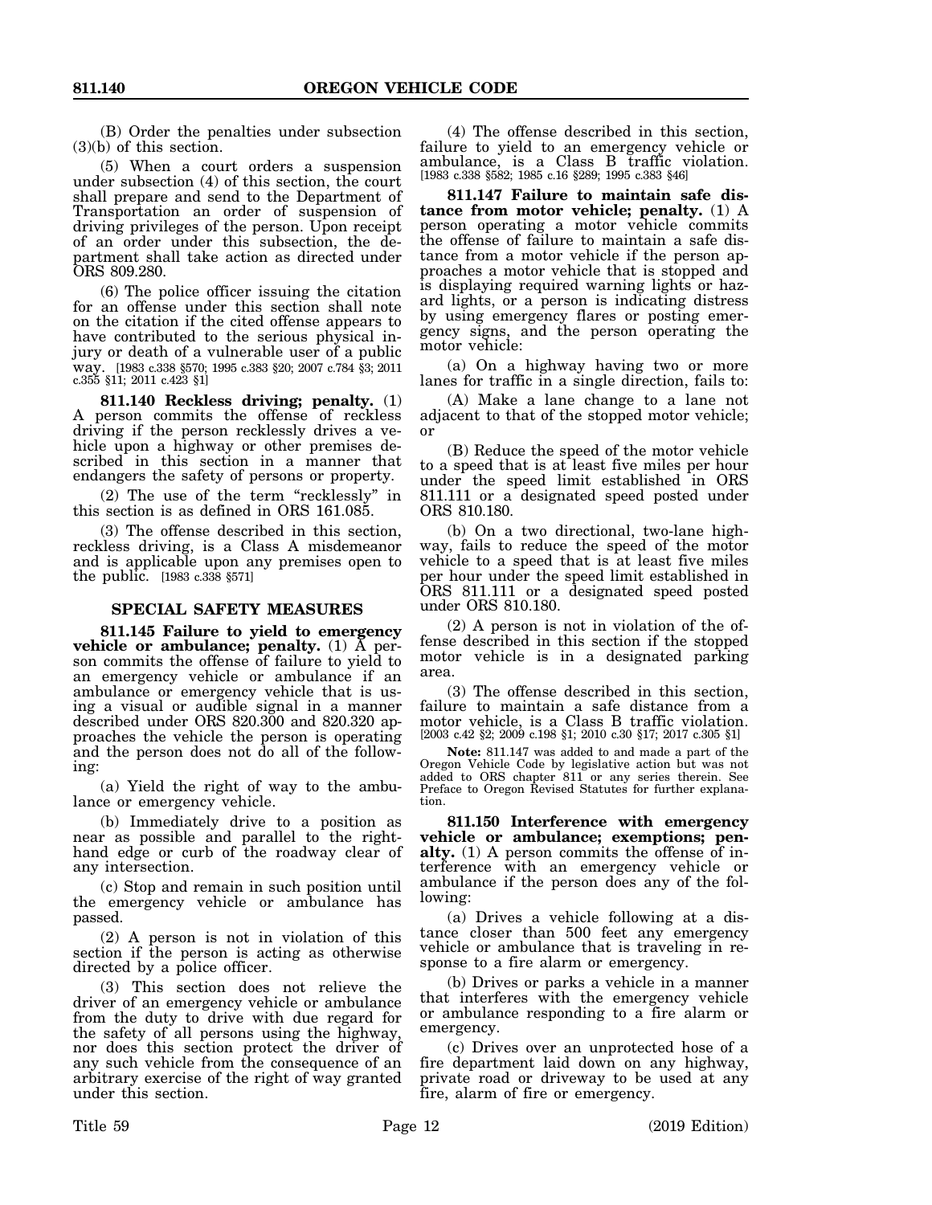(B) Order the penalties under subsection (3)(b) of this section.

(5) When a court orders a suspension under subsection (4) of this section, the court shall prepare and send to the Department of Transportation an order of suspension of driving privileges of the person. Upon receipt of an order under this subsection, the department shall take action as directed under ORS 809.280.

(6) The police officer issuing the citation for an offense under this section shall note on the citation if the cited offense appears to have contributed to the serious physical injury or death of a vulnerable user of a public way. [1983 c.338 §570; 1995 c.383 §20; 2007 c.784 §3; 2011 c.355 §11; 2011 c.423 §1]

**811.140 Reckless driving; penalty.** (1) A person commits the offense of reckless driving if the person recklessly drives a vehicle upon a highway or other premises described in this section in a manner that endangers the safety of persons or property.

(2) The use of the term "recklessly" in this section is as defined in ORS 161.085.

(3) The offense described in this section, reckless driving, is a Class A misdemeanor and is applicable upon any premises open to the public. [1983 c.338 §571]

## SPECIAL SAFETY MEASURES

**811.145 Failure to yield to emergency vehicle or ambulance; penalty.** (1) A person commits the offense of failure to yield to an emergency vehicle or ambulance if an ambulance or emergency vehicle that is using a visual or audible signal in a manner described under ORS 820.300 and 820.320 approaches the vehicle the person is operating and the person does not do all of the following:

(a) Yield the right of way to the ambulance or emergency vehicle.

(b) Immediately drive to a position as near as possible and parallel to the right-hand edge or curb of the roadway clear of any intersection.

(c) Stop and remain in such position until the emergency vehicle or ambulance has passed.

(2) A person is not in violation of this section if the person is acting as otherwise directed by a police officer.

(3) This section does not relieve the driver of an emergency vehicle or ambulance from the duty to drive with due regard for the safety of all persons using the highway, nor does this section protect the driver of any such vehicle from the consequence of an arbitrary exercise of the right of way granted under this section.

(4) The offense described in this section, failure to yield to an emergency vehicle or ambulance, is a Class B traffic violation. [1983 c.338 §582; 1985 c.16 §289; 1995 c.383 §46]

**811.147 Failure to maintain safe distance from motor vehicle; penalty.** (1) A person operating a motor vehicle commits the offense of failure to maintain a safe distance from a motor vehicle if the person approaches a motor vehicle that is stopped and is displaying required warning lights or hazard lights, or a person is indicating distress by using emergency flares or posting emergency signs, and the person operating the motor vehicle:

(a) On a highway having two or more lanes for traffic in a single direction, fails to:

(A) Make a lane change to a lane not adjacent to that of the stopped motor vehicle; or

(B) Reduce the speed of the motor vehicle to a speed that is at least five miles per hour under the speed limit established in ORS 811.111 or a designated speed posted under ORS 810.180.

(b) On a two directional, two-lane highway, fails to reduce the speed of the motor vehicle to a speed that is at least five miles per hour under the speed limit established in ORS 811.111 or a designated speed posted under ORS 810.180.

(2) A person is not in violation of the offense described in this section if the stopped motor vehicle is in a designated parking area.

(3) The offense described in this section, failure to maintain a safe distance from a motor vehicle, is a Class B traffic violation. [2003 c.42 §2; 2009 c.198 §1; 2010 c.30 §17; 2017 c.305 §1]

**Note:** 811.147 was added to and made a part of the Oregon Vehicle Code by legislative action but was not added to ORS chapter 811 or any series therein. See Preface to Oregon Revised Statutes for further explanation.

**811.150 Interference with emergency vehicle or ambulance; exemptions; penalty.** (1) A person commits the offense of interference with an emergency vehicle or ambulance if the person does any of the following:

(a) Drives a vehicle following at a distance closer than 500 feet any emergency vehicle or ambulance that is traveling in response to a fire alarm or emergency.

(b) Drives or parks a vehicle in a manner that interferes with the emergency vehicle or ambulance responding to a fire alarm or emergency.

(c) Drives over an unprotected hose of a fire department laid down on any highway, private road or driveway to be used at any fire, alarm of fire or emergency.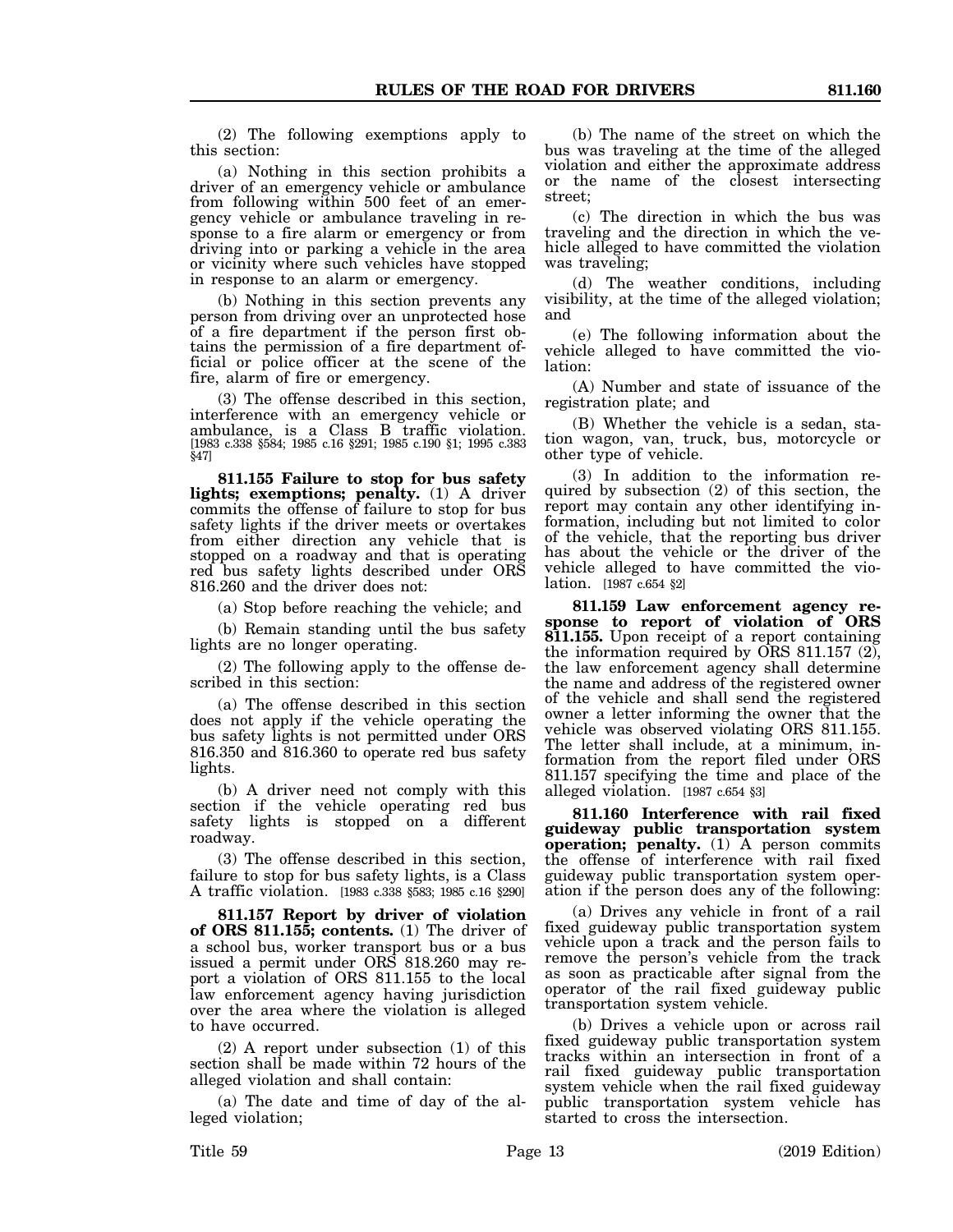(2) The following exemptions apply to this section:

(a) Nothing in this section prohibits a driver of an emergency vehicle or ambulance from following within 500 feet of an emergency vehicle or ambulance traveling in response to a fire alarm or emergency or from driving into or parking a vehicle in the area or vicinity where such vehicles have stopped in response to an alarm or emergency.

(b) Nothing in this section prevents any person from driving over an unprotected hose of a fire department if the person first obtains the permission of a fire department official or police officer at the scene of the fire, alarm of fire or emergency.

(3) The offense described in this section, interference with an emergency vehicle or ambulance, is a Class B traffic violation. [1983 c.338 §584; 1985 c.16 §291; 1985 c.190 §1; 1995 c.383 §47]

**811.155 Failure to stop for bus safety lights; exemptions; penalty.** (1) A driver commits the offense of failure to stop for bus safety lights if the driver meets or overtakes from either direction any vehicle that is stopped on a roadway and that is operating red bus safety lights described under ORS 816.260 and the driver does not:

(a) Stop before reaching the vehicle; and

(b) Remain standing until the bus safety lights are no longer operating.

(2) The following apply to the offense described in this section:

(a) The offense described in this section does not apply if the vehicle operating the bus safety lights is not permitted under ORS 816.350 and 816.360 to operate red bus safety lights.

(b) A driver need not comply with this section if the vehicle operating red bus safety lights is stopped on a different roadway.

(3) The offense described in this section, failure to stop for bus safety lights, is a Class A traffic violation. [1983 c.338 §583; 1985 c.16 §290]

**811.157 Report by driver of violation of ORS 811.155; contents.** (1) The driver of a school bus, worker transport bus or a bus issued a permit under ORS 818.260 may report a violation of ORS 811.155 to the local law enforcement agency having jurisdiction over the area where the violation is alleged to have occurred.

(2) A report under subsection (1) of this section shall be made within 72 hours of the alleged violation and shall contain:

(a) The date and time of day of the alleged violation;

(b) The name of the street on which the bus was traveling at the time of the alleged violation and either the approximate address or the name of the closest intersecting street;

(c) The direction in which the bus was traveling and the direction in which the vehicle alleged to have committed the violation was traveling;

(d) The weather conditions, including visibility, at the time of the alleged violation; and

(e) The following information about the vehicle alleged to have committed the violation:

(A) Number and state of issuance of the registration plate; and

(B) Whether the vehicle is a sedan, station wagon, van, truck, bus, motorcycle or other type of vehicle.

(3) In addition to the information required by subsection (2) of this section, the report may contain any other identifying information, including but not limited to color of the vehicle, that the reporting bus driver has about the vehicle or the driver of the vehicle alleged to have committed the violation. [1987 c.654 §2]

**811.159 Law enforcement agency response to report of violation of ORS 811.155.** Upon receipt of a report containing the information required by ORS 811.157 (2), the law enforcement agency shall determine the name and address of the registered owner of the vehicle and shall send the registered owner a letter informing the owner that the vehicle was observed violating ORS 811.155. The letter shall include, at a minimum, information from the report filed under ORS 811.157 specifying the time and place of the alleged violation. [1987 c.654 §3]

**811.160 Interference with rail fixed guideway public transportation system operation; penalty.** (1) A person commits the offense of interference with rail fixed guideway public transportation system operation if the person does any of the following:

(a) Drives any vehicle in front of a rail fixed guideway public transportation system vehicle upon a track and the person fails to remove the person's vehicle from the track as soon as practicable after signal from the operator of the rail fixed guideway public transportation system vehicle.

(b) Drives a vehicle upon or across rail fixed guideway public transportation system tracks within an intersection in front of a rail fixed guideway public transportation system vehicle when the rail fixed guideway public transportation system vehicle has started to cross the intersection.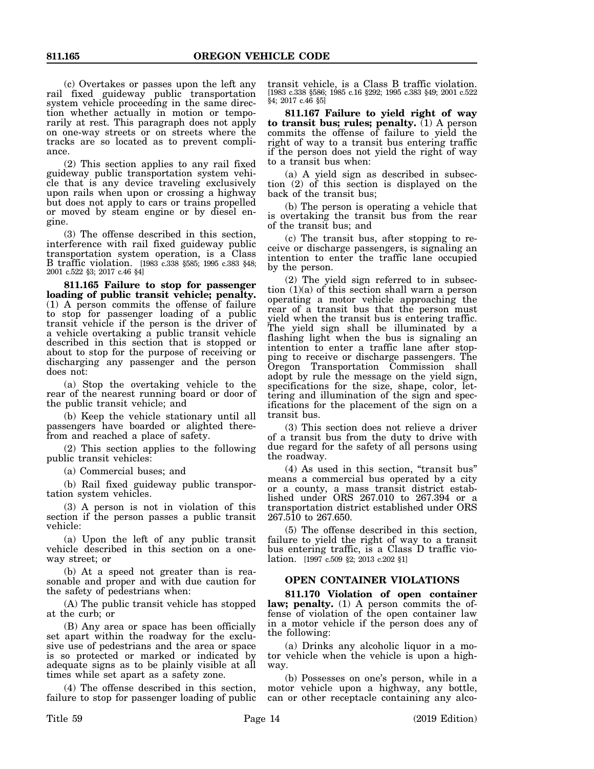(c) Overtakes or passes upon the left any rail fixed guideway public transportation system vehicle proceeding in the same direction whether actually in motion or temporarily at rest. This paragraph does not apply on one-way streets or on streets where the tracks are so located as to prevent compliance.

(2) This section applies to any rail fixed guideway public transportation system vehicle that is any device traveling exclusively upon rails when upon or crossing a highway but does not apply to cars or trains propelled or moved by steam engine or by diesel engine.

(3) The offense described in this section, interference with rail fixed guideway public transportation system operation, is a Class B traffic violation. [1983 c.338 §585; 1995 c.383 §48; 2001 c.522 §3; 2017 c.46 §3]

**811.165 Failure to stop for passenger loading of public transit vehicle; penalty.** (1) A person commits the offense of failure to stop for passenger loading of a public transit vehicle if the person is the driver of a vehicle overtaking a public transit vehicle described in this section that is stopped or about to stop for the purpose of receiving or discharging any passenger and the person does not:

(a) Stop the overtaking vehicle to the rear of the nearest running board or door of the public transit vehicle; and

(b) Keep the vehicle stationary until all passengers have boarded or alighted therefrom and reached a place of safety.

(2) This section applies to the following public transit vehicles:

(a) Commercial buses; and

(b) Rail fixed guideway public transportation system vehicles.

(3) A person is not in violation of this section if the person passes a public transit vehicle:

(a) Upon the left of any public transit vehicle described in this section on a one-way street; or

(b) At a speed not greater than is reasonable and proper and with due caution for the safety of pedestrians when:

(A) The public transit vehicle has stopped at the curb; or

(B) Any area or space has been officially set apart within the roadway for the exclusive use of pedestrians and the area or space is so protected or marked or indicated by adequate signs as to be plainly visible at all times while set apart as a safety zone.

(4) The offense described in this section, failure to stop for passenger loading of public transit vehicle, is a Class B traffic violation. [1983 c.338 §586; 1985 c.16 §292; 1995 c.383 §49; 2001 c.522 §4; 2017 c.46 §5]

**811.167 Failure to yield right of way to transit bus; rules; penalty.** (1) A person commits the offense of failure to yield the right of way to a transit bus entering traffic if the person does not yield the right of way to a transit bus when:

(a) A yield sign as described in subsection (2) of this section is displayed on the back of the transit bus;

(b) The person is operating a vehicle that is overtaking the transit bus from the rear of the transit bus; and

(c) The transit bus, after stopping to receive or discharge passengers, is signaling an intention to enter the traffic lane occupied by the person.

(2) The yield sign referred to in subsection (1)(a) of this section shall warn a person operating a motor vehicle approaching the rear of a transit bus that the person must yield when the transit bus is entering traffic. The yield sign shall be illuminated by a flashing light when the bus is signaling an intention to enter a traffic lane after stopping to receive or discharge passengers. The Oregon Transportation Commission shall adopt by rule the message on the yield sign, specifications for the size, shape, color, lettering and illumination of the sign and specifications for the placement of the sign on a transit bus.

(3) This section does not relieve a driver of a transit bus from the duty to drive with due regard for the safety of all persons using the roadway.

(4) As used in this section, "transit bus" means a commercial bus operated by a city or a county, a mass transit district established under ORS 267.010 to 267.394 or a transportation district established under ORS 267.510 to 267.650.

(5) The offense described in this section, failure to yield the right of way to a transit bus entering traffic, is a Class D traffic violation. [1997 c.509 §2; 2013 c.202 §1]

## OPEN CONTAINER VIOLATIONS

**811.170 Violation of open container law; penalty.** (1) A person commits the offense of violation of the open container law in a motor vehicle if the person does any of the following:

(a) Drinks any alcoholic liquor in a motor vehicle when the vehicle is upon a highway.

(b) Possesses on one's person, while in a motor vehicle upon a highway, any bottle, can or other receptacle containing any alco-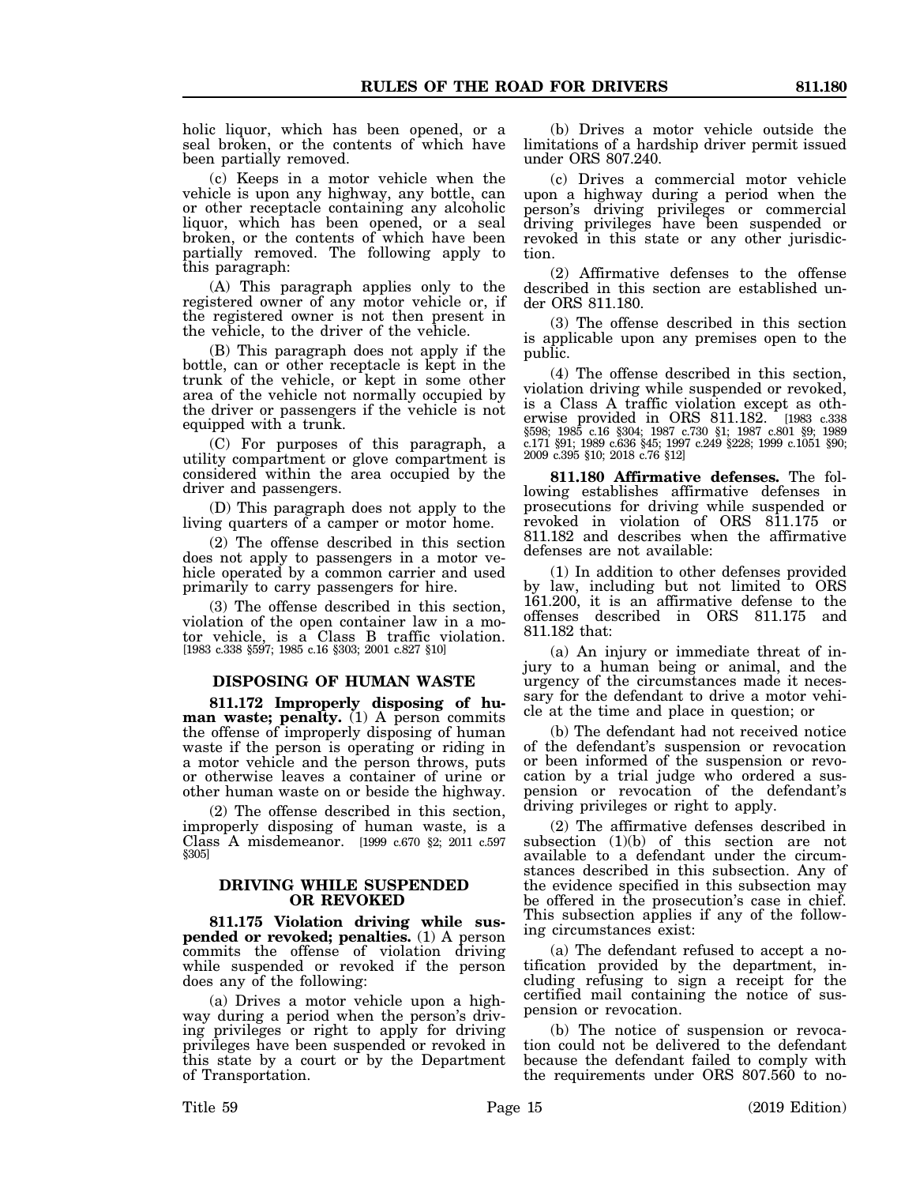holic liquor, which has been opened, or a seal broken, or the contents of which have been partially removed.

(c) Keeps in a motor vehicle when the vehicle is upon any highway, any bottle, can or other receptacle containing any alcoholic liquor, which has been opened, or a seal broken, or the contents of which have been partially removed. The following apply to this paragraph:

(A) This paragraph applies only to the registered owner of any motor vehicle or, if the registered owner is not then present in the vehicle, to the driver of the vehicle.

(B) This paragraph does not apply if the bottle, can or other receptacle is kept in the trunk of the vehicle, or kept in some other area of the vehicle not normally occupied by the driver or passengers if the vehicle is not equipped with a trunk.

(C) For purposes of this paragraph, a utility compartment or glove compartment is considered within the area occupied by the driver and passengers.

(D) This paragraph does not apply to the living quarters of a camper or motor home.

(2) The offense described in this section does not apply to passengers in a motor vehicle operated by a common carrier and used primarily to carry passengers for hire.

(3) The offense described in this section, violation of the open container law in a motor vehicle, is a Class B traffic violation. [1983 c.338 §597; 1985 c.16 §303; 2001 c.827 §10]

## DISPOSING OF HUMAN WASTE

**811.172 Improperly disposing of human waste; penalty.** (1) A person commits the offense of improperly disposing of human waste if the person is operating or riding in a motor vehicle and the person throws, puts or otherwise leaves a container of urine or other human waste on or beside the highway.

(2) The offense described in this section, improperly disposing of human waste, is a Class A misdemeanor. [1999 c.670 §2; 2011 c.597 §305]

## DRIVING WHILE SUSPENDED OR REVOKED

**811.175 Violation driving while suspended or revoked; penalties.** (1) A person commits the offense of violation driving while suspended or revoked if the person does any of the following:

(a) Drives a motor vehicle upon a highway during a period when the person's driving privileges or right to apply for driving privileges have been suspended or revoked in this state by a court or by the Department of Transportation.

(b) Drives a motor vehicle outside the limitations of a hardship driver permit issued under ORS 807.240.

(c) Drives a commercial motor vehicle upon a highway during a period when the person's driving privileges or commercial driving privileges have been suspended or revoked in this state or any other jurisdiction.

(2) Affirmative defenses to the offense described in this section are established under ORS 811.180.

(3) The offense described in this section is applicable upon any premises open to the public.

(4) The offense described in this section, violation driving while suspended or revoked, is a Class A traffic violation except as otherwise provided in ORS 811.182. [1983 c.338 §598; 1985 c.16 §304; 1987 c.730 §1; 1987 c.801 §9; 1989 c.171 §91; 1989 c.636 §45; 1997 c.249 §228; 1999 c.1051 §90; 2009 c.395 §10; 2018 c.76 §12]

**811.180 Affirmative defenses.** The following establishes affirmative defenses in prosecutions for driving while suspended or revoked in violation of ORS 811.175 or 811.182 and describes when the affirmative defenses are not available:

(1) In addition to other defenses provided by law, including but not limited to ORS 161.200, it is an affirmative defense to the offenses described in ORS 811.175 and 811.182 that:

(a) An injury or immediate threat of injury to a human being or animal, and the urgency of the circumstances made it necessary for the defendant to drive a motor vehicle at the time and place in question; or

(b) The defendant had not received notice of the defendant's suspension or revocation or been informed of the suspension or revocation by a trial judge who ordered a suspension or revocation of the defendant's driving privileges or right to apply.

(2) The affirmative defenses described in subsection (1)(b) of this section are not available to a defendant under the circumstances described in this subsection. Any of the evidence specified in this subsection may be offered in the prosecution's case in chief. This subsection applies if any of the following circumstances exist:

(a) The defendant refused to accept a notification provided by the department, including refusing to sign a receipt for the certified mail containing the notice of suspension or revocation.

(b) The notice of suspension or revocation could not be delivered to the defendant because the defendant failed to comply with the requirements under ORS 807.560 to no-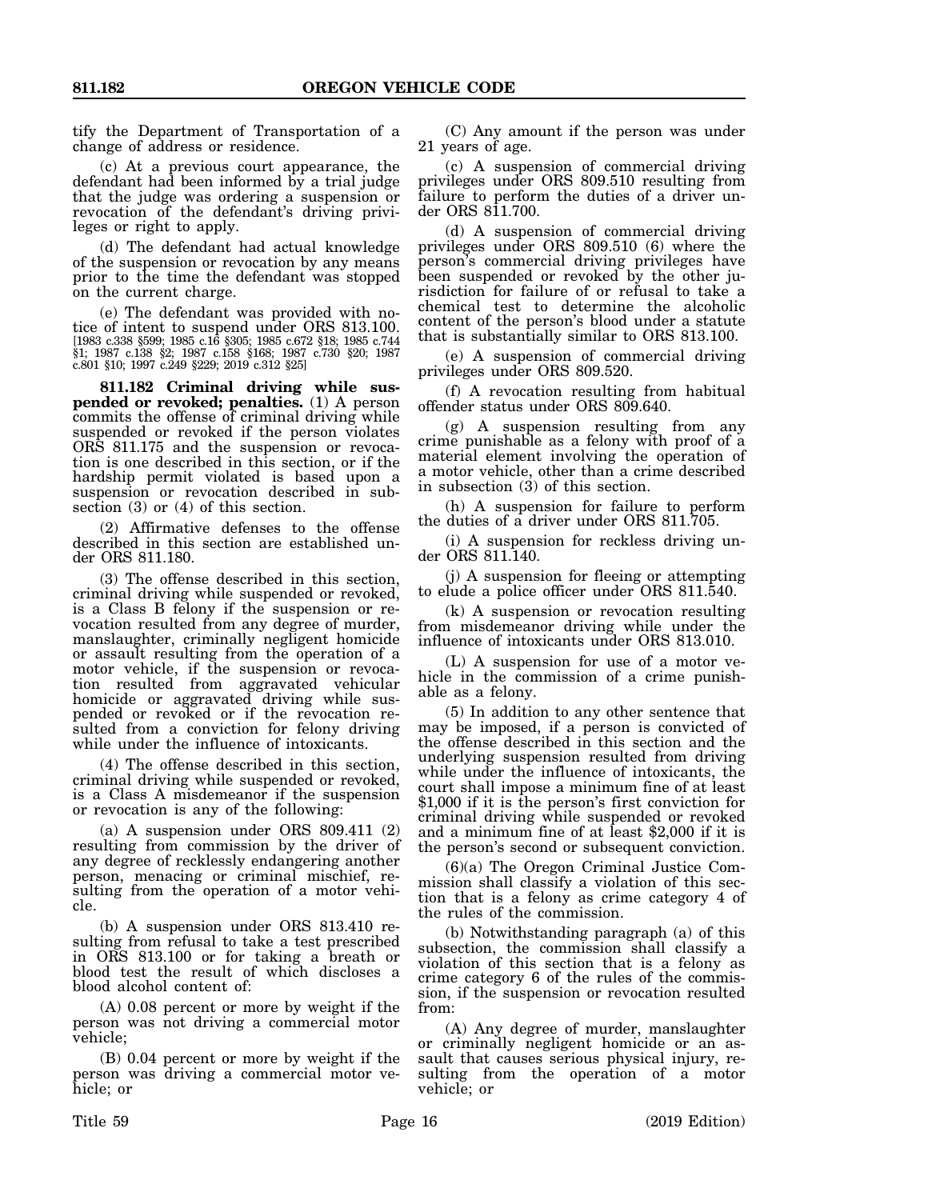tify the Department of Transportation of a change of address or residence.

(c) At a previous court appearance, the defendant had been informed by a trial judge that the judge was ordering a suspension or revocation of the defendant's driving privileges or right to apply.

(d) The defendant had actual knowledge of the suspension or revocation by any means prior to the time the defendant was stopped on the current charge.

(e) The defendant was provided with notice of intent to suspend under ORS 813.100. [1983 c.338 §599; 1985 c.16 §305; 1985 c.672 §18; 1985 c.744 §1; 1987 c.138 §2; 1987 c.158 §168; 1987 c.730 §20; 1987 c.801 §10; 1997 c.249 §229; 2019 c.312 §25]

**811.182 Criminal driving while suspended or revoked; penalties.** (1) A person commits the offense of criminal driving while suspended or revoked if the person violates ORS 811.175 and the suspension or revocation is one described in this section, or if the hardship permit violated is based upon a suspension or revocation described in subsection (3) or (4) of this section.

(2) Affirmative defenses to the offense described in this section are established under ORS 811.180.

(3) The offense described in this section, criminal driving while suspended or revoked, is a Class B felony if the suspension or revocation resulted from any degree of murder, manslaughter, criminally negligent homicide or assault resulting from the operation of a motor vehicle, if the suspension or revocation resulted from aggravated vehicular homicide or aggravated driving while suspended or revoked or if the revocation resulted from a conviction for felony driving while under the influence of intoxicants.

(4) The offense described in this section, criminal driving while suspended or revoked, is a Class A misdemeanor if the suspension or revocation is any of the following:

(a) A suspension under ORS 809.411 (2) resulting from commission by the driver of any degree of recklessly endangering another person, menacing or criminal mischief, resulting from the operation of a motor vehicle.

(b) A suspension under ORS 813.410 resulting from refusal to take a test prescribed in ORS 813.100 or for taking a breath or blood test the result of which discloses a blood alcohol content of:

(A) 0.08 percent or more by weight if the person was not driving a commercial motor vehicle;

(B) 0.04 percent or more by weight if the person was driving a commercial motor vehicle; or

(C) Any amount if the person was under 21 years of age.

(c) A suspension of commercial driving privileges under ORS 809.510 resulting from failure to perform the duties of a driver under ORS 811.700.

(d) A suspension of commercial driving privileges under ORS 809.510 (6) where the person's commercial driving privileges have been suspended or revoked by the other jurisdiction for failure of or refusal to take a chemical test to determine the alcoholic content of the person's blood under a statute that is substantially similar to ORS 813.100.

(e) A suspension of commercial driving privileges under ORS 809.520.

(f) A revocation resulting from habitual offender status under ORS 809.640.

(g) A suspension resulting from any crime punishable as a felony with proof of a material element involving the operation of a motor vehicle, other than a crime described in subsection (3) of this section.

(h) A suspension for failure to perform the duties of a driver under ORS 811.705.

(i) A suspension for reckless driving under ORS 811.140.

(j) A suspension for fleeing or attempting to elude a police officer under ORS 811.540.

(k) A suspension or revocation resulting from misdemeanor driving while under the influence of intoxicants under ORS 813.010.

(L) A suspension for use of a motor vehicle in the commission of a crime punishable as a felony.

(5) In addition to any other sentence that may be imposed, if a person is convicted of the offense described in this section and the underlying suspension resulted from driving while under the influence of intoxicants, the court shall impose a minimum fine of at least $1,000 if it is the person's first conviction for criminal driving while suspended or revoked and a minimum fine of at least $2,000 if it is the person's second or subsequent conviction.

(6)(a) The Oregon Criminal Justice Commission shall classify a violation of this section that is a felony as crime category 4 of the rules of the commission.

(b) Notwithstanding paragraph (a) of this subsection, the commission shall classify a violation of this section that is a felony as crime category 6 of the rules of the commission, if the suspension or revocation resulted from:

(A) Any degree of murder, manslaughter or criminally negligent homicide or an assault that causes serious physical injury, resulting from the operation of a motor vehicle; or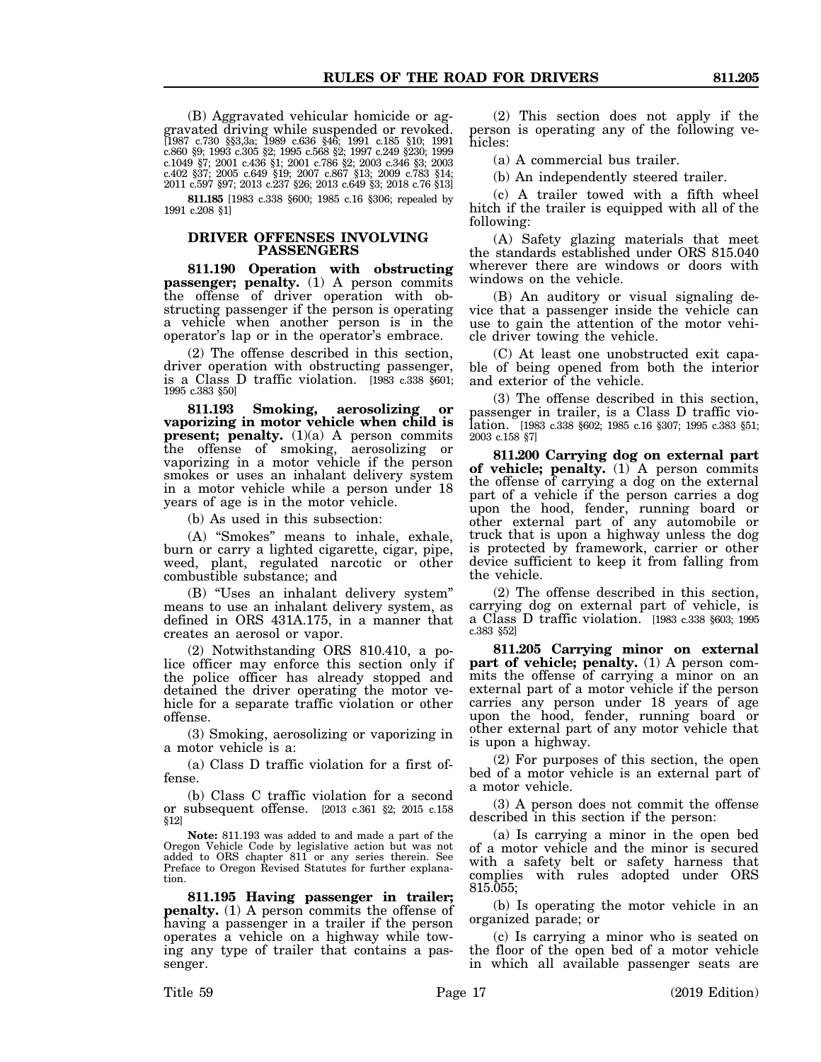(B) Aggravated vehicular homicide or aggravated driving while suspended or revoked. [1987 c.730 §§3,3a; 1989 c.636 §46; 1991 c.185 §10; 1991 c.860 §9; 1993 c.305 §2; 1995 c.568 §2; 1997 c.249 §230; 1999 c.1049 §7; 2001 c.436 §1; 2001 c.786 §2; 2003 c.346 §3; 2003 c.402 §37; 2005 c.649 §19; 2007 c.867 §13; 2009 c.783 §14; 2011 c.597 §97; 2013 c.237 §26; 2013 c.649 §3; 2018 c.76 §13]

**811.185** [1983 c.338 §600; 1985 c.16 §306; repealed by 1991 c.208 §1]

## DRIVER OFFENSES INVOLVING PASSENGERS

**811.190 Operation with obstructing passenger; penalty.** (1) A person commits the offense of driver operation with obstructing passenger if the person is operating a vehicle when another person is in the operator's lap or in the operator's embrace.

(2) The offense described in this section, driver operation with obstructing passenger, is a Class D traffic violation. [1983 c.338 §601; 1995 c.383 §50]

**811.193 Smoking, aerosolizing or vaporizing in motor vehicle when child is present; penalty.** (1)(a) A person commits the offense of smoking, aerosolizing or vaporizing in a motor vehicle if the person smokes or uses an inhalant delivery system in a motor vehicle while a person under 18 years of age is in the motor vehicle.

(b) As used in this subsection:

(A) "Smokes" means to inhale, exhale, burn or carry a lighted cigarette, cigar, pipe, weed, plant, regulated narcotic or other combustible substance; and

(B) "Uses an inhalant delivery system" means to use an inhalant delivery system, as defined in ORS 431A.175, in a manner that creates an aerosol or vapor.

(2) Notwithstanding ORS 810.410, a police officer may enforce this section only if the police officer has already stopped and detained the driver operating the motor vehicle for a separate traffic violation or other offense.

(3) Smoking, aerosolizing or vaporizing in a motor vehicle is a:

(a) Class D traffic violation for a first offense.

(b) Class C traffic violation for a second or subsequent offense. [2013 c.361 §2; 2015 c.158 §12]

**Note:** 811.193 was added to and made a part of the Oregon Vehicle Code by legislative action but was not added to ORS chapter 811 or any series therein. See Preface to Oregon Revised Statutes for further explanation.

**811.195 Having passenger in trailer; penalty.** (1) A person commits the offense of having a passenger in a trailer if the person operates a vehicle on a highway while towing any type of trailer that contains a passenger.

(2) This section does not apply if the person is operating any of the following vehicles:

(a) A commercial bus trailer.

(b) An independently steered trailer.

(c) A trailer towed with a fifth wheel hitch if the trailer is equipped with all of the following:

(A) Safety glazing materials that meet the standards established under ORS 815.040 wherever there are windows or doors with windows on the vehicle.

(B) An auditory or visual signaling device that a passenger inside the vehicle can use to gain the attention of the motor vehicle driver towing the vehicle.

(C) At least one unobstructed exit capable of being opened from both the interior and exterior of the vehicle.

(3) The offense described in this section, passenger in trailer, is a Class D traffic violation. [1983 c.338 §602; 1985 c.16 §307; 1995 c.383 §51; 2003 c.158 §7]

**811.200 Carrying dog on external part of vehicle; penalty.** (1) A person commits the offense of carrying a dog on the external part of a vehicle if the person carries a dog upon the hood, fender, running board or other external part of any automobile or truck that is upon a highway unless the dog is protected by framework, carrier or other device sufficient to keep it from falling from the vehicle.

(2) The offense described in this section, carrying dog on external part of vehicle, is a Class D traffic violation. [1983 c.338 §603; 1995 c.383 §52]

**811.205 Carrying minor on external part of vehicle; penalty.** (1) A person commits the offense of carrying a minor on an external part of a motor vehicle if the person carries any person under 18 years of age upon the hood, fender, running board or other external part of any motor vehicle that is upon a highway.

(2) For purposes of this section, the open bed of a motor vehicle is an external part of a motor vehicle.

(3) A person does not commit the offense described in this section if the person:

(a) Is carrying a minor in the open bed of a motor vehicle and the minor is secured with a safety belt or safety harness that complies with rules adopted under ORS 815.055;

(b) Is operating the motor vehicle in an organized parade; or

(c) Is carrying a minor who is seated on the floor of the open bed of a motor vehicle in which all available passenger seats are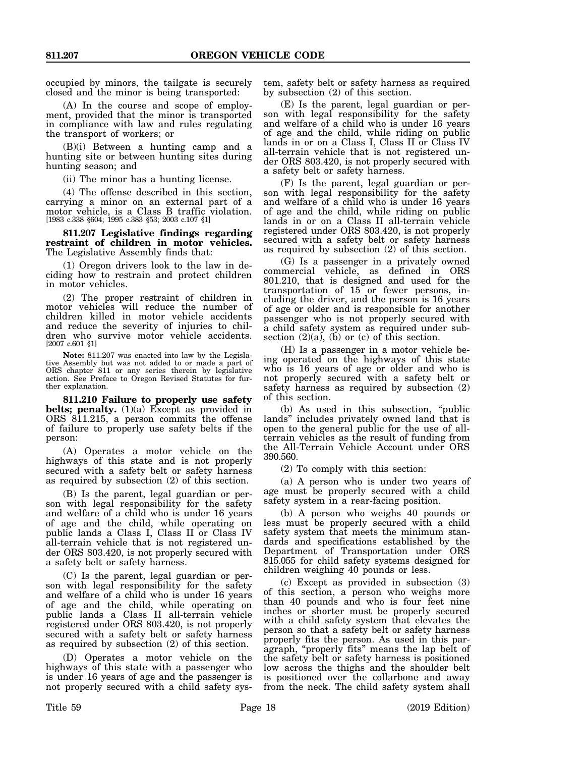occupied by minors, the tailgate is securely closed and the minor is being transported:

(A) In the course and scope of employment, provided that the minor is transported in compliance with law and rules regulating the transport of workers; or

(B)(i) Between a hunting camp and a hunting site or between hunting sites during hunting season; and

(ii) The minor has a hunting license.

(4) The offense described in this section, carrying a minor on an external part of a motor vehicle, is a Class B traffic violation. [1983 c.338 §604; 1995 c.383 §53; 2003 c.107 §1]

**811.207 Legislative findings regarding restraint of children in motor vehicles.** The Legislative Assembly finds that:

(1) Oregon drivers look to the law in deciding how to restrain and protect children in motor vehicles.

(2) The proper restraint of children in motor vehicles will reduce the number of children killed in motor vehicle accidents and reduce the severity of injuries to children who survive motor vehicle accidents. [2007 c.601 §1]

**Note:** 811.207 was enacted into law by the Legislative Assembly but was not added to or made a part of ORS chapter 811 or any series therein by legislative action. See Preface to Oregon Revised Statutes for further explanation.

**811.210 Failure to properly use safety belts; penalty.** (1)(a) Except as provided in ORS 811.215, a person commits the offense of failure to properly use safety belts if the person:

(A) Operates a motor vehicle on the highways of this state and is not properly secured with a safety belt or safety harness as required by subsection (2) of this section.

(B) Is the parent, legal guardian or person with legal responsibility for the safety and welfare of a child who is under 16 years of age and the child, while operating on public lands a Class I, Class II or Class IV all-terrain vehicle that is not registered under ORS 803.420, is not properly secured with a safety belt or safety harness.

(C) Is the parent, legal guardian or person with legal responsibility for the safety and welfare of a child who is under 16 years of age and the child, while operating on public lands a Class II all-terrain vehicle registered under ORS 803.420, is not properly secured with a safety belt or safety harness as required by subsection (2) of this section.

(D) Operates a motor vehicle on the highways of this state with a passenger who is under 16 years of age and the passenger is not properly secured with a child safety system, safety belt or safety harness as required by subsection (2) of this section.

(E) Is the parent, legal guardian or person with legal responsibility for the safety and welfare of a child who is under 16 years of age and the child, while riding on public lands in or on a Class I, Class II or Class IV all-terrain vehicle that is not registered under ORS 803.420, is not properly secured with a safety belt or safety harness.

(F) Is the parent, legal guardian or person with legal responsibility for the safety and welfare of a child who is under 16 years of age and the child, while riding on public lands in or on a Class II all-terrain vehicle registered under ORS 803.420, is not properly secured with a safety belt or safety harness as required by subsection (2) of this section.

(G) Is a passenger in a privately owned commercial vehicle, as defined in ORS 801.210, that is designed and used for the transportation of 15 or fewer persons, including the driver, and the person is 16 years of age or older and is responsible for another passenger who is not properly secured with a child safety system as required under subsection (2)(a), (b) or (c) of this section.

(H) Is a passenger in a motor vehicle being operated on the highways of this state who is 16 years of age or older and who is not properly secured with a safety belt or safety harness as required by subsection (2) of this section.

(b) As used in this subsection, "public lands" includes privately owned land that is open to the general public for the use of all-terrain vehicles as the result of funding from the All-Terrain Vehicle Account under ORS 390.560.

(2) To comply with this section:

(a) A person who is under two years of age must be properly secured with a child safety system in a rear-facing position.

(b) A person who weighs 40 pounds or less must be properly secured with a child safety system that meets the minimum standards and specifications established by the Department of Transportation under ORS 815.055 for child safety systems designed for children weighing 40 pounds or less.

(c) Except as provided in subsection (3) of this section, a person who weighs more than 40 pounds and who is four feet nine inches or shorter must be properly secured with a child safety system that elevates the person so that a safety belt or safety harness properly fits the person. As used in this paragraph, "properly fits" means the lap belt of the safety belt or safety harness is positioned low across the thighs and the shoulder belt is positioned over the collarbone and away from the neck. The child safety system shall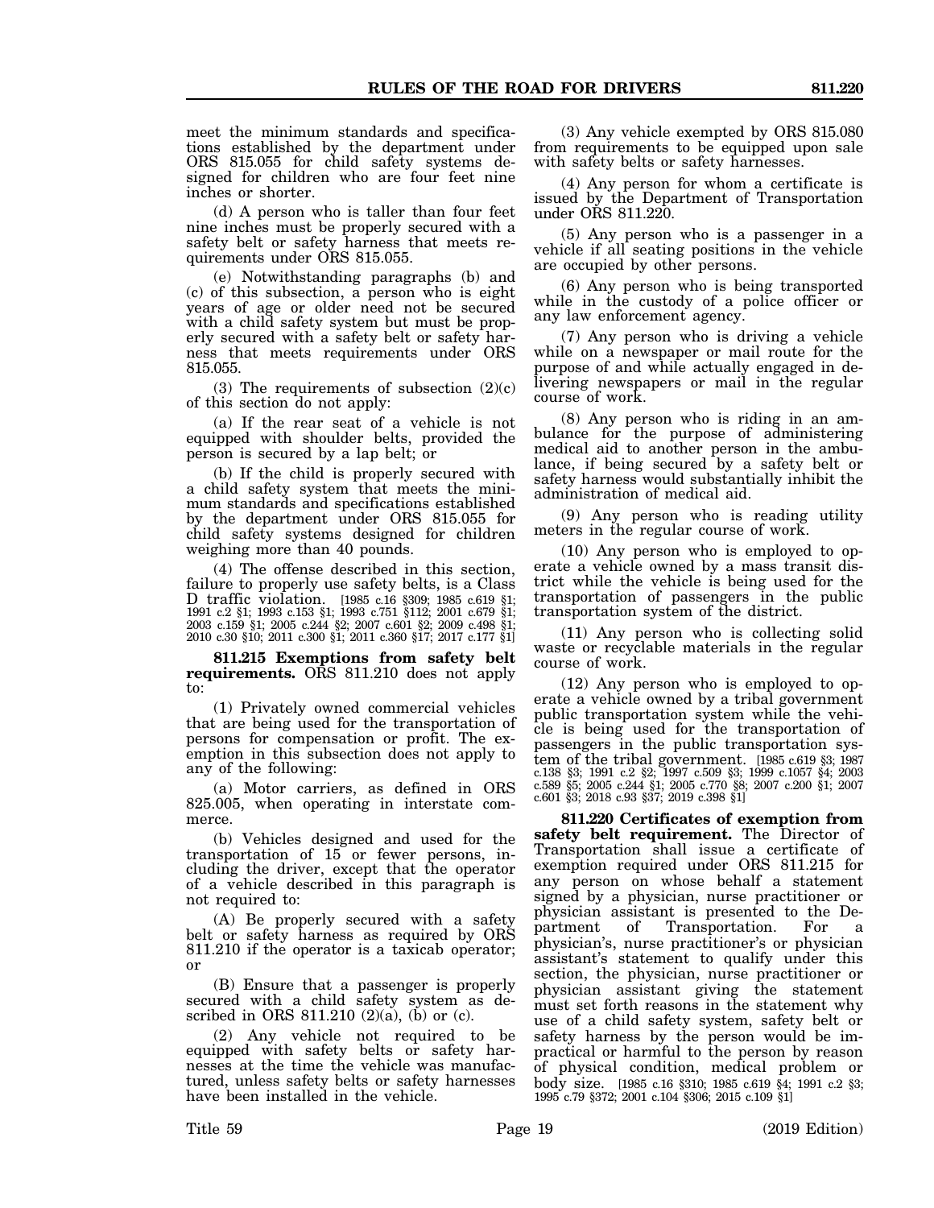meet the minimum standards and specifications established by the department under ORS 815.055 for child safety systems designed for children who are four feet nine inches or shorter.

(d) A person who is taller than four feet nine inches must be properly secured with a safety belt or safety harness that meets requirements under ORS 815.055.

(e) Notwithstanding paragraphs (b) and (c) of this subsection, a person who is eight years of age or older need not be secured with a child safety system but must be properly secured with a safety belt or safety harness that meets requirements under ORS 815.055.

(3) The requirements of subsection (2)(c) of this section do not apply:

(a) If the rear seat of a vehicle is not equipped with shoulder belts, provided the person is secured by a lap belt; or

(b) If the child is properly secured with a child safety system that meets the minimum standards and specifications established by the department under ORS 815.055 for child safety systems designed for children weighing more than 40 pounds.

(4) The offense described in this section, failure to properly use safety belts, is a Class D traffic violation. [1985 c.16 §309; 1985 c.619 §1; 1991 c.2 §1; 1993 c.153 §1; 1993 c.751 §112; 2001 c.679 §1; 2003 c.159 §1; 2005 c.244 §2; 2007 c.601 §2; 2009 c.498 §1; 2010 c.30 §10; 2011 c.300 §1; 2011 c.360 §17; 2017 c.177 §1]

**811.215 Exemptions from safety belt requirements.** ORS 811.210 does not apply to:

(1) Privately owned commercial vehicles that are being used for the transportation of persons for compensation or profit. The exemption in this subsection does not apply to any of the following:

(a) Motor carriers, as defined in ORS 825.005, when operating in interstate commerce.

(b) Vehicles designed and used for the transportation of 15 or fewer persons, including the driver, except that the operator of a vehicle described in this paragraph is not required to:

(A) Be properly secured with a safety belt or safety harness as required by ORS 811.210 if the operator is a taxicab operator; or

(B) Ensure that a passenger is properly secured with a child safety system as described in ORS 811.210 (2)(a), (b) or (c).

(2) Any vehicle not required to be equipped with safety belts or safety harnesses at the time the vehicle was manufactured, unless safety belts or safety harnesses have been installed in the vehicle.

(3) Any vehicle exempted by ORS 815.080 from requirements to be equipped upon sale with safety belts or safety harnesses.

(4) Any person for whom a certificate is issued by the Department of Transportation under ORS 811.220.

(5) Any person who is a passenger in a vehicle if all seating positions in the vehicle are occupied by other persons.

(6) Any person who is being transported while in the custody of a police officer or any law enforcement agency.

(7) Any person who is driving a vehicle while on a newspaper or mail route for the purpose of and while actually engaged in delivering newspapers or mail in the regular course of work.

(8) Any person who is riding in an ambulance for the purpose of administering medical aid to another person in the ambulance, if being secured by a safety belt or safety harness would substantially inhibit the administration of medical aid.

(9) Any person who is reading utility meters in the regular course of work.

(10) Any person who is employed to operate a vehicle owned by a mass transit district while the vehicle is being used for the transportation of passengers in the public transportation system of the district.

(11) Any person who is collecting solid waste or recyclable materials in the regular course of work.

(12) Any person who is employed to operate a vehicle owned by a tribal government public transportation system while the vehicle is being used for the transportation of passengers in the public transportation system of the tribal government. [1985 c.619 §3; 1987 c.138 §3; 1991 c.2 §2; 1997 c.509 §3; 1999 c.1057 §4; 2003 c.589 §5; 2005 c.244 §1; 2005 c.770 §8; 2007 c.200 §1; 2007 c.601 §3; 2018 c.93 §37; 2019 c.398 §1]

**811.220 Certificates of exemption from safety belt requirement.** The Director of Transportation shall issue a certificate of exemption required under ORS 811.215 for any person on whose behalf a statement signed by a physician, nurse practitioner or physician assistant is presented to the Department of Transportation. For a physician's, nurse practitioner's or physician assistant's statement to qualify under this section, the physician, nurse practitioner or physician assistant giving the statement must set forth reasons in the statement why use of a child safety system, safety belt or safety harness by the person would be impractical or harmful to the person by reason of physical condition, medical problem or body size. [1985 c.16 §310; 1985 c.619 §4; 1991 c.2 §3; 1995 c.79 §372; 2001 c.104 §306; 2015 c.109 §1]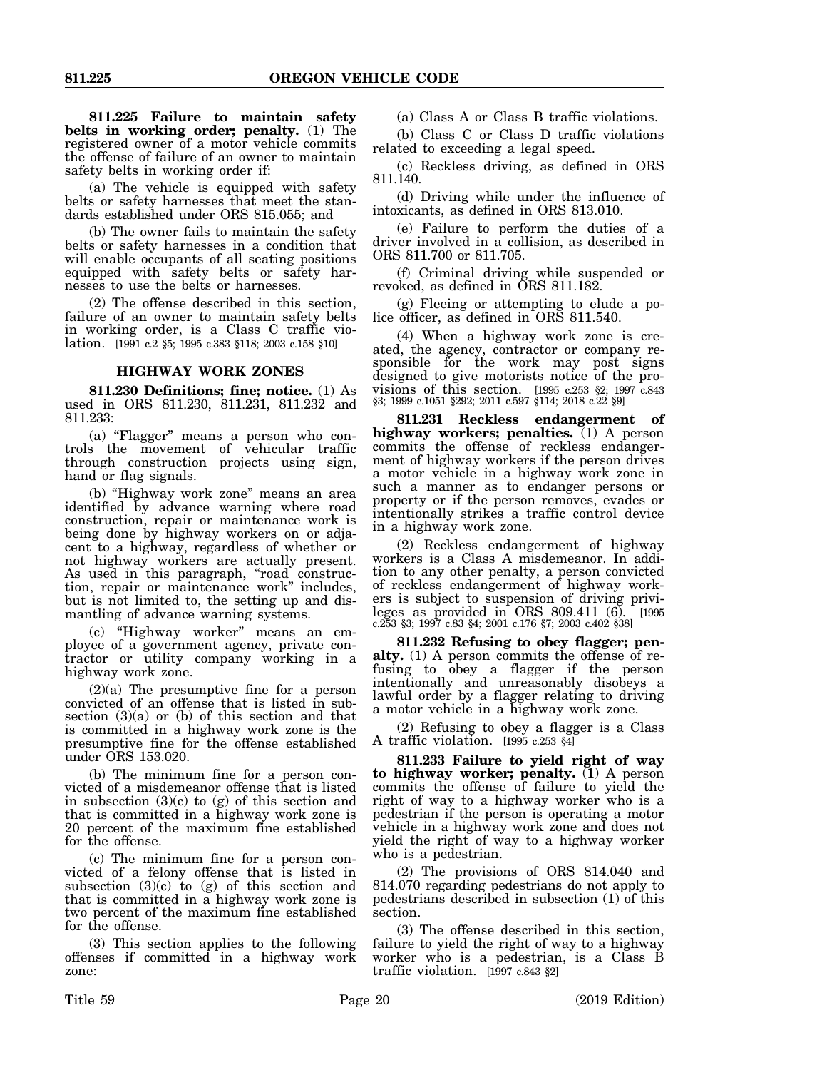**811.225 Failure to maintain safety belts in working order; penalty.** (1) The registered owner of a motor vehicle commits the offense of failure of an owner to maintain safety belts in working order if:

(a) The vehicle is equipped with safety belts or safety harnesses that meet the standards established under ORS 815.055; and

(b) The owner fails to maintain the safety belts or safety harnesses in a condition that will enable occupants of all seating positions equipped with safety belts or safety harnesses to use the belts or harnesses.

(2) The offense described in this section, failure of an owner to maintain safety belts in working order, is a Class C traffic violation. [1991 c.2 §5; 1995 c.383 §118; 2003 c.158 §10]

## HIGHWAY WORK ZONES

**811.230 Definitions; fine; notice.** (1) As used in ORS 811.230, 811.231, 811.232 and 811.233:

(a) "Flagger" means a person who controls the movement of vehicular traffic through construction projects using sign, hand or flag signals.

(b) "Highway work zone" means an area identified by advance warning where road construction, repair or maintenance work is being done by highway workers on or adjacent to a highway, regardless of whether or not highway workers are actually present. As used in this paragraph, "road construction, repair or maintenance work" includes, but is not limited to, the setting up and dismantling of advance warning systems.

(c) "Highway worker" means an employee of a government agency, private contractor or utility company working in a highway work zone.

(2)(a) The presumptive fine for a person convicted of an offense that is listed in subsection (3)(a) or (b) of this section and that is committed in a highway work zone is the presumptive fine for the offense established under ORS 153.020.

(b) The minimum fine for a person convicted of a misdemeanor offense that is listed in subsection (3)(c) to (g) of this section and that is committed in a highway work zone is 20 percent of the maximum fine established for the offense.

(c) The minimum fine for a person convicted of a felony offense that is listed in subsection (3)(c) to (g) of this section and that is committed in a highway work zone is two percent of the maximum fine established for the offense.

(3) This section applies to the following offenses if committed in a highway work zone:

(a) Class A or Class B traffic violations.

(b) Class C or Class D traffic violations related to exceeding a legal speed.

(c) Reckless driving, as defined in ORS 811.140.

(d) Driving while under the influence of intoxicants, as defined in ORS 813.010.

(e) Failure to perform the duties of a driver involved in a collision, as described in ORS 811.700 or 811.705.

(f) Criminal driving while suspended or revoked, as defined in ORS 811.182.

(g) Fleeing or attempting to elude a police officer, as defined in ORS 811.540.

(4) When a highway work zone is created, the agency, contractor or company responsible for the work may post signs designed to give motorists notice of the provisions of this section. [1995 c.253 §2; 1997 c.843 §3; 1999 c.1051 §292; 2011 c.597 §114; 2018 c.22 §9]

**811.231 Reckless endangerment of highway workers; penalties.** (1) A person commits the offense of reckless endangerment of highway workers if the person drives a motor vehicle in a highway work zone in such a manner as to endanger persons or property or if the person removes, evades or intentionally strikes a traffic control device in a highway work zone.

(2) Reckless endangerment of highway workers is a Class A misdemeanor. In addition to any other penalty, a person convicted of reckless endangerment of highway workers is subject to suspension of driving privileges as provided in ORS 809.411 (6). [1995 c.253 §3; 1997 c.83 §4; 2001 c.176 §7; 2003 c.402 §38]

**811.232 Refusing to obey flagger; penalty.** (1) A person commits the offense of refusing to obey a flagger if the person intentionally and unreasonably disobeys a lawful order by a flagger relating to driving a motor vehicle in a highway work zone.

(2) Refusing to obey a flagger is a Class A traffic violation. [1995 c.253 §4]

**811.233 Failure to yield right of way to highway worker; penalty.** (1) A person commits the offense of failure to yield the right of way to a highway worker who is a pedestrian if the person is operating a motor vehicle in a highway work zone and does not yield the right of way to a highway worker who is a pedestrian.

(2) The provisions of ORS 814.040 and 814.070 regarding pedestrians do not apply to pedestrians described in subsection (1) of this section.

(3) The offense described in this section, failure to yield the right of way to a highway worker who is a pedestrian, is a Class B traffic violation. [1997 c.843 §2]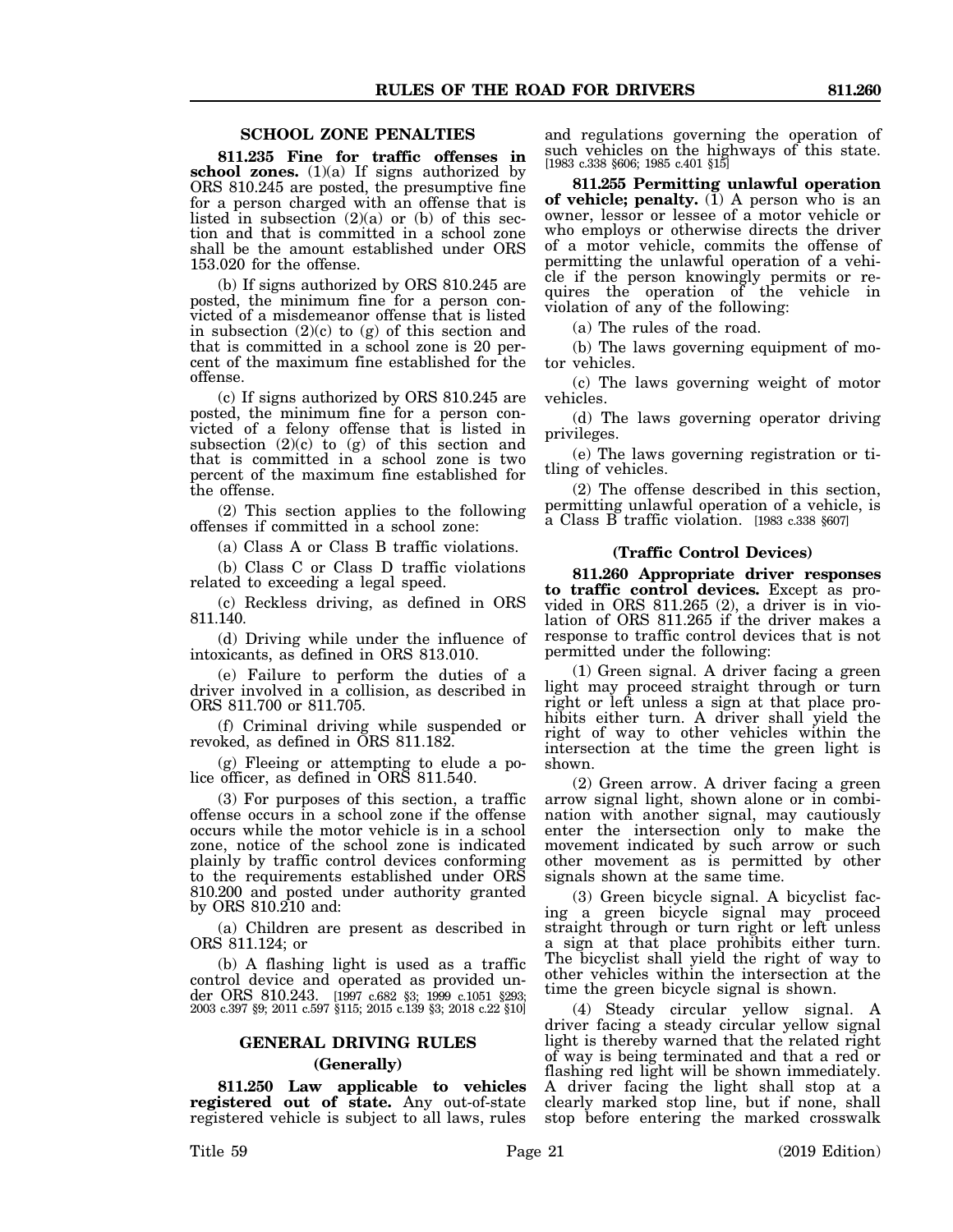## SCHOOL ZONE PENALTIES

**811.235 Fine for traffic offenses in school zones.** (1)(a) If signs authorized by ORS 810.245 are posted, the presumptive fine for a person charged with an offense that is listed in subsection (2)(a) or (b) of this section and that is committed in a school zone shall be the amount established under ORS 153.020 for the offense.

(b) If signs authorized by ORS 810.245 are posted, the minimum fine for a person convicted of a misdemeanor offense that is listed in subsection (2)(c) to (g) of this section and that is committed in a school zone is 20 percent of the maximum fine established for the offense.

(c) If signs authorized by ORS 810.245 are posted, the minimum fine for a person convicted of a felony offense that is listed in subsection (2)(c) to (g) of this section and that is committed in a school zone is two percent of the maximum fine established for the offense.

(2) This section applies to the following offenses if committed in a school zone:

(a) Class A or Class B traffic violations.

(b) Class C or Class D traffic violations related to exceeding a legal speed.

(c) Reckless driving, as defined in ORS 811.140.

(d) Driving while under the influence of intoxicants, as defined in ORS 813.010.

(e) Failure to perform the duties of a driver involved in a collision, as described in ORS 811.700 or 811.705.

(f) Criminal driving while suspended or revoked, as defined in ORS 811.182.

(g) Fleeing or attempting to elude a police officer, as defined in ORS 811.540.

(3) For purposes of this section, a traffic offense occurs in a school zone if the offense occurs while the motor vehicle is in a school zone, notice of the school zone is indicated plainly by traffic control devices conforming to the requirements established under ORS 810.200 and posted under authority granted by ORS 810.210 and:

(a) Children are present as described in ORS 811.124; or

(b) A flashing light is used as a traffic control device and operated as provided under ORS 810.243. [1997 c.682 §3; 1999 c.1051 §293; 2003 c.397 §9; 2011 c.597 §115; 2015 c.139 §3; 2018 c.22 §10]

## GENERAL DRIVING RULES

### (Generally)

**811.250 Law applicable to vehicles registered out of state.** Any out-of-state registered vehicle is subject to all laws, rules and regulations governing the operation of such vehicles on the highways of this state. [1983 c.338 §606; 1985 c.401 §15]

**811.255 Permitting unlawful operation of vehicle; penalty.** (1) A person who is an owner, lessor or lessee of a motor vehicle or who employs or otherwise directs the driver of a motor vehicle, commits the offense of permitting the unlawful operation of a vehicle if the person knowingly permits or requires the operation of the vehicle in violation of any of the following:

(a) The rules of the road.

(b) The laws governing equipment of motor vehicles.

(c) The laws governing weight of motor vehicles.

(d) The laws governing operator driving privileges.

(e) The laws governing registration or titling of vehicles.

(2) The offense described in this section, permitting unlawful operation of a vehicle, is a Class B traffic violation. [1983 c.338 §607]

### (Traffic Control Devices)

**811.260 Appropriate driver responses to traffic control devices.** Except as provided in ORS 811.265 (2), a driver is in violation of ORS 811.265 if the driver makes a response to traffic control devices that is not permitted under the following:

(1) Green signal. A driver facing a green light may proceed straight through or turn right or left unless a sign at that place prohibits either turn. A driver shall yield the right of way to other vehicles within the intersection at the time the green light is shown.

(2) Green arrow. A driver facing a green arrow signal light, shown alone or in combination with another signal, may cautiously enter the intersection only to make the movement indicated by such arrow or such other movement as is permitted by other signals shown at the same time.

(3) Green bicycle signal. A bicyclist facing a green bicycle signal may proceed straight through or turn right or left unless a sign at that place prohibits either turn. The bicyclist shall yield the right of way to other vehicles within the intersection at the time the green bicycle signal is shown.

(4) Steady circular yellow signal. A driver facing a steady circular yellow signal light is thereby warned that the related right of way is being terminated and that a red or flashing red light will be shown immediately. A driver facing the light shall stop at a clearly marked stop line, but if none, shall stop before entering the marked crosswalk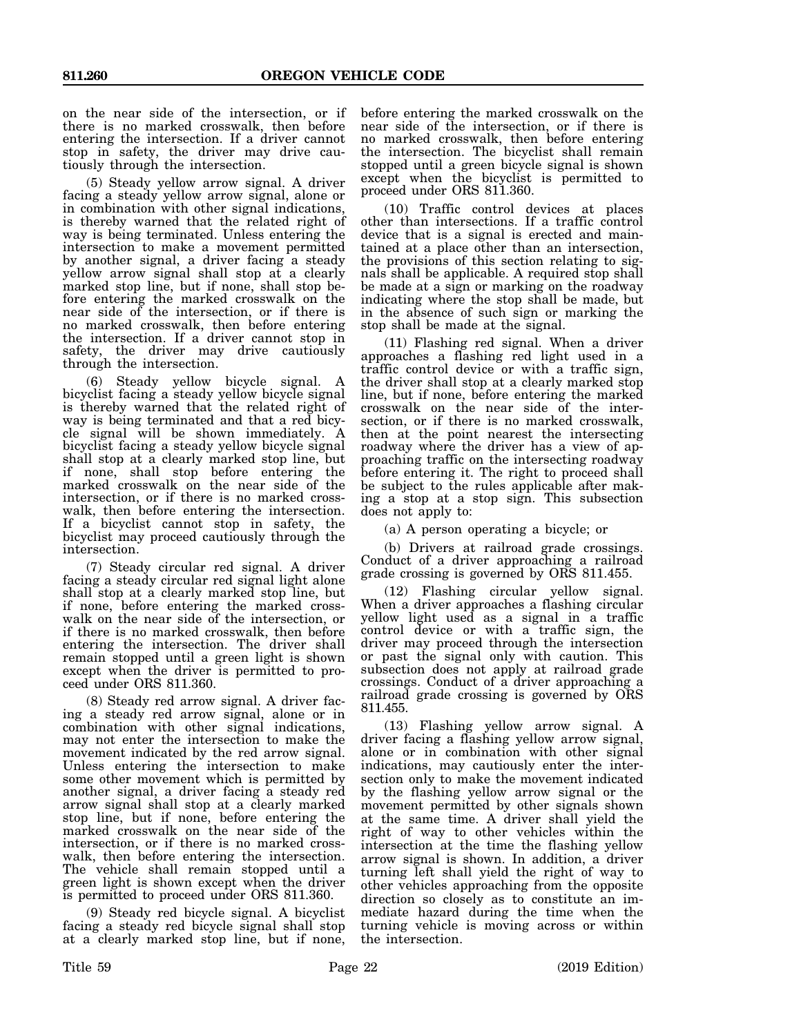on the near side of the intersection, or if there is no marked crosswalk, then before entering the intersection. If a driver cannot stop in safety, the driver may drive cautiously through the intersection.

(5) Steady yellow arrow signal. A driver facing a steady yellow arrow signal, alone or in combination with other signal indications, is thereby warned that the related right of way is being terminated. Unless entering the intersection to make a movement permitted by another signal, a driver facing a steady yellow arrow signal shall stop at a clearly marked stop line, but if none, shall stop before entering the marked crosswalk on the near side of the intersection, or if there is no marked crosswalk, then before entering the intersection. If a driver cannot stop in safety, the driver may drive cautiously through the intersection.

(6) Steady yellow bicycle signal. A bicyclist facing a steady yellow bicycle signal is thereby warned that the related right of way is being terminated and that a red bicycle signal will be shown immediately. A bicyclist facing a steady yellow bicycle signal shall stop at a clearly marked stop line, but if none, shall stop before entering the marked crosswalk on the near side of the intersection, or if there is no marked crosswalk, then before entering the intersection. If a bicyclist cannot stop in safety, the bicyclist may proceed cautiously through the intersection.

(7) Steady circular red signal. A driver facing a steady circular red signal light alone shall stop at a clearly marked stop line, but if none, before entering the marked crosswalk on the near side of the intersection, or if there is no marked crosswalk, then before entering the intersection. The driver shall remain stopped until a green light is shown except when the driver is permitted to proceed under ORS 811.360.

(8) Steady red arrow signal. A driver facing a steady red arrow signal, alone or in combination with other signal indications, may not enter the intersection to make the movement indicated by the red arrow signal. Unless entering the intersection to make some other movement which is permitted by another signal, a driver facing a steady red arrow signal shall stop at a clearly marked stop line, but if none, before entering the marked crosswalk on the near side of the intersection, or if there is no marked crosswalk, then before entering the intersection. The vehicle shall remain stopped until a green light is shown except when the driver is permitted to proceed under ORS 811.360.

(9) Steady red bicycle signal. A bicyclist facing a steady red bicycle signal shall stop at a clearly marked stop line, but if none, before entering the marked crosswalk on the near side of the intersection, or if there is no marked crosswalk, then before entering the intersection. The bicyclist shall remain stopped until a green bicycle signal is shown except when the bicyclist is permitted to proceed under ORS 811.360.

(10) Traffic control devices at places other than intersections. If a traffic control device that is a signal is erected and maintained at a place other than an intersection, the provisions of this section relating to signals shall be applicable. A required stop shall be made at a sign or marking on the roadway indicating where the stop shall be made, but in the absence of such sign or marking the stop shall be made at the signal.

(11) Flashing red signal. When a driver approaches a flashing red light used in a traffic control device or with a traffic sign, the driver shall stop at a clearly marked stop line, but if none, before entering the marked crosswalk on the near side of the intersection, or if there is no marked crosswalk, then at the point nearest the intersecting roadway where the driver has a view of approaching traffic on the intersecting roadway before entering it. The right to proceed shall be subject to the rules applicable after making a stop at a stop sign. This subsection does not apply to:

(a) A person operating a bicycle; or

(b) Drivers at railroad grade crossings. Conduct of a driver approaching a railroad grade crossing is governed by ORS 811.455.

(12) Flashing circular yellow signal. When a driver approaches a flashing circular yellow light used as a signal in a traffic control device or with a traffic sign, the driver may proceed through the intersection or past the signal only with caution. This subsection does not apply at railroad grade crossings. Conduct of a driver approaching a railroad grade crossing is governed by ORS 811.455.

(13) Flashing yellow arrow signal. A driver facing a flashing yellow arrow signal, alone or in combination with other signal indications, may cautiously enter the intersection only to make the movement indicated by the flashing yellow arrow signal or the movement permitted by other signals shown at the same time. A driver shall yield the right of way to other vehicles within the intersection at the time the flashing yellow arrow signal is shown. In addition, a driver turning left shall yield the right of way to other vehicles approaching from the opposite direction so closely as to constitute an immediate hazard during the time when the turning vehicle is moving across or within the intersection.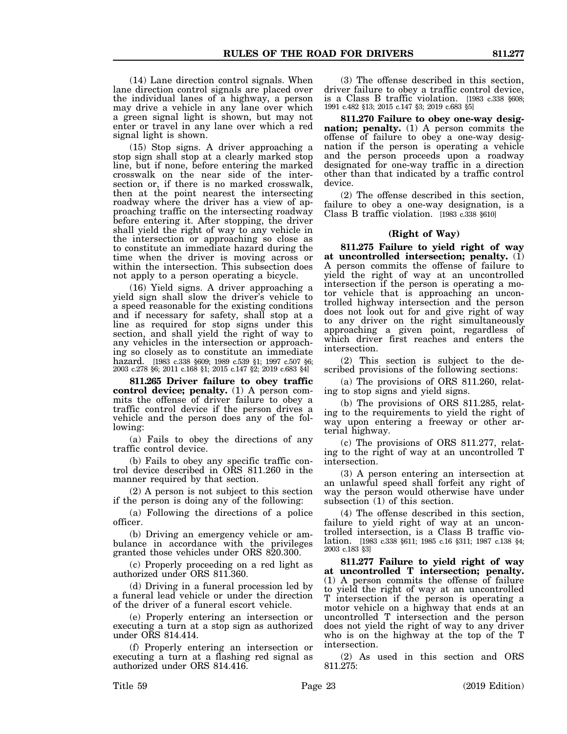(14) Lane direction control signals. When lane direction control signals are placed over the individual lanes of a highway, a person may drive a vehicle in any lane over which a green signal light is shown, but may not enter or travel in any lane over which a red signal light is shown.

(15) Stop signs. A driver approaching a stop sign shall stop at a clearly marked stop line, but if none, before entering the marked crosswalk on the near side of the intersection or, if there is no marked crosswalk, then at the point nearest the intersecting roadway where the driver has a view of approaching traffic on the intersecting roadway before entering it. After stopping, the driver shall yield the right of way to any vehicle in the intersection or approaching so close as to constitute an immediate hazard during the time when the driver is moving across or within the intersection. This subsection does not apply to a person operating a bicycle.

(16) Yield signs. A driver approaching a yield sign shall slow the driver's vehicle to a speed reasonable for the existing conditions and if necessary for safety, shall stop at a line as required for stop signs under this section, and shall yield the right of way to any vehicles in the intersection or approaching so closely as to constitute an immediate hazard. [1983 c.338 §609; 1989 c.539 §1; 1997 c.507 §6; 2003 c.278 §6; 2011 c.168 §1; 2015 c.147 §2; 2019 c.683 §4]

**811.265 Driver failure to obey traffic control device; penalty.** (1) A person commits the offense of driver failure to obey a traffic control device if the person drives a vehicle and the person does any of the following:

(a) Fails to obey the directions of any traffic control device.

(b) Fails to obey any specific traffic control device described in ORS 811.260 in the manner required by that section.

(2) A person is not subject to this section if the person is doing any of the following:

(a) Following the directions of a police officer.

(b) Driving an emergency vehicle or ambulance in accordance with the privileges granted those vehicles under ORS 820.300.

(c) Properly proceeding on a red light as authorized under ORS 811.360.

(d) Driving in a funeral procession led by a funeral lead vehicle or under the direction of the driver of a funeral escort vehicle.

(e) Properly entering an intersection or executing a turn at a stop sign as authorized under ORS 814.414.

(f) Properly entering an intersection or executing a turn at a flashing red signal as authorized under ORS 814.416.

(3) The offense described in this section, driver failure to obey a traffic control device, is a Class B traffic violation. [1983 c.338 §608; 1991 c.482 §13; 2015 c.147 §3; 2019 c.683 §5]

**811.270 Failure to obey one-way designation; penalty.** (1) A person commits the offense of failure to obey a one-way designation if the person is operating a vehicle and the person proceeds upon a roadway designated for one-way traffic in a direction other than that indicated by a traffic control device.

(2) The offense described in this section, failure to obey a one-way designation, is a Class B traffic violation. [1983 c.338 §610]

### (Right of Way)

**811.275 Failure to yield right of way at uncontrolled intersection; penalty.** (1) A person commits the offense of failure to yield the right of way at an uncontrolled intersection if the person is operating a motor vehicle that is approaching an uncontrolled highway intersection and the person does not look out for and give right of way to any driver on the right simultaneously approaching a given point, regardless of which driver first reaches and enters the intersection.

(2) This section is subject to the described provisions of the following sections:

(a) The provisions of ORS 811.260, relating to stop signs and yield signs.

(b) The provisions of ORS 811.285, relating to the requirements to yield the right of way upon entering a freeway or other arterial highway.

(c) The provisions of ORS 811.277, relating to the right of way at an uncontrolled T intersection.

(3) A person entering an intersection at an unlawful speed shall forfeit any right of way the person would otherwise have under subsection (1) of this section.

(4) The offense described in this section, failure to yield right of way at an uncontrolled intersection, is a Class B traffic violation. [1983 c.338 §611; 1985 c.16 §311; 1987 c.138 §4; 2003 c.183 §3]

**811.277 Failure to yield right of way at uncontrolled T intersection; penalty.** (1) A person commits the offense of failure to yield the right of way at an uncontrolled T intersection if the person is operating a motor vehicle on a highway that ends at an uncontrolled T intersection and the person does not yield the right of way to any driver who is on the highway at the top of the T intersection.

(2) As used in this section and ORS 811.275: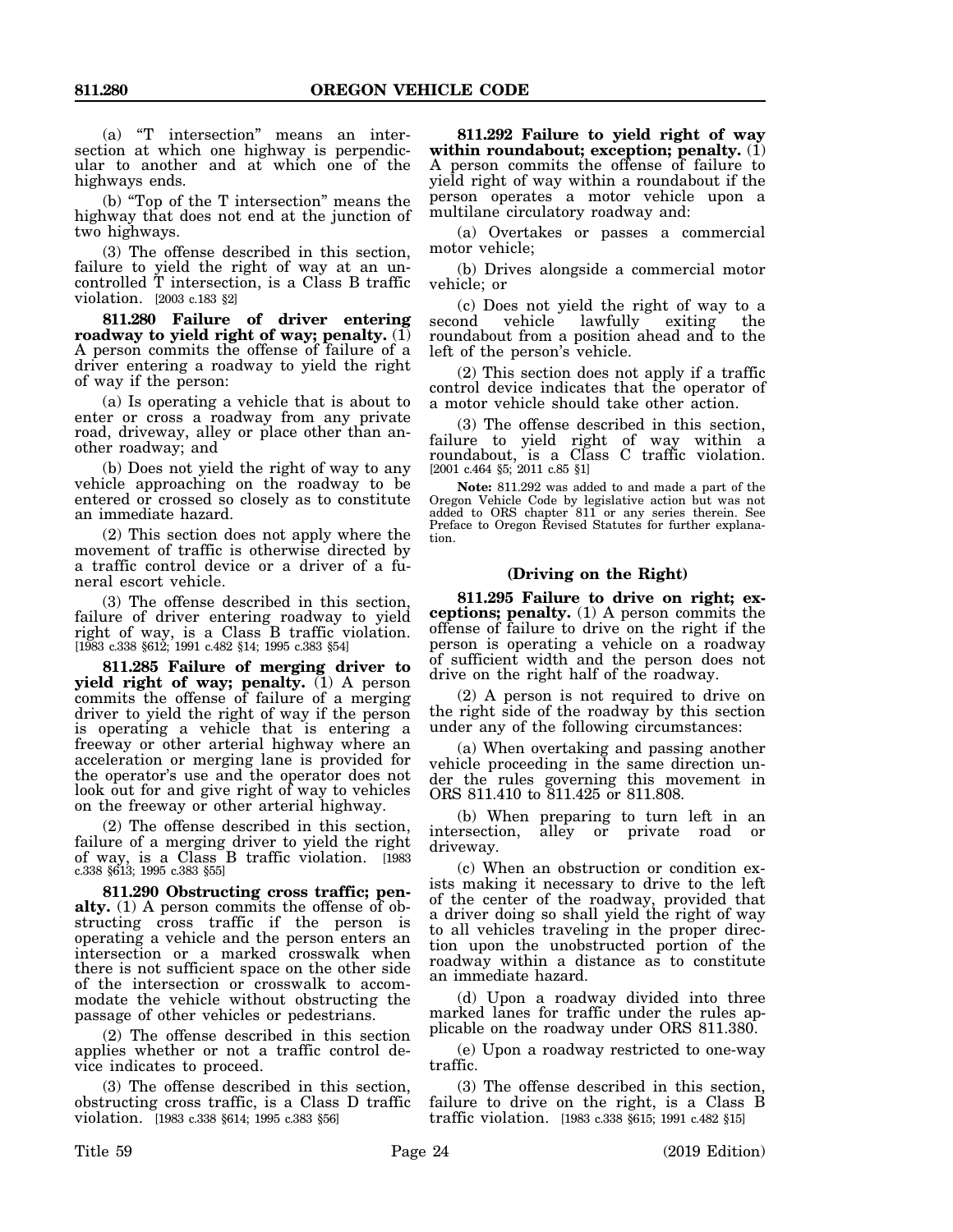(a) "T intersection" means an intersection at which one highway is perpendicular to another and at which one of the highways ends.

(b) "Top of the T intersection" means the highway that does not end at the junction of two highways.

(3) The offense described in this section, failure to yield the right of way at an uncontrolled T intersection, is a Class B traffic violation. [2003 c.183 §2]

**811.280 Failure of driver entering roadway to yield right of way; penalty.** (1) A person commits the offense of failure of a driver entering a roadway to yield the right of way if the person:

(a) Is operating a vehicle that is about to enter or cross a roadway from any private road, driveway, alley or place other than another roadway; and

(b) Does not yield the right of way to any vehicle approaching on the roadway to be entered or crossed so closely as to constitute an immediate hazard.

(2) This section does not apply where the movement of traffic is otherwise directed by a traffic control device or a driver of a funeral escort vehicle.

(3) The offense described in this section, failure of driver entering roadway to yield right of way, is a Class B traffic violation. [1983 c.338 §612; 1991 c.482 §14; 1995 c.383 §54]

**811.285 Failure of merging driver to yield right of way; penalty.** (1) A person commits the offense of failure of a merging driver to yield the right of way if the person is operating a vehicle that is entering a freeway or other arterial highway where an acceleration or merging lane is provided for the operator's use and the operator does not look out for and give right of way to vehicles on the freeway or other arterial highway.

(2) The offense described in this section, failure of a merging driver to yield the right of way, is a Class B traffic violation. [1983 c.338 §613; 1995 c.383 §55]

**811.290 Obstructing cross traffic; penalty.** (1) A person commits the offense of obstructing cross traffic if the person is operating a vehicle and the person enters an intersection or a marked crosswalk when there is not sufficient space on the other side of the intersection or crosswalk to accommodate the vehicle without obstructing the passage of other vehicles or pedestrians.

(2) The offense described in this section applies whether or not a traffic control device indicates to proceed.

(3) The offense described in this section, obstructing cross traffic, is a Class D traffic violation. [1983 c.338 §614; 1995 c.383 §56]

**811.292 Failure to yield right of way within roundabout; exception; penalty.** (1) A person commits the offense of failure to yield right of way within a roundabout if the person operates a motor vehicle upon a multilane circulatory roadway and:

(a) Overtakes or passes a commercial motor vehicle;

(b) Drives alongside a commercial motor vehicle; or

(c) Does not yield the right of way to a second vehicle lawfully exiting the roundabout from a position ahead and to the left of the person's vehicle.

(2) This section does not apply if a traffic control device indicates that the operator of a motor vehicle should take other action.

(3) The offense described in this section, failure to yield right of way within a roundabout, is a Class C traffic violation. [2001 c.464 §5; 2011 c.85 §1]

**Note:** 811.292 was added to and made a part of the Oregon Vehicle Code by legislative action but was not added to ORS chapter 811 or any series therein. See Preface to Oregon Revised Statutes for further explanation.

### (Driving on the Right)

**811.295 Failure to drive on right; exceptions; penalty.** (1) A person commits the offense of failure to drive on the right if the person is operating a vehicle on a roadway of sufficient width and the person does not drive on the right half of the roadway.

(2) A person is not required to drive on the right side of the roadway by this section under any of the following circumstances:

(a) When overtaking and passing another vehicle proceeding in the same direction under the rules governing this movement in ORS 811.410 to 811.425 or 811.808.

(b) When preparing to turn left in an intersection, alley or private road or driveway.

(c) When an obstruction or condition exists making it necessary to drive to the left of the center of the roadway, provided that a driver doing so shall yield the right of way to all vehicles traveling in the proper direction upon the unobstructed portion of the roadway within a distance as to constitute an immediate hazard.

(d) Upon a roadway divided into three marked lanes for traffic under the rules applicable on the roadway under ORS 811.380.

(e) Upon a roadway restricted to one-way traffic.

(3) The offense described in this section, failure to drive on the right, is a Class B traffic violation. [1983 c.338 §615; 1991 c.482 §15]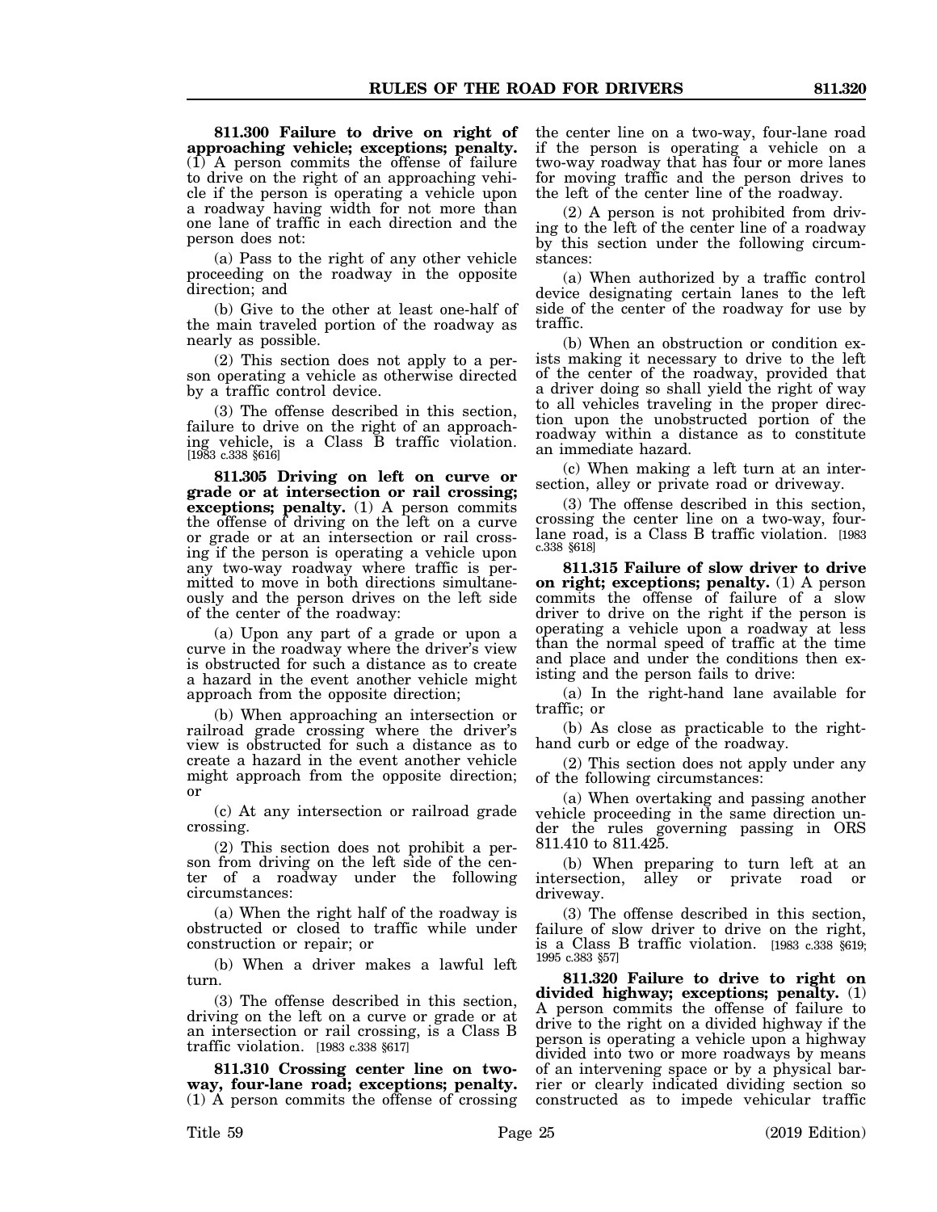**811.300 Failure to drive on right of approaching vehicle; exceptions; penalty.** (1) A person commits the offense of failure to drive on the right of an approaching vehicle if the person is operating a vehicle upon a roadway having width for not more than one lane of traffic in each direction and the person does not:

(a) Pass to the right of any other vehicle proceeding on the roadway in the opposite direction; and

(b) Give to the other at least one-half of the main traveled portion of the roadway as nearly as possible.

(2) This section does not apply to a person operating a vehicle as otherwise directed by a traffic control device.

(3) The offense described in this section, failure to drive on the right of an approaching vehicle, is a Class B traffic violation. [1983 c.338 §616]

**811.305 Driving on left on curve or grade or at intersection or rail crossing; exceptions; penalty.** (1) A person commits the offense of driving on the left on a curve or grade or at an intersection or rail crossing if the person is operating a vehicle upon any two-way roadway where traffic is permitted to move in both directions simultaneously and the person drives on the left side of the center of the roadway:

(a) Upon any part of a grade or upon a curve in the roadway where the driver's view is obstructed for such a distance as to create a hazard in the event another vehicle might approach from the opposite direction;

(b) When approaching an intersection or railroad grade crossing where the driver's view is obstructed for such a distance as to create a hazard in the event another vehicle might approach from the opposite direction; or

(c) At any intersection or railroad grade crossing.

(2) This section does not prohibit a person from driving on the left side of the center of a roadway under the following circumstances:

(a) When the right half of the roadway is obstructed or closed to traffic while under construction or repair; or

(b) When a driver makes a lawful left turn.

(3) The offense described in this section, driving on the left on a curve or grade or at an intersection or rail crossing, is a Class B traffic violation. [1983 c.338 §617]

**811.310 Crossing center line on two-way, four-lane road; exceptions; penalty.** (1) A person commits the offense of crossing the center line on a two-way, four-lane road if the person is operating a vehicle on a two-way roadway that has four or more lanes for moving traffic and the person drives to the left of the center line of the roadway.

(2) A person is not prohibited from driving to the left of the center line of a roadway by this section under the following circumstances:

(a) When authorized by a traffic control device designating certain lanes to the left side of the center of the roadway for use by traffic.

(b) When an obstruction or condition exists making it necessary to drive to the left of the center of the roadway, provided that a driver doing so shall yield the right of way to all vehicles traveling in the proper direction upon the unobstructed portion of the roadway within a distance as to constitute an immediate hazard.

(c) When making a left turn at an intersection, alley or private road or driveway.

(3) The offense described in this section, crossing the center line on a two-way, four-lane road, is a Class B traffic violation. [1983 c.338 §618]

**811.315 Failure of slow driver to drive on right; exceptions; penalty.** (1) A person commits the offense of failure of a slow driver to drive on the right if the person is operating a vehicle upon a roadway at less than the normal speed of traffic at the time and place and under the conditions then existing and the person fails to drive:

(a) In the right-hand lane available for traffic; or

(b) As close as practicable to the right-hand curb or edge of the roadway.

(2) This section does not apply under any of the following circumstances:

(a) When overtaking and passing another vehicle proceeding in the same direction under the rules governing passing in ORS 811.410 to 811.425.

(b) When preparing to turn left at an intersection, alley or private road or driveway.

(3) The offense described in this section, failure of slow driver to drive on the right, is a Class B traffic violation. [1983 c.338 §619; 1995 c.383 §57]

**811.320 Failure to drive to right on divided highway; exceptions; penalty.** (1) A person commits the offense of failure to drive to the right on a divided highway if the person is operating a vehicle upon a highway divided into two or more roadways by means of an intervening space or by a physical barrier or clearly indicated dividing section so constructed as to impede vehicular traffic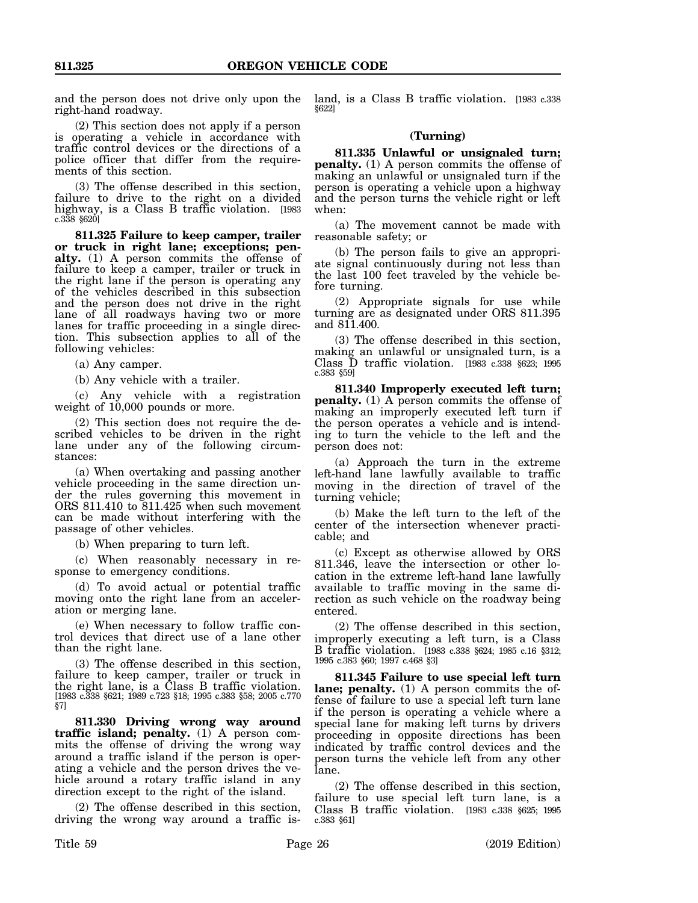and the person does not drive only upon the right-hand roadway.

(2) This section does not apply if a person is operating a vehicle in accordance with traffic control devices or the directions of a police officer that differ from the requirements of this section.

(3) The offense described in this section, failure to drive to the right on a divided highway, is a Class B traffic violation. [1983 c.338 §620]

**811.325 Failure to keep camper, trailer or truck in right lane; exceptions; penalty.** (1) A person commits the offense of failure to keep a camper, trailer or truck in the right lane if the person is operating any of the vehicles described in this subsection and the person does not drive in the right lane of all roadways having two or more lanes for traffic proceeding in a single direction. This subsection applies to all of the following vehicles:

(a) Any camper.

(b) Any vehicle with a trailer.

(c) Any vehicle with a registration weight of 10,000 pounds or more.

(2) This section does not require the described vehicles to be driven in the right lane under any of the following circumstances:

(a) When overtaking and passing another vehicle proceeding in the same direction under the rules governing this movement in ORS 811.410 to 811.425 when such movement can be made without interfering with the passage of other vehicles.

(b) When preparing to turn left.

(c) When reasonably necessary in response to emergency conditions.

(d) To avoid actual or potential traffic moving onto the right lane from an acceleration or merging lane.

(e) When necessary to follow traffic control devices that direct use of a lane other than the right lane.

(3) The offense described in this section, failure to keep camper, trailer or truck in the right lane, is a Class B traffic violation. [1983 c.338 §621; 1989 c.723 §18; 1995 c.383 §58; 2005 c.770 §7]

**811.330 Driving wrong way around traffic island; penalty.** (1) A person commits the offense of driving the wrong way around a traffic island if the person is operating a vehicle and the person drives the vehicle around a rotary traffic island in any direction except to the right of the island.

(2) The offense described in this section, driving the wrong way around a traffic island, is a Class B traffic violation. [1983 c.338 §622]

**(Turning)**

**811.335 Unlawful or unsignaled turn; penalty.** (1) A person commits the offense of making an unlawful or unsignaled turn if the person is operating a vehicle upon a highway and the person turns the vehicle right or left when:

(a) The movement cannot be made with reasonable safety; or

(b) The person fails to give an appropriate signal continuously during not less than the last 100 feet traveled by the vehicle before turning.

(2) Appropriate signals for use while turning are as designated under ORS 811.395 and 811.400.

(3) The offense described in this section, making an unlawful or unsignaled turn, is a Class D traffic violation. [1983 c.338 §623; 1995 c.383 §59]

**811.340 Improperly executed left turn; penalty.** (1) A person commits the offense of making an improperly executed left turn if the person operates a vehicle and is intending to turn the vehicle to the left and the person does not:

(a) Approach the turn in the extreme left-hand lane lawfully available to traffic moving in the direction of travel of the turning vehicle;

(b) Make the left turn to the left of the center of the intersection whenever practicable; and

(c) Except as otherwise allowed by ORS 811.346, leave the intersection or other location in the extreme left-hand lane lawfully available to traffic moving in the same direction as such vehicle on the roadway being entered.

(2) The offense described in this section, improperly executing a left turn, is a Class B traffic violation. [1983 c.338 §624; 1985 c.16 §312; 1995 c.383 §60; 1997 c.468 §3]

**811.345 Failure to use special left turn lane; penalty.** (1) A person commits the offense of failure to use a special left turn lane if the person is operating a vehicle where a special lane for making left turns by drivers proceeding in opposite directions has been indicated by traffic control devices and the person turns the vehicle left from any other lane.

(2) The offense described in this section, failure to use special left turn lane, is a Class B traffic violation. [1983 c.338 §625; 1995 c.383 §61]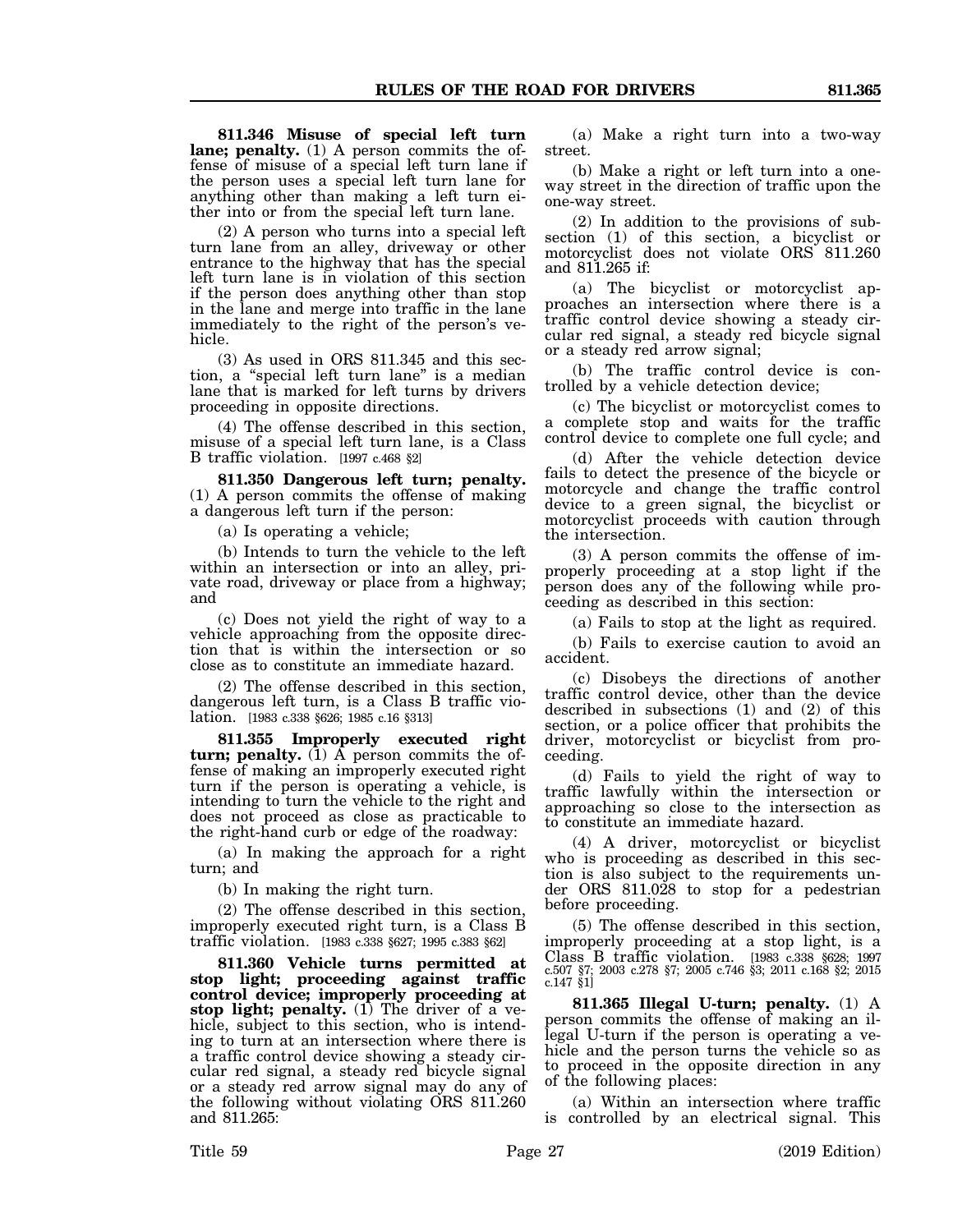**811.346 Misuse of special left turn lane; penalty.** (1) A person commits the offense of misuse of a special left turn lane if the person uses a special left turn lane for anything other than making a left turn either into or from the special left turn lane.

(2) A person who turns into a special left turn lane from an alley, driveway or other entrance to the highway that has the special left turn lane is in violation of this section if the person does anything other than stop in the lane and merge into traffic in the lane immediately to the right of the person's vehicle.

(3) As used in ORS 811.345 and this section, a "special left turn lane" is a median lane that is marked for left turns by drivers proceeding in opposite directions.

(4) The offense described in this section, misuse of a special left turn lane, is a Class B traffic violation. [1997 c.468 §2]

**811.350 Dangerous left turn; penalty.** (1) A person commits the offense of making a dangerous left turn if the person:

(a) Is operating a vehicle;

(b) Intends to turn the vehicle to the left within an intersection or into an alley, private road, driveway or place from a highway; and

(c) Does not yield the right of way to a vehicle approaching from the opposite direction that is within the intersection or so close as to constitute an immediate hazard.

(2) The offense described in this section, dangerous left turn, is a Class B traffic violation. [1983 c.338 §626; 1985 c.16 §313]

**811.355 Improperly executed right turn; penalty.** (1) A person commits the offense of making an improperly executed right turn if the person is operating a vehicle, is intending to turn the vehicle to the right and does not proceed as close as practicable to the right-hand curb or edge of the roadway:

(a) In making the approach for a right turn; and

(b) In making the right turn.

(2) The offense described in this section, improperly executed right turn, is a Class B traffic violation. [1983 c.338 §627; 1995 c.383 §62]

**811.360 Vehicle turns permitted at stop light; proceeding against traffic control device; improperly proceeding at stop light; penalty.** (1) The driver of a vehicle, subject to this section, who is intending to turn at an intersection where there is a traffic control device showing a steady circular red signal, a steady red bicycle signal or a steady red arrow signal may do any of the following without violating ORS 811.260 and 811.265:

(a) Make a right turn into a two-way street.

(b) Make a right or left turn into a one-way street in the direction of traffic upon the one-way street.

(2) In addition to the provisions of subsection (1) of this section, a bicyclist or motorcyclist does not violate ORS 811.260 and 811.265 if:

(a) The bicyclist or motorcyclist approaches an intersection where there is a traffic control device showing a steady circular red signal, a steady red bicycle signal or a steady red arrow signal;

(b) The traffic control device is controlled by a vehicle detection device;

(c) The bicyclist or motorcyclist comes to a complete stop and waits for the traffic control device to complete one full cycle; and

(d) After the vehicle detection device fails to detect the presence of the bicycle or motorcycle and change the traffic control device to a green signal, the bicyclist or motorcyclist proceeds with caution through the intersection.

(3) A person commits the offense of improperly proceeding at a stop light if the person does any of the following while proceeding as described in this section:

(a) Fails to stop at the light as required.

(b) Fails to exercise caution to avoid an accident.

(c) Disobeys the directions of another traffic control device, other than the device described in subsections (1) and (2) of this section, or a police officer that prohibits the driver, motorcyclist or bicyclist from proceeding.

(d) Fails to yield the right of way to traffic lawfully within the intersection or approaching so close to the intersection as to constitute an immediate hazard.

(4) A driver, motorcyclist or bicyclist who is proceeding as described in this section is also subject to the requirements under ORS 811.028 to stop for a pedestrian before proceeding.

(5) The offense described in this section, improperly proceeding at a stop light, is a Class B traffic violation. [1983 c.338 §628; 1997 c.507 §7; 2003 c.278 §7; 2005 c.746 §3; 2011 c.168 §2; 2015 c.147 §1]

**811.365 Illegal U-turn; penalty.** (1) A person commits the offense of making an illegal U-turn if the person is operating a vehicle and the person turns the vehicle so as to proceed in the opposite direction in any of the following places:

(a) Within an intersection where traffic is controlled by an electrical signal. This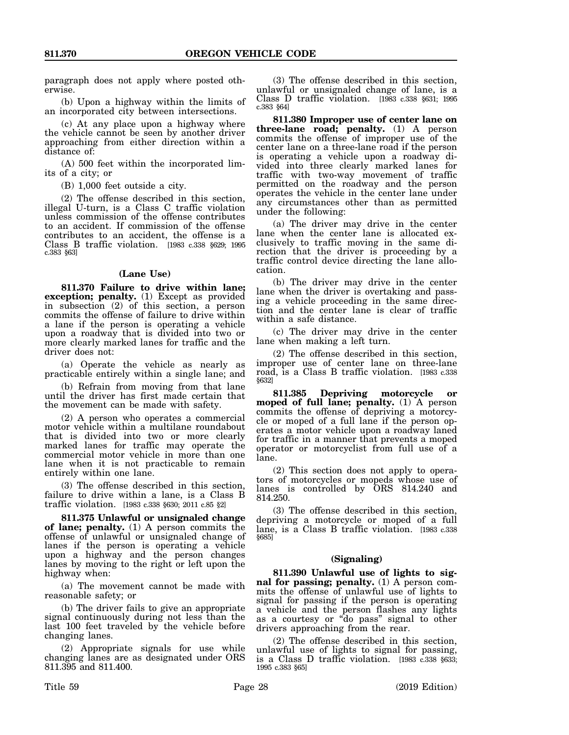paragraph does not apply where posted otherwise.

(b) Upon a highway within the limits of an incorporated city between intersections.

(c) At any place upon a highway where the vehicle cannot be seen by another driver approaching from either direction within a distance of:

(A) 500 feet within the incorporated limits of a city; or

(B) 1,000 feet outside a city.

(2) The offense described in this section, illegal U-turn, is a Class C traffic violation unless commission of the offense contributes to an accident. If commission of the offense contributes to an accident, the offense is a Class B traffic violation. [1983 c.338 §629; 1995 c.383 §63]

### (Lane Use)

**811.370 Failure to drive within lane; exception; penalty.** (1) Except as provided in subsection (2) of this section, a person commits the offense of failure to drive within a lane if the person is operating a vehicle upon a roadway that is divided into two or more clearly marked lanes for traffic and the driver does not:

(a) Operate the vehicle as nearly as practicable entirely within a single lane; and

(b) Refrain from moving from that lane until the driver has first made certain that the movement can be made with safety.

(2) A person who operates a commercial motor vehicle within a multilane roundabout that is divided into two or more clearly marked lanes for traffic may operate the commercial motor vehicle in more than one lane when it is not practicable to remain entirely within one lane.

(3) The offense described in this section, failure to drive within a lane, is a Class B traffic violation. [1983 c.338 §630; 2011 c.85 §2]

**811.375 Unlawful or unsignaled change of lane; penalty.** (1) A person commits the offense of unlawful or unsignaled change of lanes if the person is operating a vehicle upon a highway and the person changes lanes by moving to the right or left upon the highway when:

(a) The movement cannot be made with reasonable safety; or

(b) The driver fails to give an appropriate signal continuously during not less than the last 100 feet traveled by the vehicle before changing lanes.

(2) Appropriate signals for use while changing lanes are as designated under ORS 811.395 and 811.400.

(3) The offense described in this section, unlawful or unsignaled change of lane, is a Class D traffic violation. [1983 c.338 §631; 1995 c.383 §64]

**811.380 Improper use of center lane on three-lane road; penalty.** (1) A person commits the offense of improper use of the center lane on a three-lane road if the person is operating a vehicle upon a roadway divided into three clearly marked lanes for traffic with two-way movement of traffic permitted on the roadway and the person operates the vehicle in the center lane under any circumstances other than as permitted under the following:

(a) The driver may drive in the center lane when the center lane is allocated exclusively to traffic moving in the same direction that the driver is proceeding by a traffic control device directing the lane allocation.

(b) The driver may drive in the center lane when the driver is overtaking and passing a vehicle proceeding in the same direction and the center lane is clear of traffic within a safe distance.

(c) The driver may drive in the center lane when making a left turn.

(2) The offense described in this section, improper use of center lane on three-lane road, is a Class B traffic violation. [1983 c.338 §632]

**811.385 Depriving motorcycle or moped of full lane; penalty.** (1) A person commits the offense of depriving a motorcycle or moped of a full lane if the person operates a motor vehicle upon a roadway laned for traffic in a manner that prevents a moped operator or motorcyclist from full use of a lane.

(2) This section does not apply to operators of motorcycles or mopeds whose use of lanes is controlled by ORS 814.240 and 814.250.

(3) The offense described in this section, depriving a motorcycle or moped of a full lane, is a Class B traffic violation. [1983 c.338 §685]

### (Signaling)

**811.390 Unlawful use of lights to signal for passing; penalty.** (1) A person commits the offense of unlawful use of lights to signal for passing if the person is operating a vehicle and the person flashes any lights as a courtesy or "do pass" signal to other drivers approaching from the rear.

(2) The offense described in this section, unlawful use of lights to signal for passing, is a Class D traffic violation. [1983 c.338 §633; 1995 c.383 §65]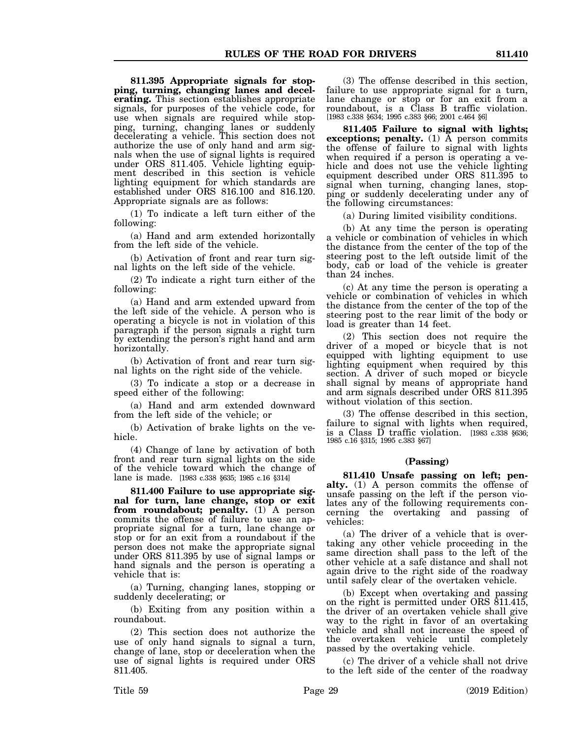**811.395 Appropriate signals for stopping, turning, changing lanes and decelerating.** This section establishes appropriate signals, for purposes of the vehicle code, for use when signals are required while stopping, turning, changing lanes or suddenly decelerating a vehicle. This section does not authorize the use of only hand and arm signals when the use of signal lights is required under ORS 811.405. Vehicle lighting equipment described in this section is vehicle lighting equipment for which standards are established under ORS 816.100 and 816.120. Appropriate signals are as follows:

(1) To indicate a left turn either of the following:

(a) Hand and arm extended horizontally from the left side of the vehicle.

(b) Activation of front and rear turn signal lights on the left side of the vehicle.

(2) To indicate a right turn either of the following:

(a) Hand and arm extended upward from the left side of the vehicle. A person who is operating a bicycle is not in violation of this paragraph if the person signals a right turn by extending the person's right hand and arm horizontally.

(b) Activation of front and rear turn signal lights on the right side of the vehicle.

(3) To indicate a stop or a decrease in speed either of the following:

(a) Hand and arm extended downward from the left side of the vehicle; or

(b) Activation of brake lights on the vehicle.

(4) Change of lane by activation of both front and rear turn signal lights on the side of the vehicle toward which the change of lane is made. [1983 c.338 §635; 1985 c.16 §314]

**811.400 Failure to use appropriate signal for turn, lane change, stop or exit from roundabout; penalty.** (1) A person commits the offense of failure to use an appropriate signal for a turn, lane change or stop or for an exit from a roundabout if the person does not make the appropriate signal under ORS 811.395 by use of signal lamps or hand signals and the person is operating a vehicle that is:

(a) Turning, changing lanes, stopping or suddenly decelerating; or

(b) Exiting from any position within a roundabout.

(2) This section does not authorize the use of only hand signals to signal a turn, change of lane, stop or deceleration when the use of signal lights is required under ORS 811.405.

(3) The offense described in this section, failure to use appropriate signal for a turn, lane change or stop or for an exit from a roundabout, is a Class B traffic violation. [1983 c.338 §634; 1995 c.383 §66; 2001 c.464 §6]

**811.405 Failure to signal with lights; exceptions; penalty.** (1) A person commits the offense of failure to signal with lights when required if a person is operating a vehicle and does not use the vehicle lighting equipment described under ORS 811.395 to signal when turning, changing lanes, stopping or suddenly decelerating under any of the following circumstances:

(a) During limited visibility conditions.

(b) At any time the person is operating a vehicle or combination of vehicles in which the distance from the center of the top of the steering post to the left outside limit of the body, cab or load of the vehicle is greater than 24 inches.

(c) At any time the person is operating a vehicle or combination of vehicles in which the distance from the center of the top of the steering post to the rear limit of the body or load is greater than 14 feet.

(2) This section does not require the driver of a moped or bicycle that is not equipped with lighting equipment to use lighting equipment when required by this section. A driver of such moped or bicycle shall signal by means of appropriate hand and arm signals described under ORS 811.395 without violation of this section.

(3) The offense described in this section, failure to signal with lights when required, is a Class D traffic violation. [1983 c.338 §636; 1985 c.16 §315; 1995 c.383 §67]

### (Passing)

**811.410 Unsafe passing on left; penalty.** (1) A person commits the offense of unsafe passing on the left if the person violates any of the following requirements concerning the overtaking and passing of vehicles:

(a) The driver of a vehicle that is overtaking any other vehicle proceeding in the same direction shall pass to the left of the other vehicle at a safe distance and shall not again drive to the right side of the roadway until safely clear of the overtaken vehicle.

(b) Except when overtaking and passing on the right is permitted under ORS 811.415, the driver of an overtaken vehicle shall give way to the right in favor of an overtaking vehicle and shall not increase the speed of the overtaken vehicle until completely passed by the overtaking vehicle.

(c) The driver of a vehicle shall not drive to the left side of the center of the roadway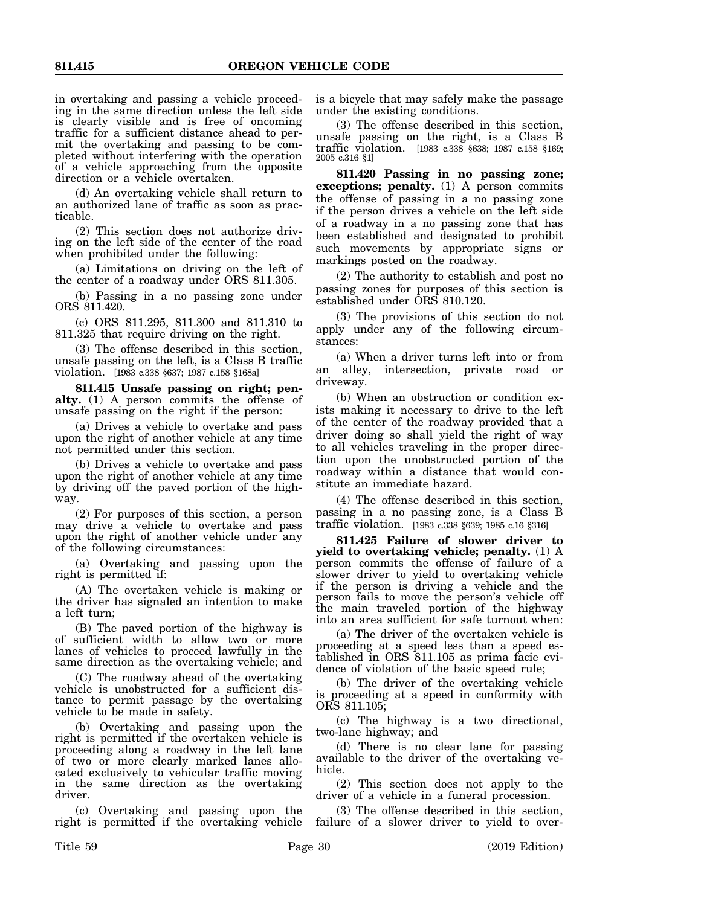in overtaking and passing a vehicle proceeding in the same direction unless the left side is clearly visible and is free of oncoming traffic for a sufficient distance ahead to permit the overtaking and passing to be completed without interfering with the operation of a vehicle approaching from the opposite direction or a vehicle overtaken.

(d) An overtaking vehicle shall return to an authorized lane of traffic as soon as practicable.

(2) This section does not authorize driving on the left side of the center of the road when prohibited under the following:

(a) Limitations on driving on the left of the center of a roadway under ORS 811.305.

(b) Passing in a no passing zone under ORS 811.420.

(c) ORS 811.295, 811.300 and 811.310 to 811.325 that require driving on the right.

(3) The offense described in this section, unsafe passing on the left, is a Class B traffic violation. [1983 c.338 §637; 1987 c.158 §168a]

**811.415 Unsafe passing on right; penalty.** (1) A person commits the offense of unsafe passing on the right if the person:

(a) Drives a vehicle to overtake and pass upon the right of another vehicle at any time not permitted under this section.

(b) Drives a vehicle to overtake and pass upon the right of another vehicle at any time by driving off the paved portion of the highway.

(2) For purposes of this section, a person may drive a vehicle to overtake and pass upon the right of another vehicle under any of the following circumstances:

(a) Overtaking and passing upon the right is permitted if:

(A) The overtaken vehicle is making or the driver has signaled an intention to make a left turn;

(B) The paved portion of the highway is of sufficient width to allow two or more lanes of vehicles to proceed lawfully in the same direction as the overtaking vehicle; and

(C) The roadway ahead of the overtaking vehicle is unobstructed for a sufficient distance to permit passage by the overtaking vehicle to be made in safety.

(b) Overtaking and passing upon the right is permitted if the overtaken vehicle is proceeding along a roadway in the left lane of two or more clearly marked lanes allocated exclusively to vehicular traffic moving in the same direction as the overtaking driver.

(c) Overtaking and passing upon the right is permitted if the overtaking vehicle is a bicycle that may safely make the passage under the existing conditions.

(3) The offense described in this section, unsafe passing on the right, is a Class B traffic violation. [1983 c.338 §638; 1987 c.158 §169; 2005 c.316 §1]

**811.420 Passing in no passing zone; exceptions; penalty.** (1) A person commits the offense of passing in a no passing zone if the person drives a vehicle on the left side of a roadway in a no passing zone that has been established and designated to prohibit such movements by appropriate signs or markings posted on the roadway.

(2) The authority to establish and post no passing zones for purposes of this section is established under ORS 810.120.

(3) The provisions of this section do not apply under any of the following circumstances:

(a) When a driver turns left into or from an alley, intersection, private road or driveway.

(b) When an obstruction or condition exists making it necessary to drive to the left of the center of the roadway provided that a driver doing so shall yield the right of way to all vehicles traveling in the proper direction upon the unobstructed portion of the roadway within a distance that would constitute an immediate hazard.

(4) The offense described in this section, passing in a no passing zone, is a Class B traffic violation. [1983 c.338 §639; 1985 c.16 §316]

**811.425 Failure of slower driver to yield to overtaking vehicle; penalty.** (1) A person commits the offense of failure of a slower driver to yield to overtaking vehicle if the person is driving a vehicle and the person fails to move the person's vehicle off the main traveled portion of the highway into an area sufficient for safe turnout when:

(a) The driver of the overtaken vehicle is proceeding at a speed less than a speed established in ORS 811.105 as prima facie evidence of violation of the basic speed rule;

(b) The driver of the overtaking vehicle is proceeding at a speed in conformity with ORS 811.105;

(c) The highway is a two directional, two-lane highway; and

(d) There is no clear lane for passing available to the driver of the overtaking vehicle.

(2) This section does not apply to the driver of a vehicle in a funeral procession.

(3) The offense described in this section, failure of a slower driver to yield to over-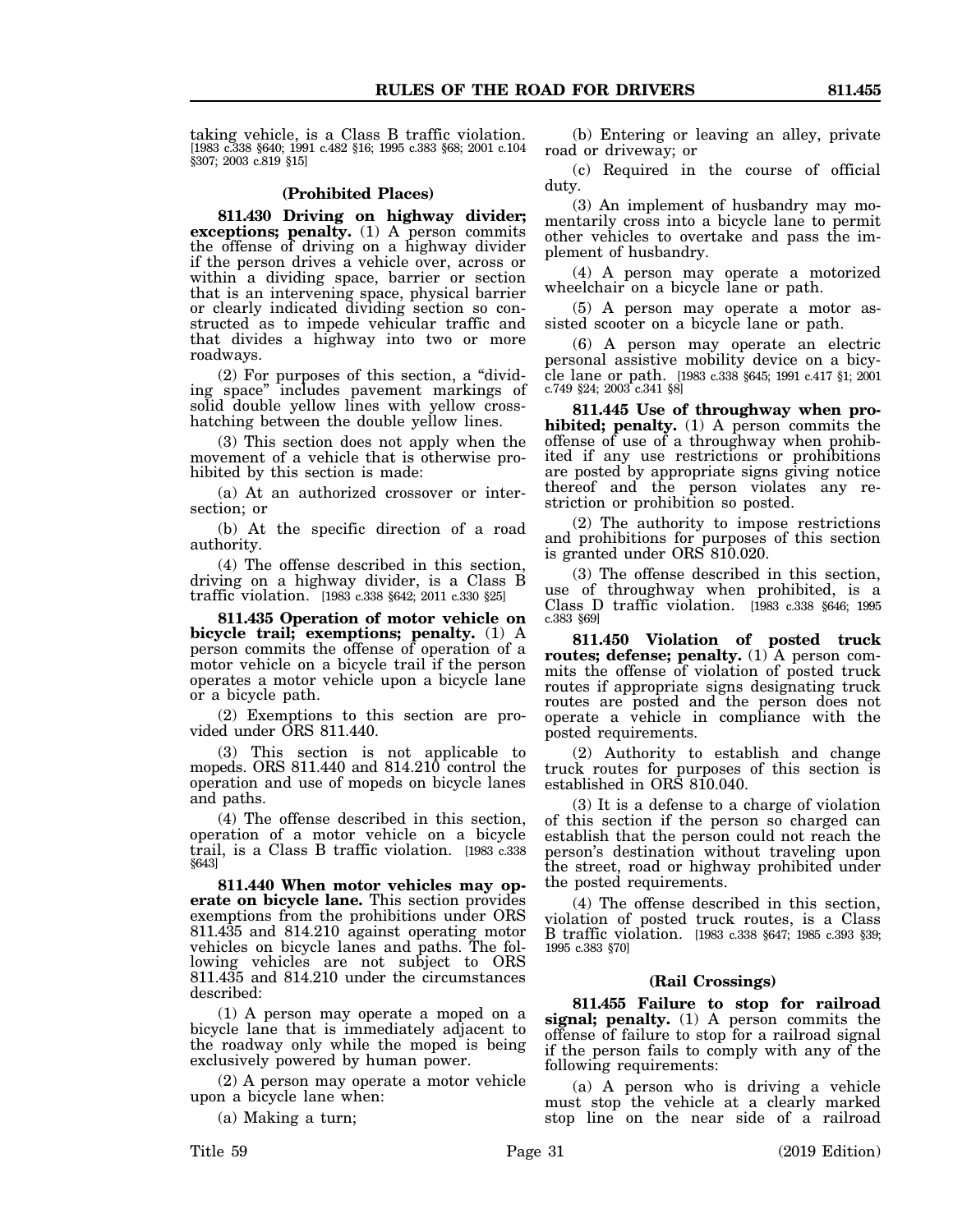taking vehicle, is a Class B traffic violation. [1983 c.338 §640; 1991 c.482 §16; 1995 c.383 §68; 2001 c.104 §307; 2003 c.819 §15]

### (Prohibited Places)

**811.430 Driving on highway divider; exceptions; penalty.** (1) A person commits the offense of driving on a highway divider if the person drives a vehicle over, across or within a dividing space, barrier or section that is an intervening space, physical barrier or clearly indicated dividing section so constructed as to impede vehicular traffic and that divides a highway into two or more roadways.

(2) For purposes of this section, a "dividing space" includes pavement markings of solid double yellow lines with yellow cross-hatching between the double yellow lines.

(3) This section does not apply when the movement of a vehicle that is otherwise prohibited by this section is made:

(a) At an authorized crossover or intersection; or

(b) At the specific direction of a road authority.

(4) The offense described in this section, driving on a highway divider, is a Class B traffic violation. [1983 c.338 §642; 2011 c.330 §25]

**811.435 Operation of motor vehicle on bicycle trail; exemptions; penalty.** (1) A person commits the offense of operation of a motor vehicle on a bicycle trail if the person operates a motor vehicle upon a bicycle lane or a bicycle path.

(2) Exemptions to this section are provided under ORS 811.440.

(3) This section is not applicable to mopeds. ORS 811.440 and 814.210 control the operation and use of mopeds on bicycle lanes and paths.

(4) The offense described in this section, operation of a motor vehicle on a bicycle trail, is a Class B traffic violation. [1983 c.338 §643]

**811.440 When motor vehicles may operate on bicycle lane.** This section provides exemptions from the prohibitions under ORS 811.435 and 814.210 against operating motor vehicles on bicycle lanes and paths. The following vehicles are not subject to ORS 811.435 and 814.210 under the circumstances described:

(1) A person may operate a moped on a bicycle lane that is immediately adjacent to the roadway only while the moped is being exclusively powered by human power.

(2) A person may operate a motor vehicle upon a bicycle lane when:

(a) Making a turn;

(b) Entering or leaving an alley, private road or driveway; or

(c) Required in the course of official duty.

(3) An implement of husbandry may momentarily cross into a bicycle lane to permit other vehicles to overtake and pass the implement of husbandry.

(4) A person may operate a motorized wheelchair on a bicycle lane or path.

(5) A person may operate a motor assisted scooter on a bicycle lane or path.

(6) A person may operate an electric personal assistive mobility device on a bicycle lane or path. [1983 c.338 §645; 1991 c.417 §1; 2001 c.749 §24; 2003 c.341 §8]

**811.445 Use of throughway when prohibited; penalty.** (1) A person commits the offense of use of a throughway when prohibited if any use restrictions or prohibitions are posted by appropriate signs giving notice thereof and the person violates any restriction or prohibition so posted.

(2) The authority to impose restrictions and prohibitions for purposes of this section is granted under ORS 810.020.

(3) The offense described in this section, use of throughway when prohibited, is a Class D traffic violation. [1983 c.338 §646; 1995 c.383 §69]

**811.450 Violation of posted truck routes; defense; penalty.** (1) A person commits the offense of violation of posted truck routes if appropriate signs designating truck routes are posted and the person does not operate a vehicle in compliance with the posted requirements.

(2) Authority to establish and change truck routes for purposes of this section is established in ORS 810.040.

(3) It is a defense to a charge of violation of this section if the person so charged can establish that the person could not reach the person's destination without traveling upon the street, road or highway prohibited under the posted requirements.

(4) The offense described in this section, violation of posted truck routes, is a Class B traffic violation. [1983 c.338 §647; 1985 c.393 §39; 1995 c.383 §70]

### (Rail Crossings)

**811.455 Failure to stop for railroad signal; penalty.** (1) A person commits the offense of failure to stop for a railroad signal if the person fails to comply with any of the following requirements:

(a) A person who is driving a vehicle must stop the vehicle at a clearly marked stop line on the near side of a railroad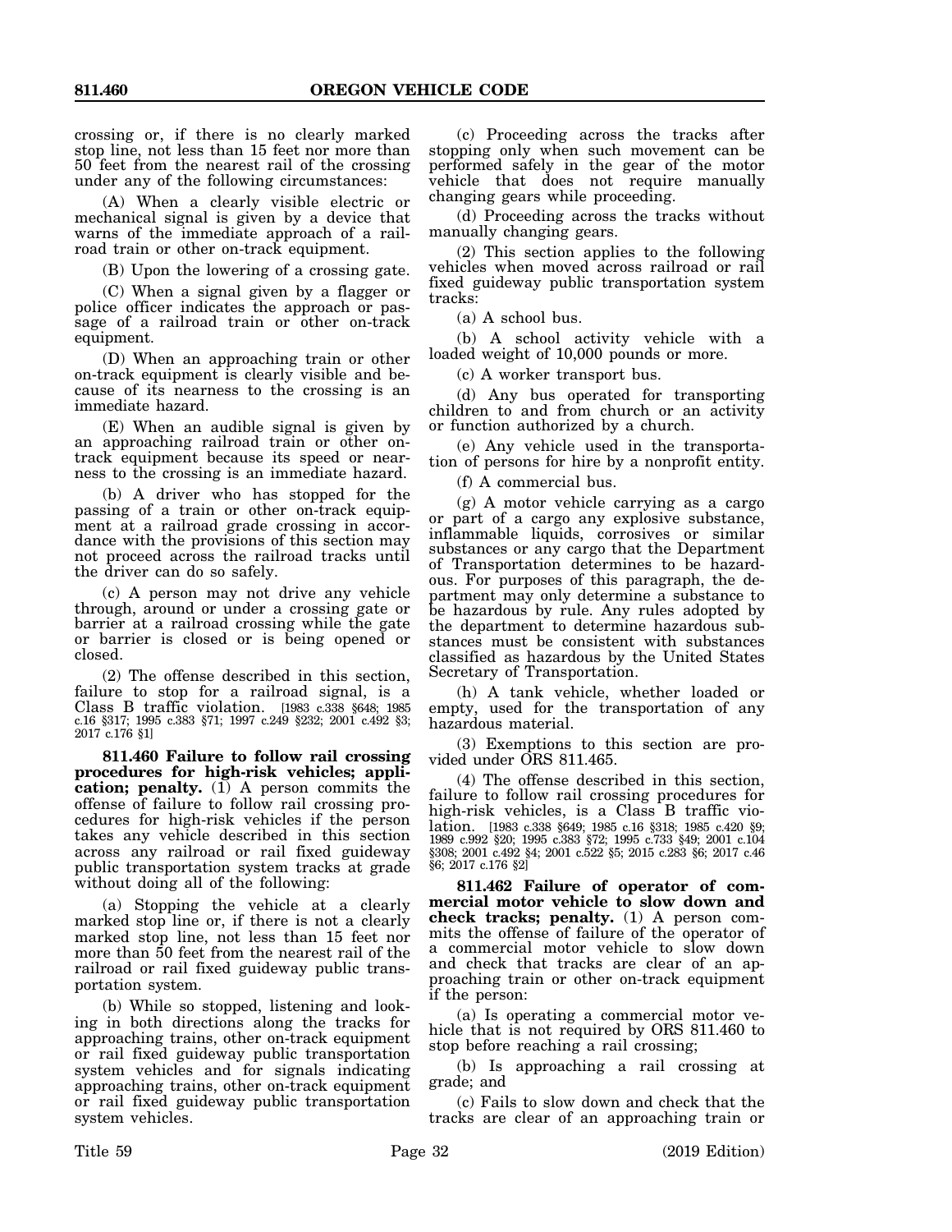crossing or, if there is no clearly marked stop line, not less than 15 feet nor more than 50 feet from the nearest rail of the crossing under any of the following circumstances:

(A) When a clearly visible electric or mechanical signal is given by a device that warns of the immediate approach of a railroad train or other on-track equipment.

(B) Upon the lowering of a crossing gate.

(C) When a signal given by a flagger or police officer indicates the approach or passage of a railroad train or other on-track equipment.

(D) When an approaching train or other on-track equipment is clearly visible and because of its nearness to the crossing is an immediate hazard.

(E) When an audible signal is given by an approaching railroad train or other on-track equipment because its speed or nearness to the crossing is an immediate hazard.

(b) A driver who has stopped for the passing of a train or other on-track equipment at a railroad grade crossing in accordance with the provisions of this section may not proceed across the railroad tracks until the driver can do so safely.

(c) A person may not drive any vehicle through, around or under a crossing gate or barrier at a railroad crossing while the gate or barrier is closed or is being opened or closed.

(2) The offense described in this section, failure to stop for a railroad signal, is a Class B traffic violation. [1983 c.338 §648; 1985 c.16 §317; 1995 c.383 §71; 1997 c.249 §232; 2001 c.492 §3; 2017 c.176 §1]

**811.460 Failure to follow rail crossing procedures for high-risk vehicles; application; penalty.** (1) A person commits the offense of failure to follow rail crossing procedures for high-risk vehicles if the person takes any vehicle described in this section across any railroad or rail fixed guideway public transportation system tracks at grade without doing all of the following:

(a) Stopping the vehicle at a clearly marked stop line or, if there is not a clearly marked stop line, not less than 15 feet nor more than 50 feet from the nearest rail of the railroad or rail fixed guideway public transportation system.

(b) While so stopped, listening and looking in both directions along the tracks for approaching trains, other on-track equipment or rail fixed guideway public transportation system vehicles and for signals indicating approaching trains, other on-track equipment or rail fixed guideway public transportation system vehicles.

(c) Proceeding across the tracks after stopping only when such movement can be performed safely in the gear of the motor vehicle that does not require manually changing gears while proceeding.

(d) Proceeding across the tracks without manually changing gears.

(2) This section applies to the following vehicles when moved across railroad or rail fixed guideway public transportation system tracks:

(a) A school bus.

(b) A school activity vehicle with a loaded weight of 10,000 pounds or more.

(c) A worker transport bus.

(d) Any bus operated for transporting children to and from church or an activity or function authorized by a church.

(e) Any vehicle used in the transportation of persons for hire by a nonprofit entity.

(f) A commercial bus.

(g) A motor vehicle carrying as a cargo or part of a cargo any explosive substance, inflammable liquids, corrosives or similar substances or any cargo that the Department of Transportation determines to be hazardous. For purposes of this paragraph, the department may only determine a substance to be hazardous by rule. Any rules adopted by the department to determine hazardous substances must be consistent with substances classified as hazardous by the United States Secretary of Transportation.

(h) A tank vehicle, whether loaded or empty, used for the transportation of any hazardous material.

(3) Exemptions to this section are provided under ORS 811.465.

(4) The offense described in this section, failure to follow rail crossing procedures for high-risk vehicles, is a Class B traffic violation. [1983 c.338 §649; 1985 c.16 §318; 1985 c.420 §9; 1989 c.992 §20; 1995 c.383 §72; 1995 c.733 §49; 2001 c.104 §308; 2001 c.492 §4; 2001 c.522 §5; 2015 c.283 §6; 2017 c.46 §6; 2017 c.176 §2]

**811.462 Failure of operator of commercial motor vehicle to slow down and check tracks; penalty.** (1) A person commits the offense of failure of the operator of a commercial motor vehicle to slow down and check that tracks are clear of an approaching train or other on-track equipment if the person:

(a) Is operating a commercial motor vehicle that is not required by ORS 811.460 to stop before reaching a rail crossing;

(b) Is approaching a rail crossing at grade; and

(c) Fails to slow down and check that the tracks are clear of an approaching train or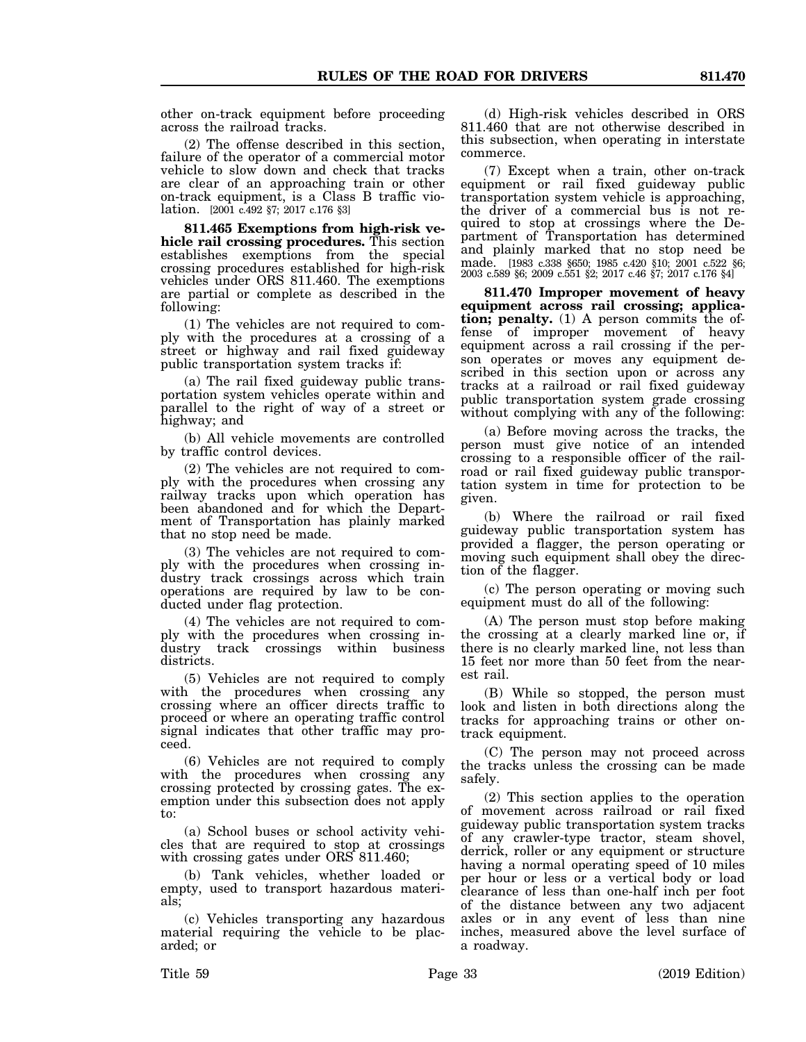other on-track equipment before proceeding across the railroad tracks.

(2) The offense described in this section, failure of the operator of a commercial motor vehicle to slow down and check that tracks are clear of an approaching train or other on-track equipment, is a Class B traffic violation. [2001 c.492 §7; 2017 c.176 §3]

**811.465 Exemptions from high-risk vehicle rail crossing procedures.** This section establishes exemptions from the special crossing procedures established for high-risk vehicles under ORS 811.460. The exemptions are partial or complete as described in the following:

(1) The vehicles are not required to comply with the procedures at a crossing of a street or highway and rail fixed guideway public transportation system tracks if:

(a) The rail fixed guideway public transportation system vehicles operate within and parallel to the right of way of a street or highway; and

(b) All vehicle movements are controlled by traffic control devices.

(2) The vehicles are not required to comply with the procedures when crossing any railway tracks upon which operation has been abandoned and for which the Department of Transportation has plainly marked that no stop need be made.

(3) The vehicles are not required to comply with the procedures when crossing industry track crossings across which train operations are required by law to be conducted under flag protection.

(4) The vehicles are not required to comply with the procedures when crossing industry track crossings within business districts.

(5) Vehicles are not required to comply with the procedures when crossing any crossing where an officer directs traffic to proceed or where an operating traffic control signal indicates that other traffic may proceed.

(6) Vehicles are not required to comply with the procedures when crossing any crossing protected by crossing gates. The exemption under this subsection does not apply to:

(a) School buses or school activity vehicles that are required to stop at crossings with crossing gates under ORS 811.460;

(b) Tank vehicles, whether loaded or empty, used to transport hazardous materials;

(c) Vehicles transporting any hazardous material requiring the vehicle to be placarded; or

(d) High-risk vehicles described in ORS 811.460 that are not otherwise described in this subsection, when operating in interstate commerce.

(7) Except when a train, other on-track equipment or rail fixed guideway public transportation system vehicle is approaching, the driver of a commercial bus is not required to stop at crossings where the Department of Transportation has determined and plainly marked that no stop need be made. [1983 c.338 §650; 1985 c.420 §10; 2001 c.522 §6; 2003 c.589 §6; 2009 c.551 §2; 2017 c.46 §7; 2017 c.176 §4]

**811.470 Improper movement of heavy equipment across rail crossing; application; penalty.** (1) A person commits the offense of improper movement of heavy equipment across a rail crossing if the person operates or moves any equipment described in this section upon or across any tracks at a railroad or rail fixed guideway public transportation system grade crossing without complying with any of the following:

(a) Before moving across the tracks, the person must give notice of an intended crossing to a responsible officer of the railroad or rail fixed guideway public transportation system in time for protection to be given.

(b) Where the railroad or rail fixed guideway public transportation system has provided a flagger, the person operating or moving such equipment shall obey the direction of the flagger.

(c) The person operating or moving such equipment must do all of the following:

(A) The person must stop before making the crossing at a clearly marked line or, if there is no clearly marked line, not less than 15 feet nor more than 50 feet from the nearest rail.

(B) While so stopped, the person must look and listen in both directions along the tracks for approaching trains or other on-track equipment.

(C) The person may not proceed across the tracks unless the crossing can be made safely.

(2) This section applies to the operation of movement across railroad or rail fixed guideway public transportation system tracks of any crawler-type tractor, steam shovel, derrick, roller or any equipment or structure having a normal operating speed of 10 miles per hour or less or a vertical body or load clearance of less than one-half inch per foot of the distance between any two adjacent axles or in any event of less than nine inches, measured above the level surface of a roadway.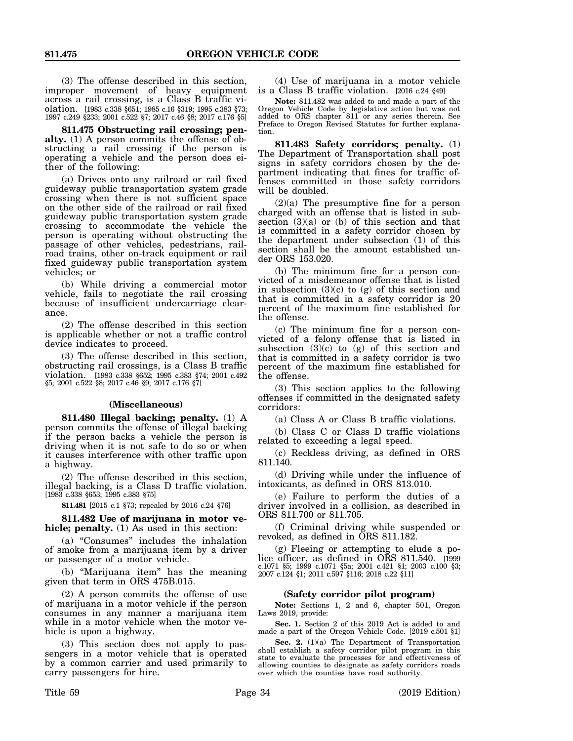(3) The offense described in this section, improper movement of heavy equipment across a rail crossing, is a Class B traffic violation. [1983 c.338 §651; 1985 c.16 §319; 1995 c.383 §73; 1997 c.249 §233; 2001 c.522 §7; 2017 c.46 §8; 2017 c.176 §5]

**811.475 Obstructing rail crossing; penalty.** (1) A person commits the offense of obstructing a rail crossing if the person is operating a vehicle and the person does either of the following:

(a) Drives onto any railroad or rail fixed guideway public transportation system grade crossing when there is not sufficient space on the other side of the railroad or rail fixed guideway public transportation system grade crossing to accommodate the vehicle the person is operating without obstructing the passage of other vehicles, pedestrians, railroad trains, other on-track equipment or rail fixed guideway public transportation system vehicles; or

(b) While driving a commercial motor vehicle, fails to negotiate the rail crossing because of insufficient undercarriage clearance.

(2) The offense described in this section is applicable whether or not a traffic control device indicates to proceed.

(3) The offense described in this section, obstructing rail crossings, is a Class B traffic violation. [1983 c.338 §652; 1995 c.383 §74; 2001 c.492 §5; 2001 c.522 §8; 2017 c.46 §9; 2017 c.176 §7]

### (Miscellaneous)

**811.480 Illegal backing; penalty.** (1) A person commits the offense of illegal backing if the person backs a vehicle the person is driving when it is not safe to do so or when it causes interference with other traffic upon a highway.

(2) The offense described in this section, illegal backing, is a Class D traffic violation. [1983 c.338 §653; 1995 c.383 §75]

**811.481** [2015 c.1 §73; repealed by 2016 c.24 §76]

**811.482 Use of marijuana in motor vehicle; penalty.** (1) As used in this section:

(a) "Consumes" includes the inhalation of smoke from a marijuana item by a driver or passenger of a motor vehicle.

(b) "Marijuana item" has the meaning given that term in ORS 475B.015.

(2) A person commits the offense of use of marijuana in a motor vehicle if the person consumes in any manner a marijuana item while in a motor vehicle when the motor vehicle is upon a highway.

(3) This section does not apply to passengers in a motor vehicle that is operated by a common carrier and used primarily to carry passengers for hire.

(4) Use of marijuana in a motor vehicle is a Class B traffic violation. [2016 c.24 §49]

**Note:** 811.482 was added to and made a part of the Oregon Vehicle Code by legislative action but was not added to ORS chapter 811 or any series therein. See Preface to Oregon Revised Statutes for further explanation.

**811.483 Safety corridors; penalty.** (1) The Department of Transportation shall post signs in safety corridors chosen by the department indicating that fines for traffic offenses committed in those safety corridors will be doubled.

(2)(a) The presumptive fine for a person charged with an offense that is listed in subsection (3)(a) or (b) of this section and that is committed in a safety corridor chosen by the department under subsection (1) of this section shall be the amount established under ORS 153.020.

(b) The minimum fine for a person convicted of a misdemeanor offense that is listed in subsection (3)(c) to (g) of this section and that is committed in a safety corridor is 20 percent of the maximum fine established for the offense.

(c) The minimum fine for a person convicted of a felony offense that is listed in subsection (3)(c) to (g) of this section and that is committed in a safety corridor is two percent of the maximum fine established for the offense.

(3) This section applies to the following offenses if committed in the designated safety corridors:

(a) Class A or Class B traffic violations.

(b) Class C or Class D traffic violations related to exceeding a legal speed.

(c) Reckless driving, as defined in ORS 811.140.

(d) Driving while under the influence of intoxicants, as defined in ORS 813.010.

(e) Failure to perform the duties of a driver involved in a collision, as described in ORS 811.700 or 811.705.

(f) Criminal driving while suspended or revoked, as defined in ORS 811.182.

(g) Fleeing or attempting to elude a police officer, as defined in ORS 811.540. [1999 c.1071 §5; 1999 c.1071 §5a; 2001 c.421 §1; 2003 c.100 §3; 2007 c.124 §1; 2011 c.597 §116; 2018 c.22 §11]

### (Safety corridor pilot program)

**Note:** Sections 1, 2 and 6, chapter 501, Oregon Laws 2019, provide:

**Sec. 1.** Section 2 of this 2019 Act is added to and made a part of the Oregon Vehicle Code. [2019 c.501 §1]

**Sec. 2.** (1)(a) The Department of Transportation shall establish a safety corridor pilot program in this state to evaluate the processes for and effectiveness of allowing counties to designate as safety corridors roads over which the counties have road authority.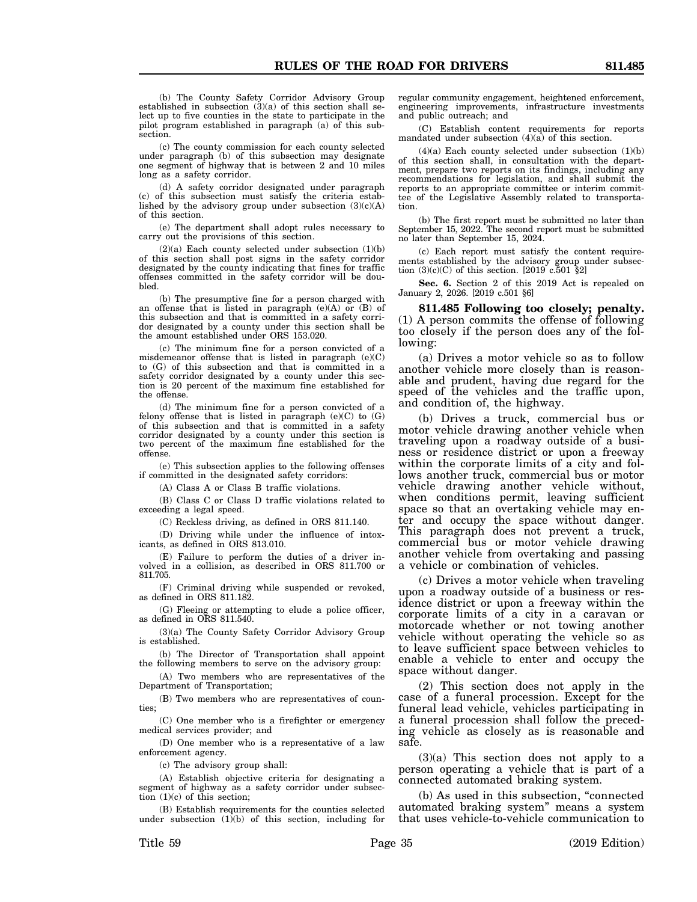(b) The County Safety Corridor Advisory Group established in subsection (3)(a) of this section shall select up to five counties in the state to participate in the pilot program established in paragraph (a) of this subsection.

(c) The county commission for each county selected under paragraph (b) of this subsection may designate one segment of highway that is between 2 and 10 miles long as a safety corridor.

(d) A safety corridor designated under paragraph (c) of this subsection must satisfy the criteria established by the advisory group under subsection (3)(c)(A) of this section.

(e) The department shall adopt rules necessary to carry out the provisions of this section.

(2)(a) Each county selected under subsection (1)(b) of this section shall post signs in the safety corridor designated by the county indicating that fines for traffic offenses committed in the safety corridor will be doubled.

(b) The presumptive fine for a person charged with an offense that is listed in paragraph (e)(A) or (B) of this subsection and that is committed in a safety corridor designated by a county under this section shall be the amount established under ORS 153.020.

(c) The minimum fine for a person convicted of a misdemeanor offense that is listed in paragraph (e)(C) to (G) of this subsection and that is committed in a safety corridor designated by a county under this section is 20 percent of the maximum fine established for the offense.

(d) The minimum fine for a person convicted of a felony offense that is listed in paragraph (e)(C) to (G) of this subsection and that is committed in a safety corridor designated by a county under this section is two percent of the maximum fine established for the offense.

(e) This subsection applies to the following offenses if committed in the designated safety corridors:

(A) Class A or Class B traffic violations.

(B) Class C or Class D traffic violations related to exceeding a legal speed.

(C) Reckless driving, as defined in ORS 811.140.

(D) Driving while under the influence of intoxicants, as defined in ORS 813.010.

(E) Failure to perform the duties of a driver involved in a collision, as described in ORS 811.700 or 811.705.

(F) Criminal driving while suspended or revoked, as defined in ORS 811.182.

(G) Fleeing or attempting to elude a police officer, as defined in ORS 811.540.

(3)(a) The County Safety Corridor Advisory Group is established.

(b) The Director of Transportation shall appoint the following members to serve on the advisory group:

(A) Two members who are representatives of the Department of Transportation;

(B) Two members who are representatives of counties;

(C) One member who is a firefighter or emergency medical services provider; and

(D) One member who is a representative of a law enforcement agency.

(c) The advisory group shall:

(A) Establish objective criteria for designating a segment of highway as a safety corridor under subsection (1)(c) of this section;

(B) Establish requirements for the counties selected under subsection (1)(b) of this section, including for regular community engagement, heightened enforcement, engineering improvements, infrastructure investments and public outreach; and

(C) Establish content requirements for reports mandated under subsection (4)(a) of this section.

(4)(a) Each county selected under subsection (1)(b) of this section shall, in consultation with the department, prepare two reports on its findings, including any recommendations for legislation, and shall submit the reports to an appropriate committee or interim committee of the Legislative Assembly related to transportation.

(b) The first report must be submitted no later than September 15, 2022. The second report must be submitted no later than September 15, 2024.

(c) Each report must satisfy the content requirements established by the advisory group under subsection (3)(c)(C) of this section. [2019 c.501 §2]

**Sec. 6.** Section 2 of this 2019 Act is repealed on January 2, 2026. [2019 c.501 §6]

**811.485 Following too closely; penalty.** (1) A person commits the offense of following too closely if the person does any of the following:

(a) Drives a motor vehicle so as to follow another vehicle more closely than is reasonable and prudent, having due regard for the speed of the vehicles and the traffic upon, and condition of, the highway.

(b) Drives a truck, commercial bus or motor vehicle drawing another vehicle when traveling upon a roadway outside of a business or residence district or upon a freeway within the corporate limits of a city and follows another truck, commercial bus or motor vehicle drawing another vehicle without, when conditions permit, leaving sufficient space so that an overtaking vehicle may enter and occupy the space without danger. This paragraph does not prevent a truck, commercial bus or motor vehicle drawing another vehicle from overtaking and passing a vehicle or combination of vehicles.

(c) Drives a motor vehicle when traveling upon a roadway outside of a business or residence district or upon a freeway within the corporate limits of a city in a caravan or motorcade whether or not towing another vehicle without operating the vehicle so as to leave sufficient space between vehicles to enable a vehicle to enter and occupy the space without danger.

(2) This section does not apply in the case of a funeral procession. Except for the funeral lead vehicle, vehicles participating in a funeral procession shall follow the preceding vehicle as closely as is reasonable and safe.

(3)(a) This section does not apply to a person operating a vehicle that is part of a connected automated braking system.

(b) As used in this subsection, "connected automated braking system" means a system that uses vehicle-to-vehicle communication to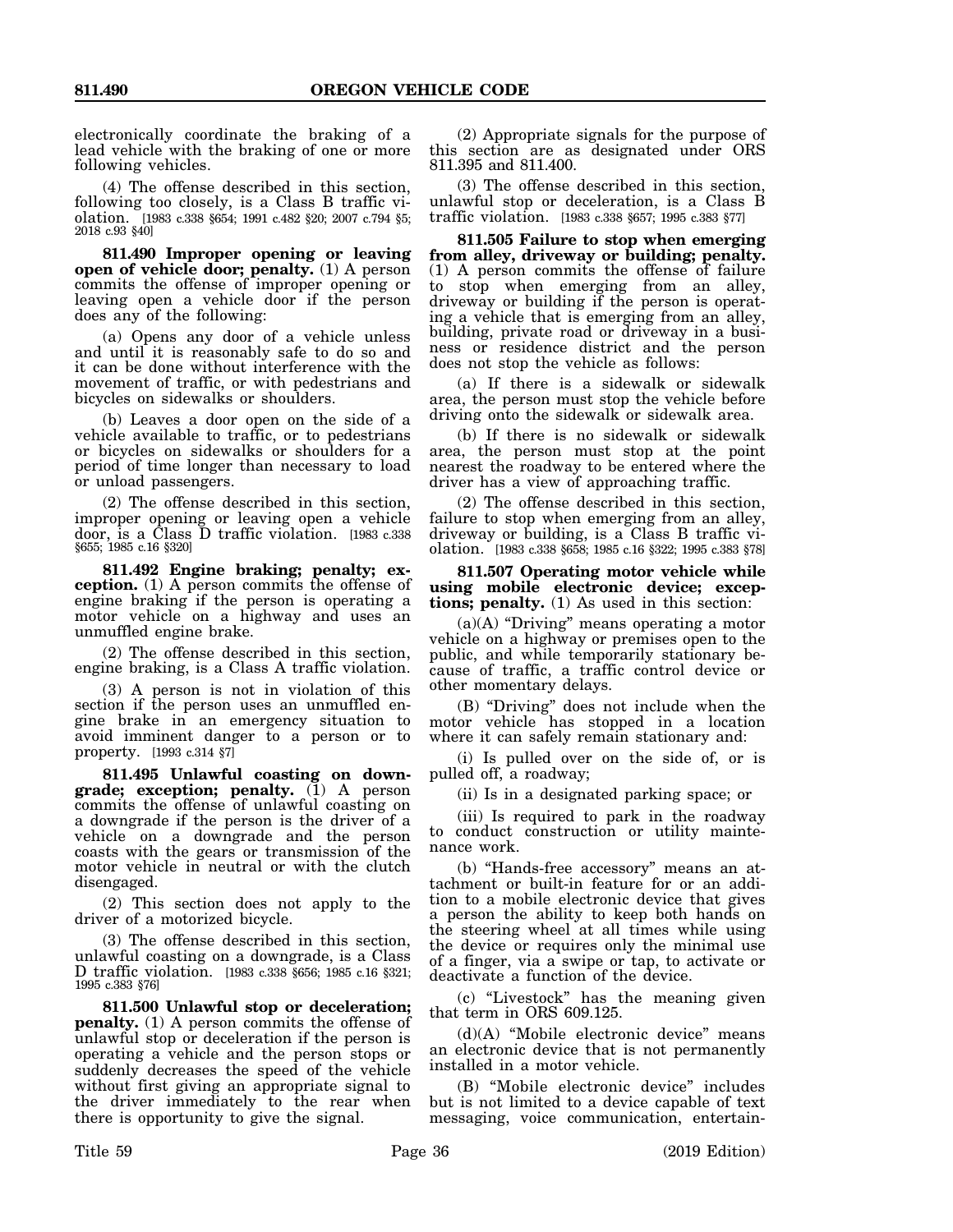electronically coordinate the braking of a lead vehicle with the braking of one or more following vehicles.

(4) The offense described in this section, following too closely, is a Class B traffic violation. [1983 c.338 §654; 1991 c.482 §20; 2007 c.794 §5; 2018 c.93 §40]

**811.490 Improper opening or leaving open of vehicle door; penalty.** (1) A person commits the offense of improper opening or leaving open a vehicle door if the person does any of the following:

(a) Opens any door of a vehicle unless and until it is reasonably safe to do so and it can be done without interference with the movement of traffic, or with pedestrians and bicycles on sidewalks or shoulders.

(b) Leaves a door open on the side of a vehicle available to traffic, or to pedestrians or bicycles on sidewalks or shoulders for a period of time longer than necessary to load or unload passengers.

(2) The offense described in this section, improper opening or leaving open a vehicle door, is a Class D traffic violation. [1983 c.338 §655; 1985 c.16 §320]

**811.492 Engine braking; penalty; exception.** (1) A person commits the offense of engine braking if the person is operating a motor vehicle on a highway and uses an unmuffled engine brake.

(2) The offense described in this section, engine braking, is a Class A traffic violation.

(3) A person is not in violation of this section if the person uses an unmuffled engine brake in an emergency situation to avoid imminent danger to a person or to property. [1993 c.314 §7]

**811.495 Unlawful coasting on downgrade; exception; penalty.** (1) A person commits the offense of unlawful coasting on a downgrade if the person is the driver of a vehicle on a downgrade and the person coasts with the gears or transmission of the motor vehicle in neutral or with the clutch disengaged.

(2) This section does not apply to the driver of a motorized bicycle.

(3) The offense described in this section, unlawful coasting on a downgrade, is a Class D traffic violation. [1983 c.338 §656; 1985 c.16 §321; 1995 c.383 §76]

**811.500 Unlawful stop or deceleration; penalty.** (1) A person commits the offense of unlawful stop or deceleration if the person is operating a vehicle and the person stops or suddenly decreases the speed of the vehicle without first giving an appropriate signal to the driver immediately to the rear when there is opportunity to give the signal.

(2) Appropriate signals for the purpose of this section are as designated under ORS 811.395 and 811.400.

(3) The offense described in this section, unlawful stop or deceleration, is a Class B traffic violation. [1983 c.338 §657; 1995 c.383 §77]

**811.505 Failure to stop when emerging from alley, driveway or building; penalty.** (1) A person commits the offense of failure to stop when emerging from an alley, driveway or building if the person is operating a vehicle that is emerging from an alley, building, private road or driveway in a business or residence district and the person does not stop the vehicle as follows:

(a) If there is a sidewalk or sidewalk area, the person must stop the vehicle before driving onto the sidewalk or sidewalk area.

(b) If there is no sidewalk or sidewalk area, the person must stop at the point nearest the roadway to be entered where the driver has a view of approaching traffic.

(2) The offense described in this section, failure to stop when emerging from an alley, driveway or building, is a Class B traffic violation. [1983 c.338 §658; 1985 c.16 §322; 1995 c.383 §78]

**811.507 Operating motor vehicle while using mobile electronic device; exceptions; penalty.** (1) As used in this section:

(a)(A) "Driving" means operating a motor vehicle on a highway or premises open to the public, and while temporarily stationary because of traffic, a traffic control device or other momentary delays.

(B) "Driving" does not include when the motor vehicle has stopped in a location where it can safely remain stationary and:

(i) Is pulled over on the side of, or is pulled off, a roadway;

(ii) Is in a designated parking space; or

(iii) Is required to park in the roadway to conduct construction or utility maintenance work.

(b) "Hands-free accessory" means an attachment or built-in feature for or an addition to a mobile electronic device that gives a person the ability to keep both hands on the steering wheel at all times while using the device or requires only the minimal use of a finger, via a swipe or tap, to activate or deactivate a function of the device.

(c) "Livestock" has the meaning given that term in ORS 609.125.

(d)(A) "Mobile electronic device" means an electronic device that is not permanently installed in a motor vehicle.

(B) "Mobile electronic device" includes but is not limited to a device capable of text messaging, voice communication, entertain-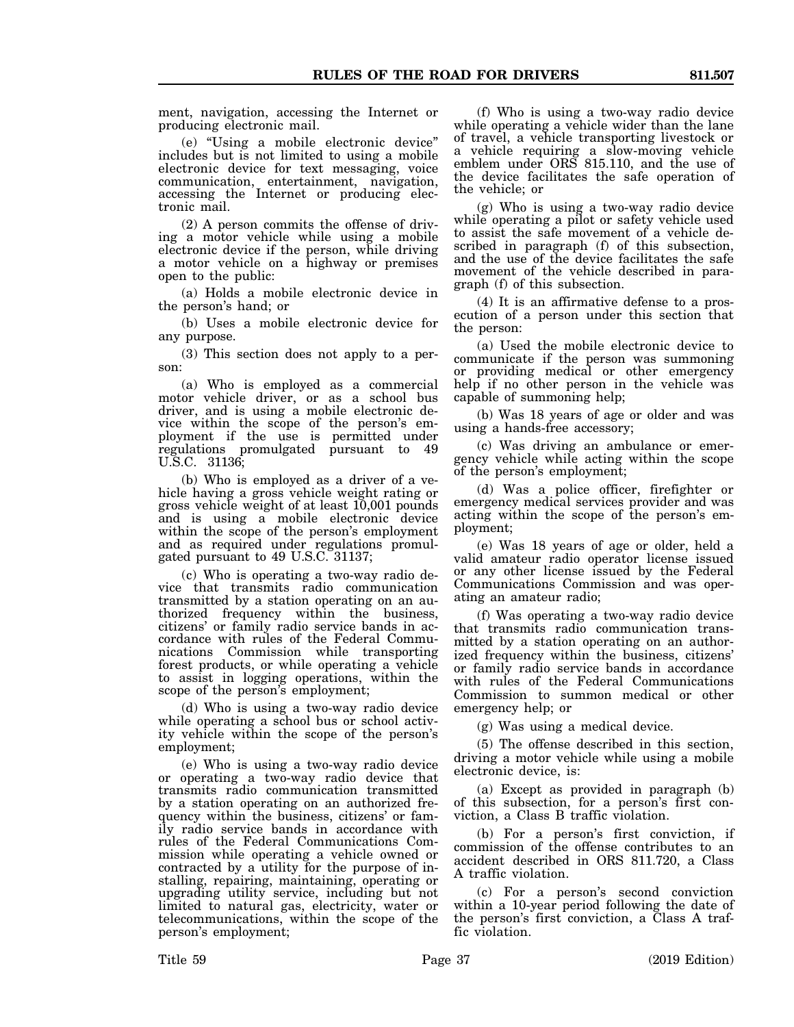ment, navigation, accessing the Internet or producing electronic mail.

(e) "Using a mobile electronic device" includes but is not limited to using a mobile electronic device for text messaging, voice communication, entertainment, navigation, accessing the Internet or producing electronic mail.

(2) A person commits the offense of driving a motor vehicle while using a mobile electronic device if the person, while driving a motor vehicle on a highway or premises open to the public:

(a) Holds a mobile electronic device in the person's hand; or

(b) Uses a mobile electronic device for any purpose.

(3) This section does not apply to a person:

(a) Who is employed as a commercial motor vehicle driver, or as a school bus driver, and is using a mobile electronic device within the scope of the person's employment if the use is permitted under regulations promulgated pursuant to 49 U.S.C. 31136;

(b) Who is employed as a driver of a vehicle having a gross vehicle weight rating or gross vehicle weight of at least 10,001 pounds and is using a mobile electronic device within the scope of the person's employment and as required under regulations promulgated pursuant to 49 U.S.C. 31137;

(c) Who is operating a two-way radio device that transmits radio communication transmitted by a station operating on an authorized frequency within the business, citizens' or family radio service bands in accordance with rules of the Federal Communications Commission while transporting forest products, or while operating a vehicle to assist in logging operations, within the scope of the person's employment;

(d) Who is using a two-way radio device while operating a school bus or school activity vehicle within the scope of the person's employment;

(e) Who is using a two-way radio device or operating a two-way radio device that transmits radio communication transmitted by a station operating on an authorized frequency within the business, citizens' or family radio service bands in accordance with rules of the Federal Communications Commission while operating a vehicle owned or contracted by a utility for the purpose of installing, repairing, maintaining, operating or upgrading utility service, including but not limited to natural gas, electricity, water or telecommunications, within the scope of the person's employment;

(f) Who is using a two-way radio device while operating a vehicle wider than the lane of travel, a vehicle transporting livestock or a vehicle requiring a slow-moving vehicle emblem under ORS 815.110, and the use of the device facilitates the safe operation of the vehicle; or

(g) Who is using a two-way radio device while operating a pilot or safety vehicle used to assist the safe movement of a vehicle described in paragraph (f) of this subsection, and the use of the device facilitates the safe movement of the vehicle described in paragraph (f) of this subsection.

(4) It is an affirmative defense to a prosecution of a person under this section that the person:

(a) Used the mobile electronic device to communicate if the person was summoning or providing medical or other emergency help if no other person in the vehicle was capable of summoning help;

(b) Was 18 years of age or older and was using a hands-free accessory;

(c) Was driving an ambulance or emergency vehicle while acting within the scope of the person's employment;

(d) Was a police officer, firefighter or emergency medical services provider and was acting within the scope of the person's employment;

(e) Was 18 years of age or older, held a valid amateur radio operator license issued or any other license issued by the Federal Communications Commission and was operating an amateur radio;

(f) Was operating a two-way radio device that transmits radio communication transmitted by a station operating on an authorized frequency within the business, citizens' or family radio service bands in accordance with rules of the Federal Communications Commission to summon medical or other emergency help; or

(g) Was using a medical device.

(5) The offense described in this section, driving a motor vehicle while using a mobile electronic device, is:

(a) Except as provided in paragraph (b) of this subsection, for a person's first conviction, a Class B traffic violation.

(b) For a person's first conviction, if commission of the offense contributes to an accident described in ORS 811.720, a Class A traffic violation.

(c) For a person's second conviction within a 10-year period following the date of the person's first conviction, a Class A traffic violation.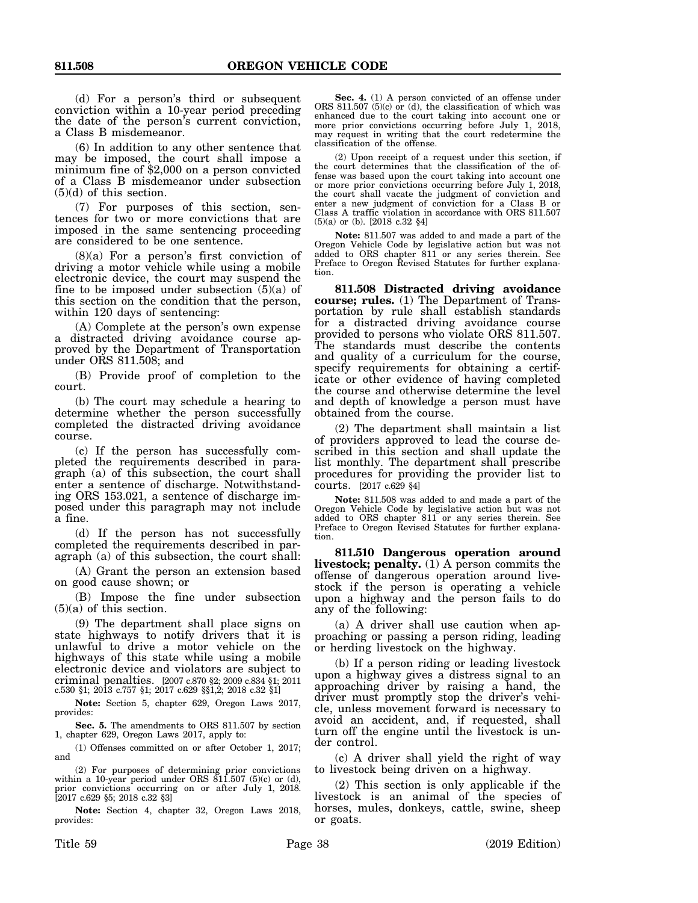(d) For a person's third or subsequent conviction within a 10-year period preceding the date of the person's current conviction, a Class B misdemeanor.

(6) In addition to any other sentence that may be imposed, the court shall impose a minimum fine of $2,000 on a person convicted of a Class B misdemeanor under subsection (5)(d) of this section.

(7) For purposes of this section, sentences for two or more convictions that are imposed in the same sentencing proceeding are considered to be one sentence.

(8)(a) For a person's first conviction of driving a motor vehicle while using a mobile electronic device, the court may suspend the fine to be imposed under subsection (5)(a) of this section on the condition that the person, within 120 days of sentencing:

(A) Complete at the person's own expense a distracted driving avoidance course approved by the Department of Transportation under ORS 811.508; and

(B) Provide proof of completion to the court.

(b) The court may schedule a hearing to determine whether the person successfully completed the distracted driving avoidance course.

(c) If the person has successfully completed the requirements described in paragraph (a) of this subsection, the court shall enter a sentence of discharge. Notwithstanding ORS 153.021, a sentence of discharge imposed under this paragraph may not include a fine.

(d) If the person has not successfully completed the requirements described in paragraph (a) of this subsection, the court shall:

(A) Grant the person an extension based on good cause shown; or

(B) Impose the fine under subsection (5)(a) of this section.

(9) The department shall place signs on state highways to notify drivers that it is unlawful to drive a motor vehicle on the highways of this state while using a mobile electronic device and violators are subject to criminal penalties. [2007 c.870 §2; 2009 c.834 §1; 2011 c.530 §1; 2013 c.757 §1; 2017 c.629 §§1,2; 2018 c.32 §1]

**Note:** Section 5, chapter 629, Oregon Laws 2017, provides:

**Sec. 5.** The amendments to ORS 811.507 by section 1, chapter 629, Oregon Laws 2017, apply to:

(1) Offenses committed on or after October 1, 2017; and

(2) For purposes of determining prior convictions within a 10-year period under ORS 811.507 (5)(c) or (d), prior convictions occurring on or after July 1, 2018. [2017 c.629 §5; 2018 c.32 §3]

**Note:** Section 4, chapter 32, Oregon Laws 2018, provides:

**Sec. 4.** (1) A person convicted of an offense under ORS 811.507 (5)(c) or (d), the classification of which was enhanced due to the court taking into account one or more prior convictions occurring before July 1, 2018, may request in writing that the court redetermine the classification of the offense.

(2) Upon receipt of a request under this section, if the court determines that the classification of the offense was based upon the court taking into account one or more prior convictions occurring before July 1, 2018, the court shall vacate the judgment of conviction and enter a new judgment of conviction for a Class B or Class A traffic violation in accordance with ORS 811.507 (5)(a) or (b). [2018 c.32 §4]

**Note:** 811.507 was added to and made a part of the Oregon Vehicle Code by legislative action but was not added to ORS chapter 811 or any series therein. See Preface to Oregon Revised Statutes for further explanation.

**811.508 Distracted driving avoidance course; rules.** (1) The Department of Transportation by rule shall establish standards for a distracted driving avoidance course provided to persons who violate ORS 811.507. The standards must describe the contents and quality of a curriculum for the course, specify requirements for obtaining a certificate or other evidence of having completed the course and otherwise determine the level and depth of knowledge a person must have obtained from the course.

(2) The department shall maintain a list of providers approved to lead the course described in this section and shall update the list monthly. The department shall prescribe procedures for providing the provider list to courts. [2017 c.629 §4]

**Note:** 811.508 was added to and made a part of the Oregon Vehicle Code by legislative action but was not added to ORS chapter 811 or any series therein. See Preface to Oregon Revised Statutes for further explanation.

**811.510 Dangerous operation around livestock; penalty.** (1) A person commits the offense of dangerous operation around livestock if the person is operating a vehicle upon a highway and the person fails to do any of the following:

(a) A driver shall use caution when approaching or passing a person riding, leading or herding livestock on the highway.

(b) If a person riding or leading livestock upon a highway gives a distress signal to an approaching driver by raising a hand, the driver must promptly stop the driver's vehicle, unless movement forward is necessary to avoid an accident, and, if requested, shall turn off the engine until the livestock is under control.

(c) A driver shall yield the right of way to livestock being driven on a highway.

(2) This section is only applicable if the livestock is an animal of the species of horses, mules, donkeys, cattle, swine, sheep or goats.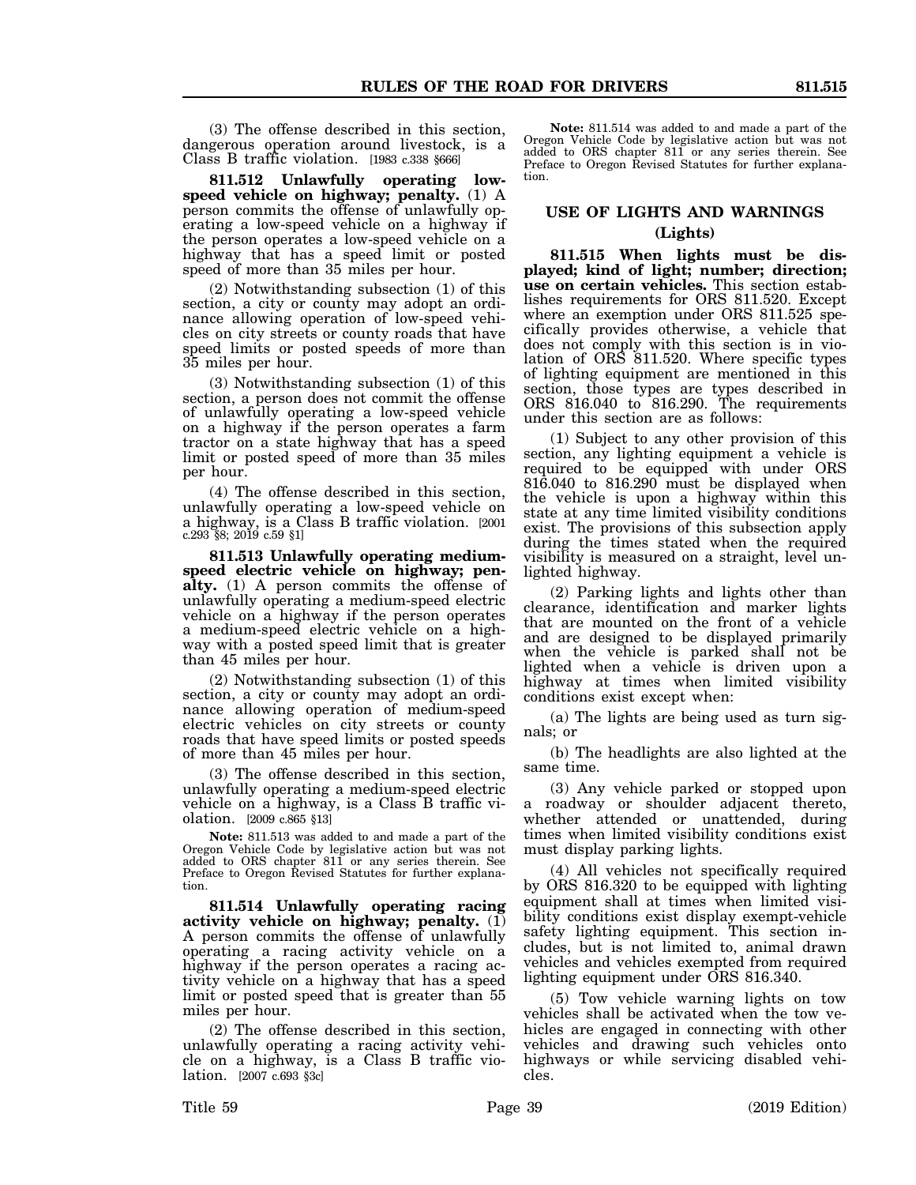(3) The offense described in this section, dangerous operation around livestock, is a Class B traffic violation. [1983 c.338 §666]

**811.512 Unlawfully operating low-speed vehicle on highway; penalty.** (1) A person commits the offense of unlawfully operating a low-speed vehicle on a highway if the person operates a low-speed vehicle on a highway that has a speed limit or posted speed of more than 35 miles per hour.

(2) Notwithstanding subsection (1) of this section, a city or county may adopt an ordinance allowing operation of low-speed vehicles on city streets or county roads that have speed limits or posted speeds of more than 35 miles per hour.

(3) Notwithstanding subsection (1) of this section, a person does not commit the offense of unlawfully operating a low-speed vehicle on a highway if the person operates a farm tractor on a state highway that has a speed limit or posted speed of more than 35 miles per hour.

(4) The offense described in this section, unlawfully operating a low-speed vehicle on a highway, is a Class B traffic violation. [2001 c.293 §8; 2019 c.59 §1]

**811.513 Unlawfully operating medium-speed electric vehicle on highway; penalty.** (1) A person commits the offense of unlawfully operating a medium-speed electric vehicle on a highway if the person operates a medium-speed electric vehicle on a highway with a posted speed limit that is greater than 45 miles per hour.

(2) Notwithstanding subsection (1) of this section, a city or county may adopt an ordinance allowing operation of medium-speed electric vehicles on city streets or county roads that have speed limits or posted speeds of more than 45 miles per hour.

(3) The offense described in this section, unlawfully operating a medium-speed electric vehicle on a highway, is a Class B traffic violation. [2009 c.865 §13]

**Note:** 811.513 was added to and made a part of the Oregon Vehicle Code by legislative action but was not added to ORS chapter 811 or any series therein. See Preface to Oregon Revised Statutes for further explanation.

**811.514 Unlawfully operating racing activity vehicle on highway; penalty.** (1) A person commits the offense of unlawfully operating a racing activity vehicle on a highway if the person operates a racing activity vehicle on a highway that has a speed limit or posted speed that is greater than 55 miles per hour.

(2) The offense described in this section, unlawfully operating a racing activity vehicle on a highway, is a Class B traffic violation. [2007 c.693 §3c]

**Note:** 811.514 was added to and made a part of the Oregon Vehicle Code by legislative action but was not added to ORS chapter 811 or any series therein. See Preface to Oregon Revised Statutes for further explanation.

## USE OF LIGHTS AND WARNINGS

### (Lights)

**811.515 When lights must be displayed; kind of light; number; direction; use on certain vehicles.** This section establishes requirements for ORS 811.520. Except where an exemption under ORS 811.525 specifically provides otherwise, a vehicle that does not comply with this section is in violation of ORS 811.520. Where specific types of lighting equipment are mentioned in this section, those types are types described in ORS 816.040 to 816.290. The requirements under this section are as follows:

(1) Subject to any other provision of this section, any lighting equipment a vehicle is required to be equipped with under ORS 816.040 to 816.290 must be displayed when the vehicle is upon a highway within this state at any time limited visibility conditions exist. The provisions of this subsection apply during the times stated when the required visibility is measured on a straight, level unlighted highway.

(2) Parking lights and lights other than clearance, identification and marker lights that are mounted on the front of a vehicle and are designed to be displayed primarily when the vehicle is parked shall not be lighted when a vehicle is driven upon a highway at times when limited visibility conditions exist except when:

(a) The lights are being used as turn signals; or

(b) The headlights are also lighted at the same time.

(3) Any vehicle parked or stopped upon a roadway or shoulder adjacent thereto, whether attended or unattended, during times when limited visibility conditions exist must display parking lights.

(4) All vehicles not specifically required by ORS 816.320 to be equipped with lighting equipment shall at times when limited visibility conditions exist display exempt-vehicle safety lighting equipment. This section includes, but is not limited to, animal drawn vehicles and vehicles exempted from required lighting equipment under ORS 816.340.

(5) Tow vehicle warning lights on tow vehicles shall be activated when the tow vehicles are engaged in connecting with other vehicles and drawing such vehicles onto highways or while servicing disabled vehicles.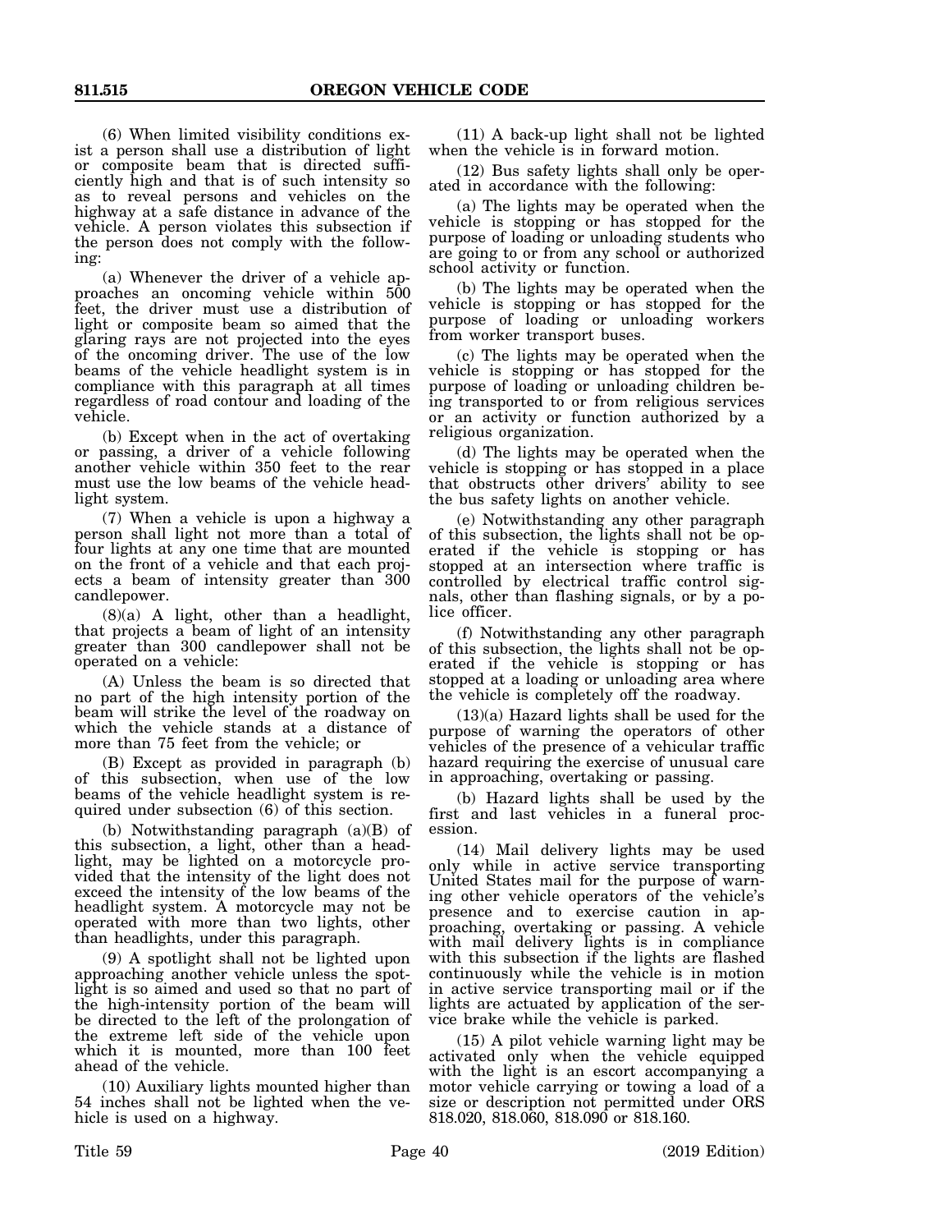(6) When limited visibility conditions exist a person shall use a distribution of light or composite beam that is directed sufficiently high and that is of such intensity so as to reveal persons and vehicles on the highway at a safe distance in advance of the vehicle. A person violates this subsection if the person does not comply with the following:

(a) Whenever the driver of a vehicle approaches an oncoming vehicle within 500 feet, the driver must use a distribution of light or composite beam so aimed that the glaring rays are not projected into the eyes of the oncoming driver. The use of the low beams of the vehicle headlight system is in compliance with this paragraph at all times regardless of road contour and loading of the vehicle.

(b) Except when in the act of overtaking or passing, a driver of a vehicle following another vehicle within 350 feet to the rear must use the low beams of the vehicle headlight system.

(7) When a vehicle is upon a highway a person shall light not more than a total of four lights at any one time that are mounted on the front of a vehicle and that each projects a beam of intensity greater than 300 candlepower.

(8)(a) A light, other than a headlight, that projects a beam of light of an intensity greater than 300 candlepower shall not be operated on a vehicle:

(A) Unless the beam is so directed that no part of the high intensity portion of the beam will strike the level of the roadway on which the vehicle stands at a distance of more than 75 feet from the vehicle; or

(B) Except as provided in paragraph (b) of this subsection, when use of the low beams of the vehicle headlight system is required under subsection (6) of this section.

(b) Notwithstanding paragraph (a)(B) of this subsection, a light, other than a headlight, may be lighted on a motorcycle provided that the intensity of the light does not exceed the intensity of the low beams of the headlight system. A motorcycle may not be operated with more than two lights, other than headlights, under this paragraph.

(9) A spotlight shall not be lighted upon approaching another vehicle unless the spotlight is so aimed and used so that no part of the high-intensity portion of the beam will be directed to the left of the prolongation of the extreme left side of the vehicle upon which it is mounted, more than 100 feet ahead of the vehicle.

(10) Auxiliary lights mounted higher than 54 inches shall not be lighted when the vehicle is used on a highway.

(11) A back-up light shall not be lighted when the vehicle is in forward motion.

(12) Bus safety lights shall only be operated in accordance with the following:

(a) The lights may be operated when the vehicle is stopping or has stopped for the purpose of loading or unloading students who are going to or from any school or authorized school activity or function.

(b) The lights may be operated when the vehicle is stopping or has stopped for the purpose of loading or unloading workers from worker transport buses.

(c) The lights may be operated when the vehicle is stopping or has stopped for the purpose of loading or unloading children being transported to or from religious services or an activity or function authorized by a religious organization.

(d) The lights may be operated when the vehicle is stopping or has stopped in a place that obstructs other drivers' ability to see the bus safety lights on another vehicle.

(e) Notwithstanding any other paragraph of this subsection, the lights shall not be operated if the vehicle is stopping or has stopped at an intersection where traffic is controlled by electrical traffic control signals, other than flashing signals, or by a police officer.

(f) Notwithstanding any other paragraph of this subsection, the lights shall not be operated if the vehicle is stopping or has stopped at a loading or unloading area where the vehicle is completely off the roadway.

(13)(a) Hazard lights shall be used for the purpose of warning the operators of other vehicles of the presence of a vehicular traffic hazard requiring the exercise of unusual care in approaching, overtaking or passing.

(b) Hazard lights shall be used by the first and last vehicles in a funeral procession.

(14) Mail delivery lights may be used only while in active service transporting United States mail for the purpose of warning other vehicle operators of the vehicle's presence and to exercise caution in approaching, overtaking or passing. A vehicle with mail delivery lights is in compliance with this subsection if the lights are flashed continuously while the vehicle is in motion in active service transporting mail or if the lights are actuated by application of the service brake while the vehicle is parked.

(15) A pilot vehicle warning light may be activated only when the vehicle equipped with the light is an escort accompanying a motor vehicle carrying or towing a load of a size or description not permitted under ORS 818.020, 818.060, 818.090 or 818.160.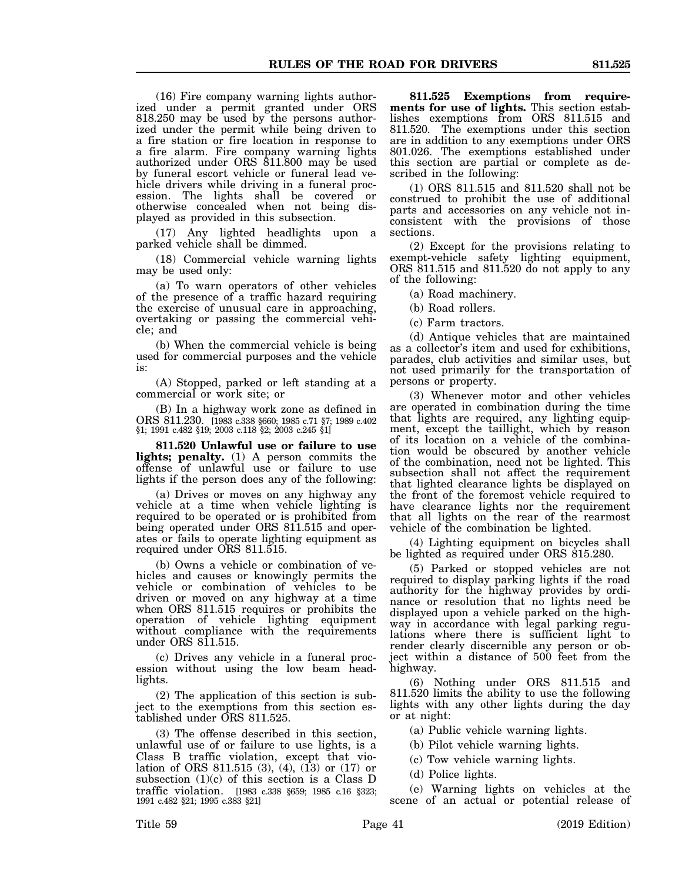(16) Fire company warning lights authorized under a permit granted under ORS 818.250 may be used by the persons authorized under the permit while being driven to a fire station or fire location in response to a fire alarm. Fire company warning lights authorized under ORS 811.800 may be used by funeral escort vehicle or funeral lead vehicle drivers while driving in a funeral procession. The lights shall be covered or otherwise concealed when not being displayed as provided in this subsection.

(17) Any lighted headlights upon a parked vehicle shall be dimmed.

(18) Commercial vehicle warning lights may be used only:

(a) To warn operators of other vehicles of the presence of a traffic hazard requiring the exercise of unusual care in approaching, overtaking or passing the commercial vehicle; and

(b) When the commercial vehicle is being used for commercial purposes and the vehicle is:

(A) Stopped, parked or left standing at a commercial or work site; or

(B) In a highway work zone as defined in ORS 811.230. [1983 c.338 §660; 1985 c.71 §7; 1989 c.402 §1; 1991 c.482 §19; 2003 c.118 §2; 2003 c.245 §1]

**811.520 Unlawful use or failure to use lights; penalty.** (1) A person commits the offense of unlawful use or failure to use lights if the person does any of the following:

(a) Drives or moves on any highway any vehicle at a time when vehicle lighting is required to be operated or is prohibited from being operated under ORS 811.515 and operates or fails to operate lighting equipment as required under ORS 811.515.

(b) Owns a vehicle or combination of vehicles and causes or knowingly permits the vehicle or combination of vehicles to be driven or moved on any highway at a time when ORS 811.515 requires or prohibits the operation of vehicle lighting equipment without compliance with the requirements under ORS 811.515.

(c) Drives any vehicle in a funeral procession without using the low beam headlights.

(2) The application of this section is subject to the exemptions from this section established under ORS 811.525.

(3) The offense described in this section, unlawful use of or failure to use lights, is a Class B traffic violation, except that violation of ORS 811.515 (3), (4), (13) or (17) or subsection (1)(c) of this section is a Class D traffic violation. [1983 c.338 §659; 1985 c.16 §323; 1991 c.482 §21; 1995 c.383 §21]

**811.525 Exemptions from requirements for use of lights.** This section establishes exemptions from ORS 811.515 and 811.520. The exemptions under this section are in addition to any exemptions under ORS 801.026. The exemptions established under this section are partial or complete as described in the following:

(1) ORS 811.515 and 811.520 shall not be construed to prohibit the use of additional parts and accessories on any vehicle not inconsistent with the provisions of those sections.

(2) Except for the provisions relating to exempt-vehicle safety lighting equipment, ORS 811.515 and 811.520 do not apply to any of the following:

(a) Road machinery.

(b) Road rollers.

(c) Farm tractors.

(d) Antique vehicles that are maintained as a collector's item and used for exhibitions, parades, club activities and similar uses, but not used primarily for the transportation of persons or property.

(3) Whenever motor and other vehicles are operated in combination during the time that lights are required, any lighting equipment, except the taillight, which by reason of its location on a vehicle of the combination would be obscured by another vehicle of the combination, need not be lighted. This subsection shall not affect the requirement that lighted clearance lights be displayed on the front of the foremost vehicle required to have clearance lights nor the requirement that all lights on the rear of the rearmost vehicle of the combination be lighted.

(4) Lighting equipment on bicycles shall be lighted as required under ORS 815.280.

(5) Parked or stopped vehicles are not required to display parking lights if the road authority for the highway provides by ordinance or resolution that no lights need be displayed upon a vehicle parked on the highway in accordance with legal parking regulations where there is sufficient light to render clearly discernible any person or object within a distance of 500 feet from the highway.

(6) Nothing under ORS 811.515 and 811.520 limits the ability to use the following lights with any other lights during the day or at night:

(a) Public vehicle warning lights.

(b) Pilot vehicle warning lights.

(c) Tow vehicle warning lights.

(d) Police lights.

(e) Warning lights on vehicles at the scene of an actual or potential release of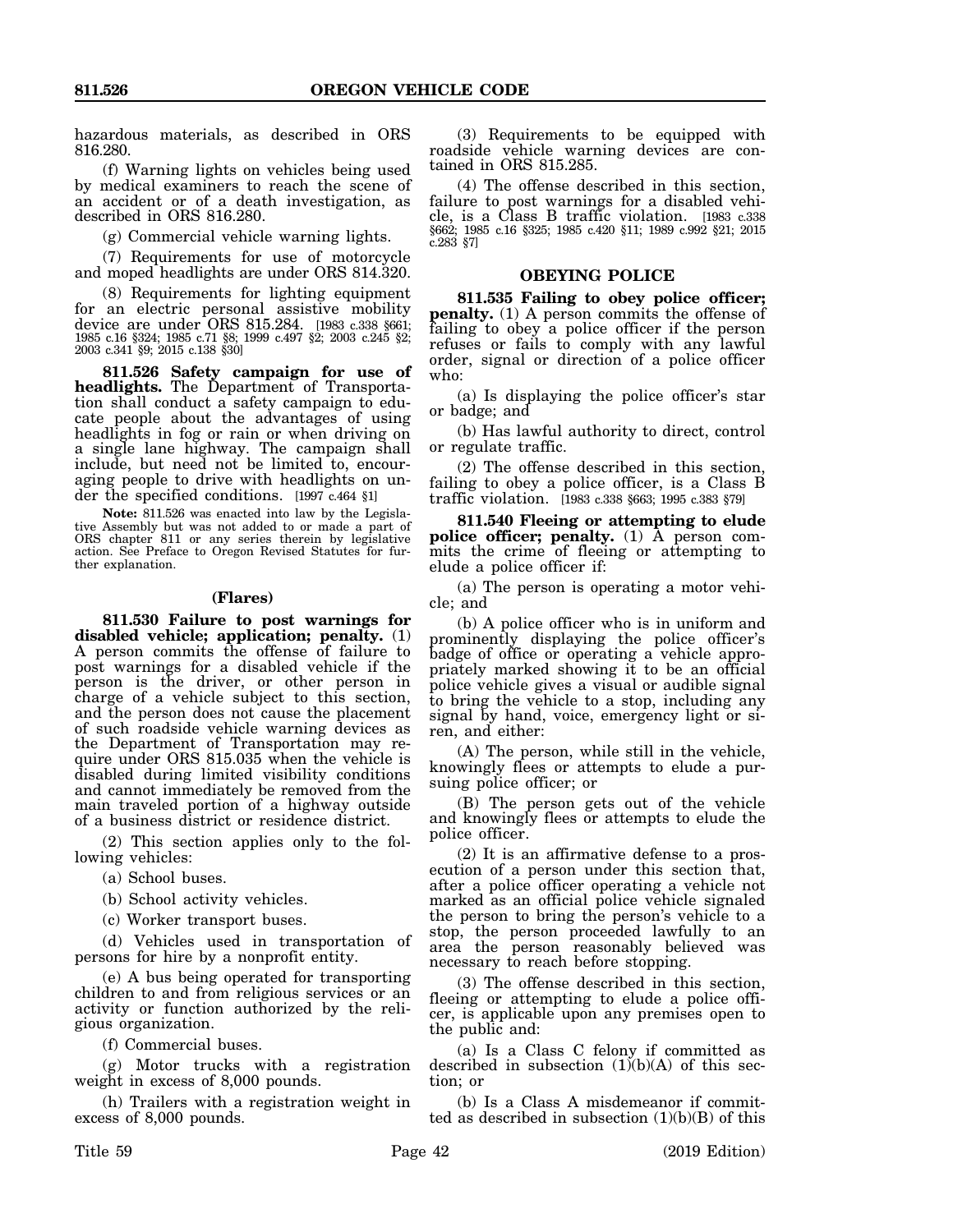hazardous materials, as described in ORS 816.280.

(f) Warning lights on vehicles being used by medical examiners to reach the scene of an accident or of a death investigation, as described in ORS 816.280.

(g) Commercial vehicle warning lights.

(7) Requirements for use of motorcycle and moped headlights are under ORS 814.320.

(8) Requirements for lighting equipment for an electric personal assistive mobility device are under ORS 815.284. [1983 c.338 §661; 1985 c.16 §324; 1985 c.71 §8; 1999 c.497 §2; 2003 c.245 §2; 2003 c.341 §9; 2015 c.138 §30]

**811.526 Safety campaign for use of headlights.** The Department of Transportation shall conduct a safety campaign to educate people about the advantages of using headlights in fog or rain or when driving on a single lane highway. The campaign shall include, but need not be limited to, encouraging people to drive with headlights on under the specified conditions. [1997 c.464 §1]

**Note:** 811.526 was enacted into law by the Legislative Assembly but was not added to or made a part of ORS chapter 811 or any series therein by legislative action. See Preface to Oregon Revised Statutes for further explanation.

**(Flares)**

**811.530 Failure to post warnings for disabled vehicle; application; penalty.** (1) A person commits the offense of failure to post warnings for a disabled vehicle if the person is the driver, or other person in charge of a vehicle subject to this section, and the person does not cause the placement of such roadside vehicle warning devices as the Department of Transportation may require under ORS 815.035 when the vehicle is disabled during limited visibility conditions and cannot immediately be removed from the main traveled portion of a highway outside of a business district or residence district.

(2) This section applies only to the following vehicles:

(a) School buses.

(b) School activity vehicles.

(c) Worker transport buses.

(d) Vehicles used in transportation of persons for hire by a nonprofit entity.

(e) A bus being operated for transporting children to and from religious services or an activity or function authorized by the religious organization.

(f) Commercial buses.

(g) Motor trucks with a registration weight in excess of 8,000 pounds.

(h) Trailers with a registration weight in excess of 8,000 pounds.

(3) Requirements to be equipped with roadside vehicle warning devices are contained in ORS 815.285.

(4) The offense described in this section, failure to post warnings for a disabled vehicle, is a Class B traffic violation. [1983 c.338 §662; 1985 c.16 §325; 1985 c.420 §11; 1989 c.992 §21; 2015 c.283 §7]

## OBEYING POLICE

**811.535 Failing to obey police officer; penalty.** (1) A person commits the offense of failing to obey a police officer if the person refuses or fails to comply with any lawful order, signal or direction of a police officer who:

(a) Is displaying the police officer's star or badge; and

(b) Has lawful authority to direct, control or regulate traffic.

(2) The offense described in this section, failing to obey a police officer, is a Class B traffic violation. [1983 c.338 §663; 1995 c.383 §79]

**811.540 Fleeing or attempting to elude police officer; penalty.** (1) A person commits the crime of fleeing or attempting to elude a police officer if:

(a) The person is operating a motor vehicle; and

(b) A police officer who is in uniform and prominently displaying the police officer's badge of office or operating a vehicle appropriately marked showing it to be an official police vehicle gives a visual or audible signal to bring the vehicle to a stop, including any signal by hand, voice, emergency light or siren, and either:

(A) The person, while still in the vehicle, knowingly flees or attempts to elude a pursuing police officer; or

(B) The person gets out of the vehicle and knowingly flees or attempts to elude the police officer.

(2) It is an affirmative defense to a prosecution of a person under this section that, after a police officer operating a vehicle not marked as an official police vehicle signaled the person to bring the person's vehicle to a stop, the person proceeded lawfully to an area the person reasonably believed was necessary to reach before stopping.

(3) The offense described in this section, fleeing or attempting to elude a police officer, is applicable upon any premises open to the public and:

(a) Is a Class C felony if committed as described in subsection (1)(b)(A) of this section; or

(b) Is a Class A misdemeanor if committed as described in subsection (1)(b)(B) of this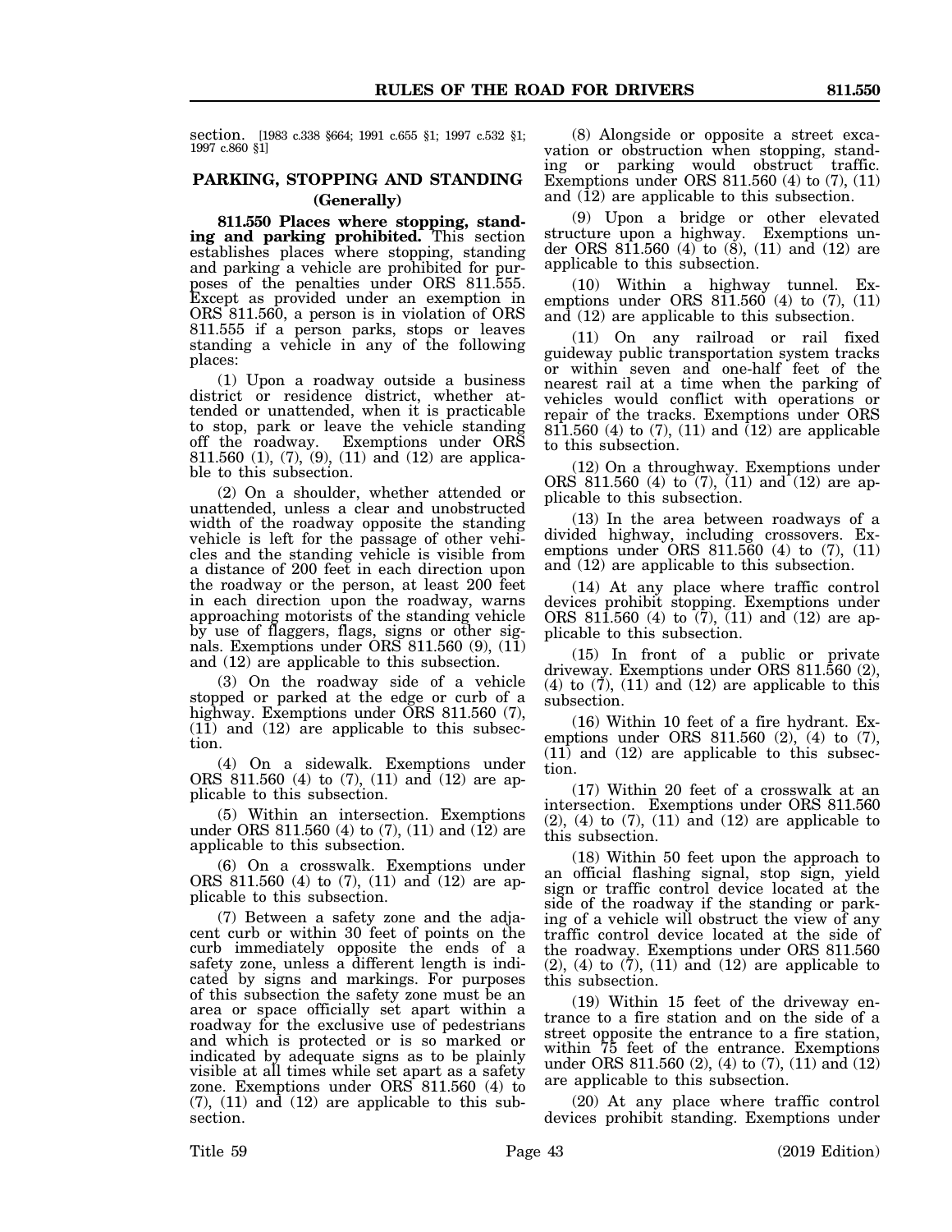section. [1983 c.338 §664; 1991 c.655 §1; 1997 c.532 §1; 1997 c.860 §1]

## PARKING, STOPPING AND STANDING

### (Generally)

**811.550 Places where stopping, standing and parking prohibited.** This section establishes places where stopping, standing and parking a vehicle are prohibited for purposes of the penalties under ORS 811.555. Except as provided under an exemption in ORS 811.560, a person is in violation of ORS 811.555 if a person parks, stops or leaves standing a vehicle in any of the following places:

(1) Upon a roadway outside a business district or residence district, whether attended or unattended, when it is practicable to stop, park or leave the vehicle standing off the roadway. Exemptions under ORS 811.560 (1), (7), (9), (11) and (12) are applicable to this subsection.

(2) On a shoulder, whether attended or unattended, unless a clear and unobstructed width of the roadway opposite the standing vehicle is left for the passage of other vehicles and the standing vehicle is visible from a distance of 200 feet in each direction upon the roadway or the person, at least 200 feet in each direction upon the roadway, warns approaching motorists of the standing vehicle by use of flaggers, flags, signs or other signals. Exemptions under ORS 811.560 (9), (11) and (12) are applicable to this subsection.

(3) On the roadway side of a vehicle stopped or parked at the edge or curb of a highway. Exemptions under ORS 811.560 (7), (11) and (12) are applicable to this subsection.

(4) On a sidewalk. Exemptions under ORS 811.560 (4) to (7), (11) and (12) are applicable to this subsection.

(5) Within an intersection. Exemptions under ORS 811.560 (4) to (7), (11) and (12) are applicable to this subsection.

(6) On a crosswalk. Exemptions under ORS 811.560 (4) to (7), (11) and (12) are applicable to this subsection.

(7) Between a safety zone and the adjacent curb or within 30 feet of points on the curb immediately opposite the ends of a safety zone, unless a different length is indicated by signs and markings. For purposes of this subsection the safety zone must be an area or space officially set apart within a roadway for the exclusive use of pedestrians and which is protected or is so marked or indicated by adequate signs as to be plainly visible at all times while set apart as a safety zone. Exemptions under ORS 811.560 (4) to (7), (11) and (12) are applicable to this subsection.

(8) Alongside or opposite a street excavation or obstruction when stopping, standing or parking would obstruct traffic. Exemptions under ORS 811.560 (4) to (7), (11) and (12) are applicable to this subsection.

(9) Upon a bridge or other elevated structure upon a highway. Exemptions under ORS 811.560 (4) to (8), (11) and (12) are applicable to this subsection.

(10) Within a highway tunnel. Exemptions under ORS 811.560 (4) to (7), (11) and (12) are applicable to this subsection.

(11) On any railroad or rail fixed guideway public transportation system tracks or within seven and one-half feet of the nearest rail at a time when the parking of vehicles would conflict with operations or repair of the tracks. Exemptions under ORS 811.560 (4) to (7), (11) and (12) are applicable to this subsection.

(12) On a throughway. Exemptions under ORS 811.560 (4) to (7), (11) and (12) are applicable to this subsection.

(13) In the area between roadways of a divided highway, including crossovers. Exemptions under ORS 811.560 (4) to (7), (11) and (12) are applicable to this subsection.

(14) At any place where traffic control devices prohibit stopping. Exemptions under ORS 811.560 (4) to (7), (11) and (12) are applicable to this subsection.

(15) In front of a public or private driveway. Exemptions under ORS 811.560 (2), (4) to (7), (11) and (12) are applicable to this subsection.

(16) Within 10 feet of a fire hydrant. Exemptions under ORS 811.560 (2), (4) to (7), (11) and (12) are applicable to this subsection.

(17) Within 20 feet of a crosswalk at an intersection. Exemptions under ORS 811.560 (2), (4) to (7), (11) and (12) are applicable to this subsection.

(18) Within 50 feet upon the approach to an official flashing signal, stop sign, yield sign or traffic control device located at the side of the roadway if the standing or parking of a vehicle will obstruct the view of any traffic control device located at the side of the roadway. Exemptions under ORS 811.560 (2), (4) to (7), (11) and (12) are applicable to this subsection.

(19) Within 15 feet of the driveway entrance to a fire station and on the side of a street opposite the entrance to a fire station, within 75 feet of the entrance. Exemptions under ORS 811.560 (2), (4) to (7), (11) and (12) are applicable to this subsection.

(20) At any place where traffic control devices prohibit standing. Exemptions under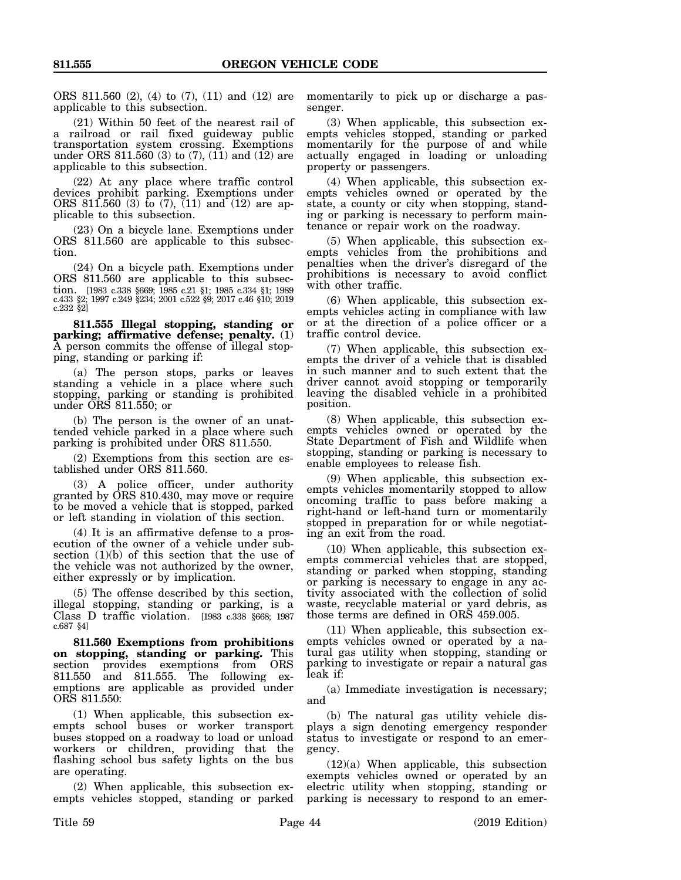ORS 811.560 (2), (4) to (7), (11) and (12) are applicable to this subsection.

(21) Within 50 feet of the nearest rail of a railroad or rail fixed guideway public transportation system crossing. Exemptions under ORS 811.560 (3) to (7), (11) and (12) are applicable to this subsection.

(22) At any place where traffic control devices prohibit parking. Exemptions under ORS 811.560 (3) to (7), (11) and (12) are applicable to this subsection.

(23) On a bicycle lane. Exemptions under ORS 811.560 are applicable to this subsection.

(24) On a bicycle path. Exemptions under ORS 811.560 are applicable to this subsection. [1983 c.338 §669; 1985 c.21 §1; 1985 c.334 §1; 1989 c.433 §2; 1997 c.249 §234; 2001 c.522 §9; 2017 c.46 §10; 2019 c.232 §2]

**811.555 Illegal stopping, standing or parking; affirmative defense; penalty.** (1) A person commits the offense of illegal stopping, standing or parking if:

(a) The person stops, parks or leaves standing a vehicle in a place where such stopping, parking or standing is prohibited under ORS 811.550; or

(b) The person is the owner of an unattended vehicle parked in a place where such parking is prohibited under ORS 811.550.

(2) Exemptions from this section are established under ORS 811.560.

(3) A police officer, under authority granted by ORS 810.430, may move or require to be moved a vehicle that is stopped, parked or left standing in violation of this section.

(4) It is an affirmative defense to a prosecution of the owner of a vehicle under subsection (1)(b) of this section that the use of the vehicle was not authorized by the owner, either expressly or by implication.

(5) The offense described by this section, illegal stopping, standing or parking, is a Class D traffic violation. [1983 c.338 §668; 1987 c.687 §4]

**811.560 Exemptions from prohibitions on stopping, standing or parking.** This section provides exemptions from ORS 811.550 and 811.555. The following exemptions are applicable as provided under ORS 811.550:

(1) When applicable, this subsection exempts school buses or worker transport buses stopped on a roadway to load or unload workers or children, providing that the flashing school bus safety lights on the bus are operating.

(2) When applicable, this subsection exempts vehicles stopped, standing or parked momentarily to pick up or discharge a passenger.

(3) When applicable, this subsection exempts vehicles stopped, standing or parked momentarily for the purpose of and while actually engaged in loading or unloading property or passengers.

(4) When applicable, this subsection exempts vehicles owned or operated by the state, a county or city when stopping, standing or parking is necessary to perform maintenance or repair work on the roadway.

(5) When applicable, this subsection exempts vehicles from the prohibitions and penalties when the driver's disregard of the prohibitions is necessary to avoid conflict with other traffic.

(6) When applicable, this subsection exempts vehicles acting in compliance with law or at the direction of a police officer or a traffic control device.

(7) When applicable, this subsection exempts the driver of a vehicle that is disabled in such manner and to such extent that the driver cannot avoid stopping or temporarily leaving the disabled vehicle in a prohibited position.

(8) When applicable, this subsection exempts vehicles owned or operated by the State Department of Fish and Wildlife when stopping, standing or parking is necessary to enable employees to release fish.

(9) When applicable, this subsection exempts vehicles momentarily stopped to allow oncoming traffic to pass before making a right-hand or left-hand turn or momentarily stopped in preparation for or while negotiating an exit from the road.

(10) When applicable, this subsection exempts commercial vehicles that are stopped, standing or parked when stopping, standing or parking is necessary to engage in any activity associated with the collection of solid waste, recyclable material or yard debris, as those terms are defined in ORS 459.005.

(11) When applicable, this subsection exempts vehicles owned or operated by a natural gas utility when stopping, standing or parking to investigate or repair a natural gas leak if:

(a) Immediate investigation is necessary; and

(b) The natural gas utility vehicle displays a sign denoting emergency responder status to investigate or respond to an emergency.

(12)(a) When applicable, this subsection exempts vehicles owned or operated by an electric utility when stopping, standing or parking is necessary to respond to an emer-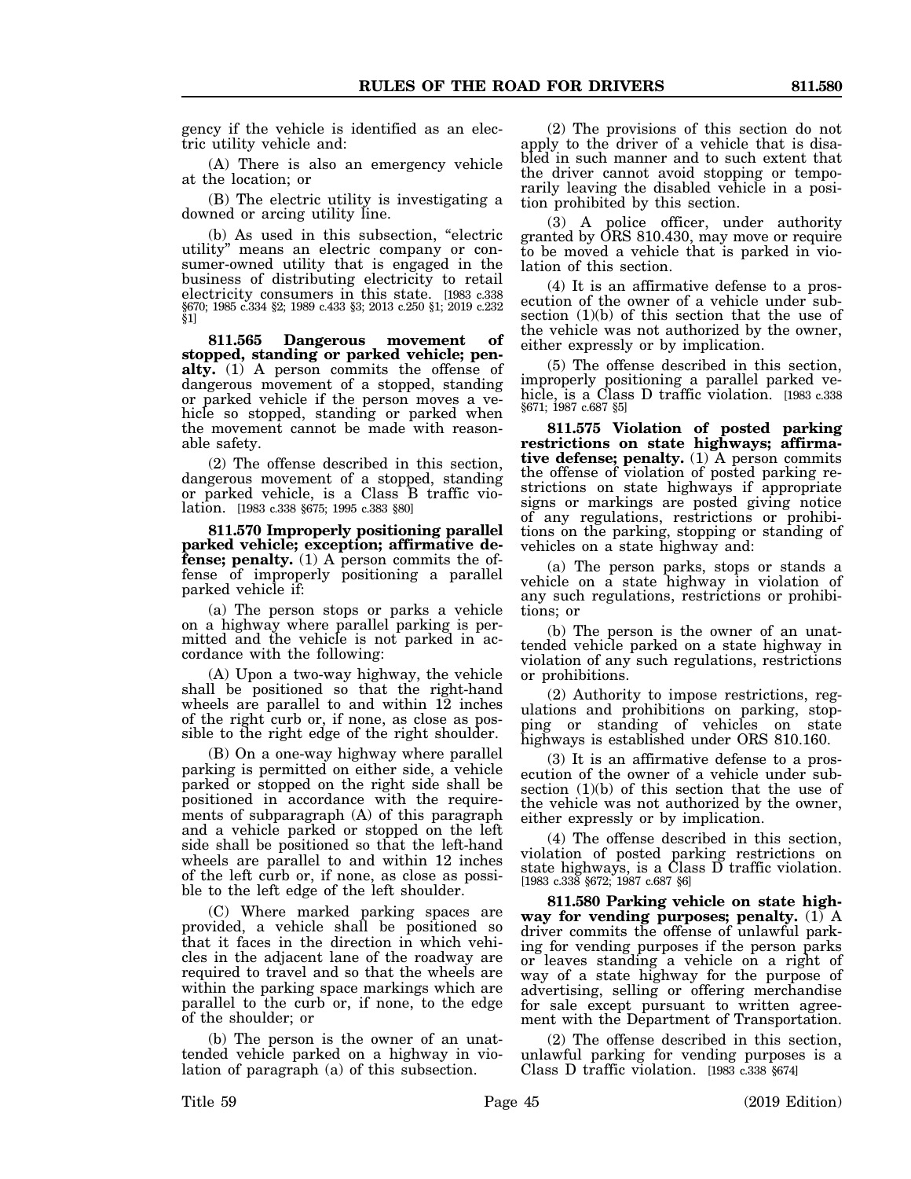gency if the vehicle is identified as an electric utility vehicle and:

(A) There is also an emergency vehicle at the location; or

(B) The electric utility is investigating a downed or arcing utility line.

(b) As used in this subsection, "electric utility" means an electric company or consumer-owned utility that is engaged in the business of distributing electricity to retail electricity consumers in this state. [1983 c.338 §670; 1985 c.334 §2; 1989 c.433 §3; 2013 c.250 §1; 2019 c.232 §1]

**811.565 Dangerous movement of stopped, standing or parked vehicle; penalty.** (1) A person commits the offense of dangerous movement of a stopped, standing or parked vehicle if the person moves a vehicle so stopped, standing or parked when the movement cannot be made with reasonable safety.

(2) The offense described in this section, dangerous movement of a stopped, standing or parked vehicle, is a Class B traffic violation. [1983 c.338 §675; 1995 c.383 §80]

**811.570 Improperly positioning parallel parked vehicle; exception; affirmative defense; penalty.** (1) A person commits the offense of improperly positioning a parallel parked vehicle if:

(a) The person stops or parks a vehicle on a highway where parallel parking is permitted and the vehicle is not parked in accordance with the following:

(A) Upon a two-way highway, the vehicle shall be positioned so that the right-hand wheels are parallel to and within 12 inches of the right curb or, if none, as close as possible to the right edge of the right shoulder.

(B) On a one-way highway where parallel parking is permitted on either side, a vehicle parked or stopped on the right side shall be positioned in accordance with the requirements of subparagraph (A) of this paragraph and a vehicle parked or stopped on the left side shall be positioned so that the left-hand wheels are parallel to and within 12 inches of the left curb or, if none, as close as possible to the left edge of the left shoulder.

(C) Where marked parking spaces are provided, a vehicle shall be positioned so that it faces in the direction in which vehicles in the adjacent lane of the roadway are required to travel and so that the wheels are within the parking space markings which are parallel to the curb or, if none, to the edge of the shoulder; or

(b) The person is the owner of an unattended vehicle parked on a highway in violation of paragraph (a) of this subsection.

(2) The provisions of this section do not apply to the driver of a vehicle that is disabled in such manner and to such extent that the driver cannot avoid stopping or temporarily leaving the disabled vehicle in a position prohibited by this section.

(3) A police officer, under authority granted by ORS 810.430, may move or require to be moved a vehicle that is parked in violation of this section.

(4) It is an affirmative defense to a prosecution of the owner of a vehicle under subsection (1)(b) of this section that the use of the vehicle was not authorized by the owner, either expressly or by implication.

(5) The offense described in this section, improperly positioning a parallel parked vehicle, is a Class D traffic violation. [1983 c.338 §671; 1987 c.687 §5]

**811.575 Violation of posted parking restrictions on state highways; affirmative defense; penalty.** (1) A person commits the offense of violation of posted parking restrictions on state highways if appropriate signs or markings are posted giving notice of any regulations, restrictions or prohibitions on the parking, stopping or standing of vehicles on a state highway and:

(a) The person parks, stops or stands a vehicle on a state highway in violation of any such regulations, restrictions or prohibitions; or

(b) The person is the owner of an unattended vehicle parked on a state highway in violation of any such regulations, restrictions or prohibitions.

(2) Authority to impose restrictions, regulations and prohibitions on parking, stopping or standing of vehicles on state highways is established under ORS 810.160.

(3) It is an affirmative defense to a prosecution of the owner of a vehicle under subsection (1)(b) of this section that the use of the vehicle was not authorized by the owner, either expressly or by implication.

(4) The offense described in this section, violation of posted parking restrictions on state highways, is a Class D traffic violation. [1983 c.338 §672; 1987 c.687 §6]

**811.580 Parking vehicle on state highway for vending purposes; penalty.** (1) A driver commits the offense of unlawful parking for vending purposes if the person parks or leaves standing a vehicle on a right of way of a state highway for the purpose of advertising, selling or offering merchandise for sale except pursuant to written agreement with the Department of Transportation.

(2) The offense described in this section, unlawful parking for vending purposes is a Class D traffic violation. [1983 c.338 §674]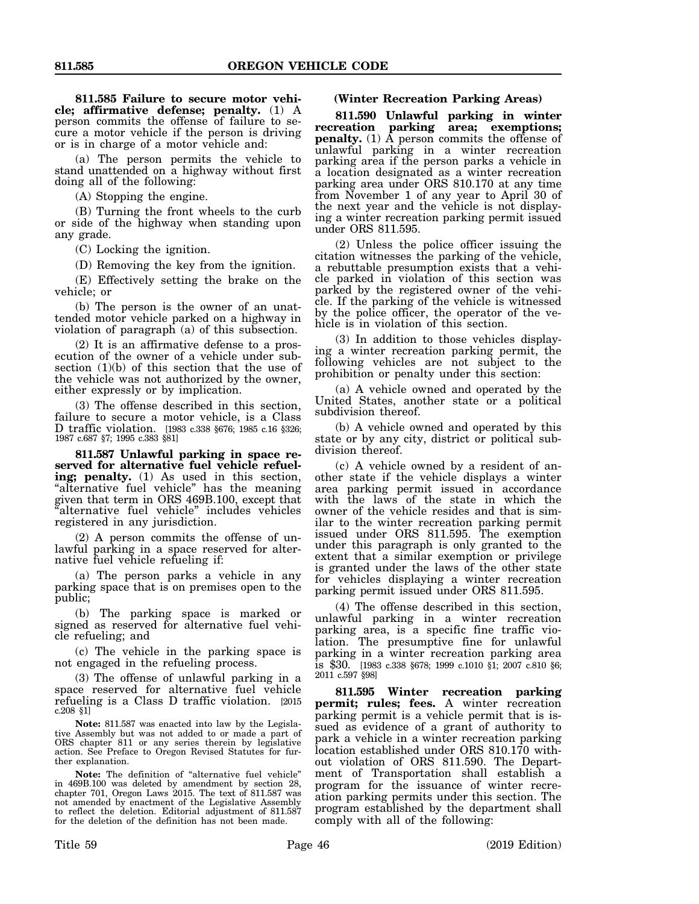**811.585 Failure to secure motor vehicle; affirmative defense; penalty.** (1) A person commits the offense of failure to secure a motor vehicle if the person is driving or is in charge of a motor vehicle and:

(a) The person permits the vehicle to stand unattended on a highway without first doing all of the following:

(A) Stopping the engine.

(B) Turning the front wheels to the curb or side of the highway when standing upon any grade.

(C) Locking the ignition.

(D) Removing the key from the ignition.

(E) Effectively setting the brake on the vehicle; or

(b) The person is the owner of an unattended motor vehicle parked on a highway in violation of paragraph (a) of this subsection.

(2) It is an affirmative defense to a prosecution of the owner of a vehicle under subsection (1)(b) of this section that the use of the vehicle was not authorized by the owner, either expressly or by implication.

(3) The offense described in this section, failure to secure a motor vehicle, is a Class D traffic violation. [1983 c.338 §676; 1985 c.16 §326; 1987 c.687 §7; 1995 c.383 §81]

**811.587 Unlawful parking in space reserved for alternative fuel vehicle refueling; penalty.** (1) As used in this section, "alternative fuel vehicle" has the meaning given that term in ORS 469B.100, except that "alternative fuel vehicle" includes vehicles registered in any jurisdiction.

(2) A person commits the offense of unlawful parking in a space reserved for alternative fuel vehicle refueling if:

(a) The person parks a vehicle in any parking space that is on premises open to the public;

(b) The parking space is marked or signed as reserved for alternative fuel vehicle refueling; and

(c) The vehicle in the parking space is not engaged in the refueling process.

(3) The offense of unlawful parking in a space reserved for alternative fuel vehicle refueling is a Class D traffic violation. [2015 c.208 §1]

**Note:** 811.587 was enacted into law by the Legislative Assembly but was not added to or made a part of ORS chapter 811 or any series therein by legislative action. See Preface to Oregon Revised Statutes for further explanation.

**Note:** The definition of "alternative fuel vehicle" in 469B.100 was deleted by amendment by section 28, chapter 701, Oregon Laws 2015. The text of 811.587 was not amended by enactment of the Legislative Assembly to reflect the deletion. Editorial adjustment of 811.587 for the deletion of the definition has not been made.

**(Winter Recreation Parking Areas)**

**811.590 Unlawful parking in winter recreation parking area; exemptions; penalty.** (1) A person commits the offense of unlawful parking in a winter recreation parking area if the person parks a vehicle in a location designated as a winter recreation parking area under ORS 810.170 at any time from November 1 of any year to April 30 of the next year and the vehicle is not displaying a winter recreation parking permit issued under ORS 811.595.

(2) Unless the police officer issuing the citation witnesses the parking of the vehicle, a rebuttable presumption exists that a vehicle parked in violation of this section was parked by the registered owner of the vehicle. If the parking of the vehicle is witnessed by the police officer, the operator of the vehicle is in violation of this section.

(3) In addition to those vehicles displaying a winter recreation parking permit, the following vehicles are not subject to the prohibition or penalty under this section:

(a) A vehicle owned and operated by the United States, another state or a political subdivision thereof.

(b) A vehicle owned and operated by this state or by any city, district or political subdivision thereof.

(c) A vehicle owned by a resident of another state if the vehicle displays a winter area parking permit issued in accordance with the laws of the state in which the owner of the vehicle resides and that is similar to the winter recreation parking permit issued under ORS 811.595. The exemption under this paragraph is only granted to the extent that a similar exemption or privilege is granted under the laws of the other state for vehicles displaying a winter recreation parking permit issued under ORS 811.595.

(4) The offense described in this section, unlawful parking in a winter recreation parking area, is a specific fine traffic violation. The presumptive fine for unlawful parking in a winter recreation parking area is $30. [1983 c.338 §678; 1999 c.1010 §1; 2007 c.810 §6; 2011 c.597 §98]

**811.595 Winter recreation parking permit; rules; fees.** A winter recreation parking permit is a vehicle permit that is issued as evidence of a grant of authority to park a vehicle in a winter recreation parking location established under ORS 810.170 without violation of ORS 811.590. The Department of Transportation shall establish a program for the issuance of winter recreation parking permits under this section. The program established by the department shall comply with all of the following: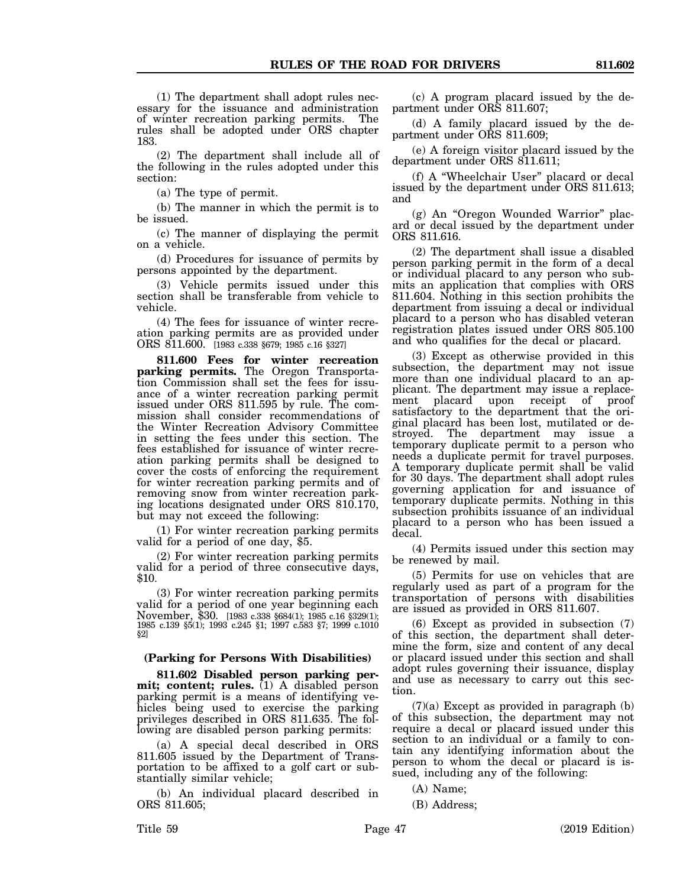(1) The department shall adopt rules necessary for the issuance and administration of winter recreation parking permits. The rules shall be adopted under ORS chapter 183.

(2) The department shall include all of the following in the rules adopted under this section:

(a) The type of permit.

(b) The manner in which the permit is to be issued.

(c) The manner of displaying the permit on a vehicle.

(d) Procedures for issuance of permits by persons appointed by the department.

(3) Vehicle permits issued under this section shall be transferable from vehicle to vehicle.

(4) The fees for issuance of winter recreation parking permits are as provided under ORS 811.600. [1983 c.338 §679; 1985 c.16 §327]

**811.600 Fees for winter recreation parking permits.** The Oregon Transportation Commission shall set the fees for issuance of a winter recreation parking permit issued under ORS 811.595 by rule. The commission shall consider recommendations of the Winter Recreation Advisory Committee in setting the fees under this section. The fees established for issuance of winter recreation parking permits shall be designed to cover the costs of enforcing the requirement for winter recreation parking permits and of removing snow from winter recreation parking locations designated under ORS 810.170, but may not exceed the following:

(1) For winter recreation parking permits valid for a period of one day, $5.

(2) For winter recreation parking permits valid for a period of three consecutive days, $10.

(3) For winter recreation parking permits valid for a period of one year beginning each November, $30. [1983 c.338 §684(1); 1985 c.16 §329(1); 1985 c.139 §5(1); 1993 c.245 §1; 1997 c.583 §7; 1999 c.1010 §2]

### (Parking for Persons With Disabilities)

**811.602 Disabled person parking permit; content; rules.** (1) A disabled person parking permit is a means of identifying vehicles being used to exercise the parking privileges described in ORS 811.635. The following are disabled person parking permits:

(a) A special decal described in ORS 811.605 issued by the Department of Transportation to be affixed to a golf cart or substantially similar vehicle;

(b) An individual placard described in ORS 811.605;

(c) A program placard issued by the department under ORS 811.607;

(d) A family placard issued by the department under ORS 811.609;

(e) A foreign visitor placard issued by the department under ORS 811.611;

(f) A "Wheelchair User" placard or decal issued by the department under ORS 811.613; and

(g) An "Oregon Wounded Warrior" placard or decal issued by the department under ORS 811.616.

(2) The department shall issue a disabled person parking permit in the form of a decal or individual placard to any person who submits an application that complies with ORS 811.604. Nothing in this section prohibits the department from issuing a decal or individual placard to a person who has disabled veteran registration plates issued under ORS 805.100 and who qualifies for the decal or placard.

(3) Except as otherwise provided in this subsection, the department may not issue more than one individual placard to an applicant. The department may issue a replacement placard upon receipt of proof satisfactory to the department that the original placard has been lost, mutilated or destroyed. The department may issue a temporary duplicate permit to a person who needs a duplicate permit for travel purposes. A temporary duplicate permit shall be valid for 30 days. The department shall adopt rules governing application for and issuance of temporary duplicate permits. Nothing in this subsection prohibits issuance of an individual placard to a person who has been issued a decal.

(4) Permits issued under this section may be renewed by mail.

(5) Permits for use on vehicles that are regularly used as part of a program for the transportation of persons with disabilities are issued as provided in ORS 811.607.

(6) Except as provided in subsection (7) of this section, the department shall determine the form, size and content of any decal or placard issued under this section and shall adopt rules governing their issuance, display and use as necessary to carry out this section.

(7)(a) Except as provided in paragraph (b) of this subsection, the department may not require a decal or placard issued under this section to an individual or a family to contain any identifying information about the person to whom the decal or placard is issued, including any of the following:

(A) Name;

(B) Address;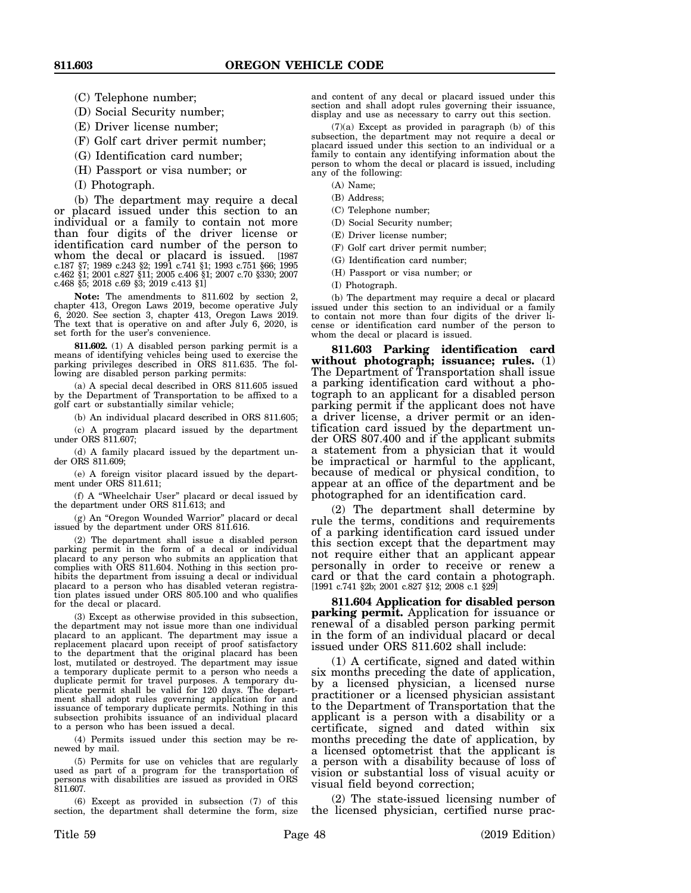(C) Telephone number;

(D) Social Security number;

(E) Driver license number;

(F) Golf cart driver permit number;

(G) Identification card number;

(H) Passport or visa number; or

(I) Photograph.

(b) The department may require a decal or placard issued under this section to an individual or a family to contain not more than four digits of the driver license or identification card number of the person to whom the decal or placard is issued. [1987 c.187 §7; 1989 c.243 §2; 1991 c.741 §1; 1993 c.751 §66; 1995 c.462 §1; 2001 c.827 §11; 2005 c.406 §1; 2007 c.70 §330; 2007 c.468 §5; 2018 c.69 §3; 2019 c.413 §1]

**Note:** The amendments to 811.602 by section 2, chapter 413, Oregon Laws 2019, become operative July 6, 2020. See section 3, chapter 413, Oregon Laws 2019. The text that is operative on and after July 6, 2020, is set forth for the user's convenience.

**811.602.** (1) A disabled person parking permit is a means of identifying vehicles being used to exercise the parking privileges described in ORS 811.635. The following are disabled person parking permits:

(a) A special decal described in ORS 811.605 issued by the Department of Transportation to be affixed to a golf cart or substantially similar vehicle;

(b) An individual placard described in ORS 811.605;

(c) A program placard issued by the department under ORS 811.607;

(d) A family placard issued by the department under ORS 811.609;

(e) A foreign visitor placard issued by the department under ORS 811.611;

(f) A "Wheelchair User" placard or decal issued by the department under ORS 811.613; and

(g) An "Oregon Wounded Warrior" placard or decal issued by the department under ORS 811.616.

(2) The department shall issue a disabled person parking permit in the form of a decal or individual placard to any person who submits an application that complies with ORS 811.604. Nothing in this section prohibits the department from issuing a decal or individual placard to a person who has disabled veteran registration plates issued under ORS 805.100 and who qualifies for the decal or placard.

(3) Except as otherwise provided in this subsection, the department may not issue more than one individual placard to an applicant. The department may issue a replacement placard upon receipt of proof satisfactory to the department that the original placard has been lost, mutilated or destroyed. The department may issue a temporary duplicate permit to a person who needs a duplicate permit for travel purposes. A temporary duplicate permit shall be valid for 120 days. The department shall adopt rules governing application for and issuance of temporary duplicate permits. Nothing in this subsection prohibits issuance of an individual placard to a person who has been issued a decal.

(4) Permits issued under this section may be renewed by mail.

(5) Permits for use on vehicles that are regularly used as part of a program for the transportation of persons with disabilities are issued as provided in ORS 811.607.

(6) Except as provided in subsection (7) of this section, the department shall determine the form, size and content of any decal or placard issued under this section and shall adopt rules governing their issuance, display and use as necessary to carry out this section.

(7)(a) Except as provided in paragraph (b) of this subsection, the department may not require a decal or placard issued under this section to an individual or a family to contain any identifying information about the person to whom the decal or placard is issued, including any of the following:

(A) Name;

(B) Address;

(C) Telephone number;

(D) Social Security number;

(E) Driver license number;

(F) Golf cart driver permit number;

(G) Identification card number;

(H) Passport or visa number; or

(I) Photograph.

(b) The department may require a decal or placard issued under this section to an individual or a family to contain not more than four digits of the driver license or identification card number of the person to whom the decal or placard is issued.

**811.603 Parking identification card without photograph; issuance; rules.** (1) The Department of Transportation shall issue a parking identification card without a photograph to an applicant for a disabled person parking permit if the applicant does not have a driver license, a driver permit or an identification card issued by the department under ORS 807.400 and if the applicant submits a statement from a physician that it would be impractical or harmful to the applicant, because of medical or physical condition, to appear at an office of the department and be photographed for an identification card.

(2) The department shall determine by rule the terms, conditions and requirements of a parking identification card issued under this section except that the department may not require either that an applicant appear personally in order to receive or renew a card or that the card contain a photograph. [1991 c.741 §2b; 2001 c.827 §12; 2008 c.1 §29]

**811.604 Application for disabled person parking permit.** Application for issuance or renewal of a disabled person parking permit in the form of an individual placard or decal issued under ORS 811.602 shall include:

(1) A certificate, signed and dated within six months preceding the date of application, by a licensed physician, a licensed nurse practitioner or a licensed physician assistant to the Department of Transportation that the applicant is a person with a disability or a certificate, signed and dated within six months preceding the date of application, by a licensed optometrist that the applicant is a person with a disability because of loss of vision or substantial loss of visual acuity or visual field beyond correction;

(2) The state-issued licensing number of the licensed physician, certified nurse prac-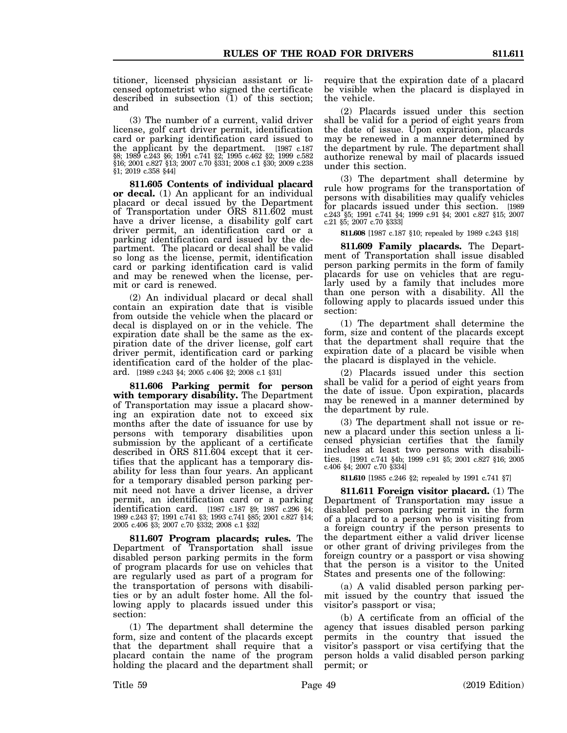titioner, licensed physician assistant or licensed optometrist who signed the certificate described in subsection (1) of this section; and

(3) The number of a current, valid driver license, golf cart driver permit, identification card or parking identification card issued to the applicant by the department. [1987 c.187 §8; 1989 c.243 §6; 1991 c.741 §2; 1995 c.462 §2; 1999 c.582 §16; 2001 c.827 §13; 2007 c.70 §331; 2008 c.1 §30; 2009 c.238 §1; 2019 c.358 §44]

**811.605 Contents of individual placard or decal.** (1) An applicant for an individual placard or decal issued by the Department of Transportation under ORS 811.602 must have a driver license, a disability golf cart driver permit, an identification card or a parking identification card issued by the department. The placard or decal shall be valid so long as the license, permit, identification card or parking identification card is valid and may be renewed when the license, permit or card is renewed.

(2) An individual placard or decal shall contain an expiration date that is visible from outside the vehicle when the placard or decal is displayed on or in the vehicle. The expiration date shall be the same as the expiration date of the driver license, golf cart driver permit, identification card or parking identification card of the holder of the placard. [1989 c.243 §4; 2005 c.406 §2; 2008 c.1 §31]

**811.606 Parking permit for person with temporary disability.** The Department of Transportation may issue a placard showing an expiration date not to exceed six months after the date of issuance for use by persons with temporary disabilities upon submission by the applicant of a certificate described in ORS 811.604 except that it certifies that the applicant has a temporary disability for less than four years. An applicant for a temporary disabled person parking permit need not have a driver license, a driver permit, an identification card or a parking identification card. [1987 c.187 §9; 1987 c.296 §4; 1989 c.243 §7; 1991 c.741 §3; 1993 c.741 §85; 2001 c.827 §14; 2005 c.406 §3; 2007 c.70 §332; 2008 c.1 §32]

**811.607 Program placards; rules.** The Department of Transportation shall issue disabled person parking permits in the form of program placards for use on vehicles that are regularly used as part of a program for the transportation of persons with disabilities or by an adult foster home. All the following apply to placards issued under this section:

(1) The department shall determine the form, size and content of the placards except that the department shall require that a placard contain the name of the program holding the placard and the department shall require that the expiration date of a placard be visible when the placard is displayed in the vehicle.

(2) Placards issued under this section shall be valid for a period of eight years from the date of issue. Upon expiration, placards may be renewed in a manner determined by the department by rule. The department shall authorize renewal by mail of placards issued under this section.

(3) The department shall determine by rule how programs for the transportation of persons with disabilities may qualify vehicles for placards issued under this section. [1989 c.243 §5; 1991 c.741 §4; 1999 c.91 §4; 2001 c.827 §15; 2007 c.21 §5; 2007 c.70 §333]

**811.608** [1987 c.187 §10; repealed by 1989 c.243 §18]

**811.609 Family placards.** The Department of Transportation shall issue disabled person parking permits in the form of family placards for use on vehicles that are regularly used by a family that includes more than one person with a disability. All the following apply to placards issued under this section:

(1) The department shall determine the form, size and content of the placards except that the department shall require that the expiration date of a placard be visible when the placard is displayed in the vehicle.

(2) Placards issued under this section shall be valid for a period of eight years from the date of issue. Upon expiration, placards may be renewed in a manner determined by the department by rule.

(3) The department shall not issue or renew a placard under this section unless a licensed physician certifies that the family includes at least two persons with disabilities. [1991 c.741 §4b; 1999 c.91 §5; 2001 c.827 §16; 2005 c.406 §4; 2007 c.70 §334]

**811.610** [1985 c.246 §2; repealed by 1991 c.741 §7]

**811.611 Foreign visitor placard.** (1) The Department of Transportation may issue a disabled person parking permit in the form of a placard to a person who is visiting from a foreign country if the person presents to the department either a valid driver license or other grant of driving privileges from the foreign country or a passport or visa showing that the person is a visitor to the United States and presents one of the following:

(a) A valid disabled person parking permit issued by the country that issued the visitor's passport or visa;

(b) A certificate from an official of the agency that issues disabled person parking permits in the country that issued the visitor's passport or visa certifying that the person holds a valid disabled person parking permit; or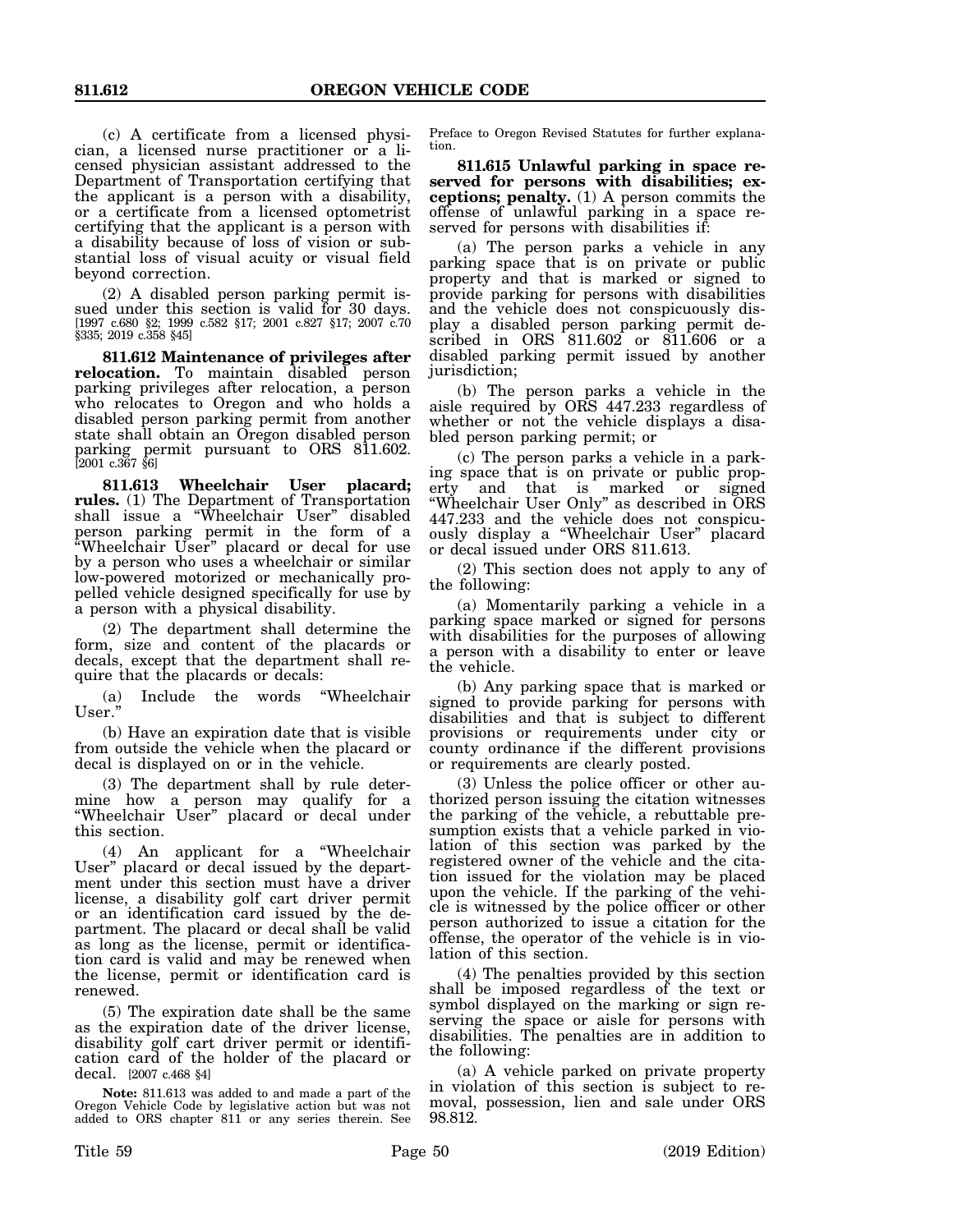(c) A certificate from a licensed physician, a licensed nurse practitioner or a licensed physician assistant addressed to the Department of Transportation certifying that the applicant is a person with a disability, or a certificate from a licensed optometrist certifying that the applicant is a person with a disability because of loss of vision or substantial loss of visual acuity or visual field beyond correction.

(2) A disabled person parking permit issued under this section is valid for 30 days. [1997 c.680 §2; 1999 c.582 §17; 2001 c.827 §17; 2007 c.70 §335; 2019 c.358 §45]

**811.612 Maintenance of privileges after relocation.** To maintain disabled person parking privileges after relocation, a person who relocates to Oregon and who holds a disabled person parking permit from another state shall obtain an Oregon disabled person parking permit pursuant to ORS 811.602. [2001 c.367 §6]

**811.613 Wheelchair User placard; rules.** (1) The Department of Transportation shall issue a "Wheelchair User" disabled person parking permit in the form of a "Wheelchair User" placard or decal for use by a person who uses a wheelchair or similar low-powered motorized or mechanically propelled vehicle designed specifically for use by a person with a physical disability.

(2) The department shall determine the form, size and content of the placards or decals, except that the department shall require that the placards or decals:

(a) Include the words "Wheelchair User."

(b) Have an expiration date that is visible from outside the vehicle when the placard or decal is displayed on or in the vehicle.

(3) The department shall by rule determine how a person may qualify for a "Wheelchair User" placard or decal under this section.

(4) An applicant for a "Wheelchair User" placard or decal issued by the department under this section must have a driver license, a disability golf cart driver permit or an identification card issued by the department. The placard or decal shall be valid as long as the license, permit or identification card is valid and may be renewed when the license, permit or identification card is renewed.

(5) The expiration date shall be the same as the expiration date of the driver license, disability golf cart driver permit or identification card of the holder of the placard or decal. [2007 c.468 §4]

**Note:** 811.613 was added to and made a part of the Oregon Vehicle Code by legislative action but was not added to ORS chapter 811 or any series therein. See Preface to Oregon Revised Statutes for further explanation.

**811.615 Unlawful parking in space reserved for persons with disabilities; exceptions; penalty.** (1) A person commits the offense of unlawful parking in a space reserved for persons with disabilities if:

(a) The person parks a vehicle in any parking space that is on private or public property and that is marked or signed to provide parking for persons with disabilities and the vehicle does not conspicuously display a disabled person parking permit described in ORS 811.602 or 811.606 or a disabled parking permit issued by another jurisdiction;

(b) The person parks a vehicle in the aisle required by ORS 447.233 regardless of whether or not the vehicle displays a disabled person parking permit; or

(c) The person parks a vehicle in a parking space that is on private or public property and that is marked or signed "Wheelchair User Only" as described in ORS 447.233 and the vehicle does not conspicuously display a "Wheelchair User" placard or decal issued under ORS 811.613.

(2) This section does not apply to any of the following:

(a) Momentarily parking a vehicle in a parking space marked or signed for persons with disabilities for the purposes of allowing a person with a disability to enter or leave the vehicle.

(b) Any parking space that is marked or signed to provide parking for persons with disabilities and that is subject to different provisions or requirements under city or county ordinance if the different provisions or requirements are clearly posted.

(3) Unless the police officer or other authorized person issuing the citation witnesses the parking of the vehicle, a rebuttable presumption exists that a vehicle parked in violation of this section was parked by the registered owner of the vehicle and the citation issued for the violation may be placed upon the vehicle. If the parking of the vehicle is witnessed by the police officer or other person authorized to issue a citation for the offense, the operator of the vehicle is in violation of this section.

(4) The penalties provided by this section shall be imposed regardless of the text or symbol displayed on the marking or sign reserving the space or aisle for persons with disabilities. The penalties are in addition to the following:

(a) A vehicle parked on private property in violation of this section is subject to removal, possession, lien and sale under ORS 98.812.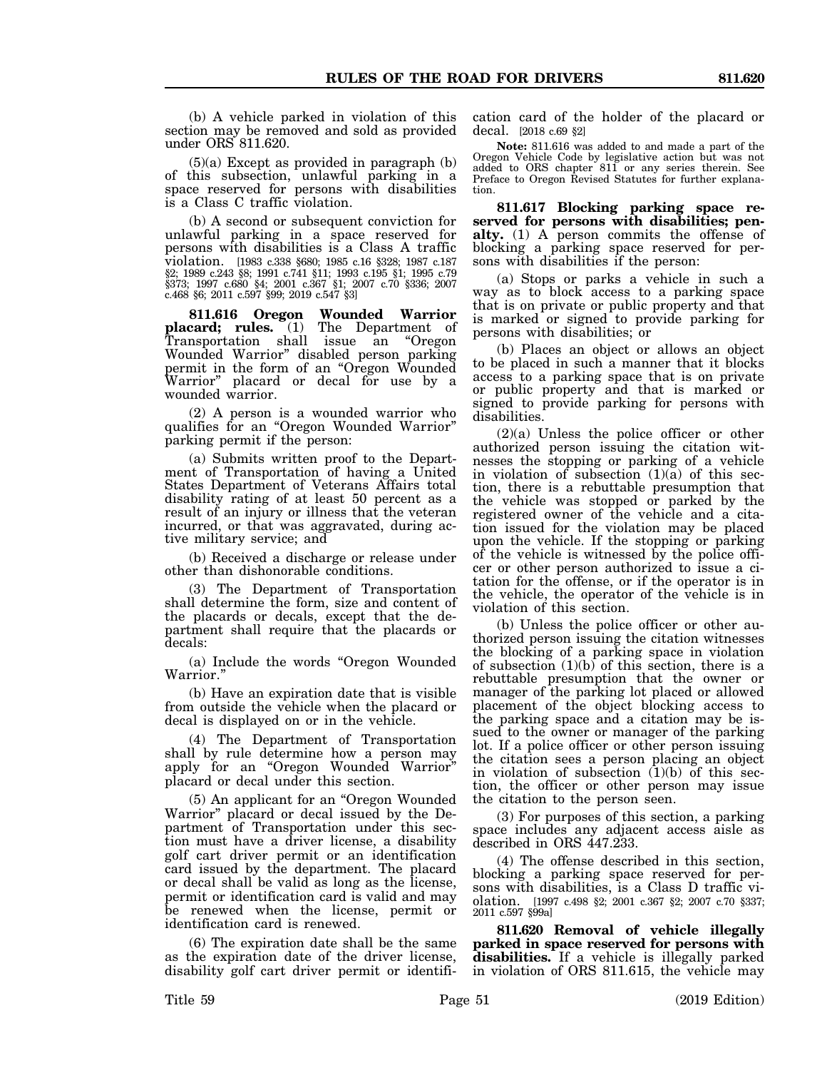(b) A vehicle parked in violation of this section may be removed and sold as provided under ORS 811.620.

(5)(a) Except as provided in paragraph (b) of this subsection, unlawful parking in a space reserved for persons with disabilities is a Class C traffic violation.

(b) A second or subsequent conviction for unlawful parking in a space reserved for persons with disabilities is a Class A traffic violation. [1983 c.338 §680; 1985 c.16 §328; 1987 c.187 §2; 1989 c.243 §8; 1991 c.741 §11; 1993 c.195 §1; 1995 c.79 §373; 1997 c.680 §4; 2001 c.367 §1; 2007 c.70 §336; 2007 c.468 §6; 2011 c.597 §99; 2019 c.547 §3]

**811.616 Oregon Wounded Warrior placard; rules.** (1) The Department of Transportation shall issue an "Oregon Wounded Warrior" disabled person parking permit in the form of an "Oregon Wounded Warrior" placard or decal for use by a wounded warrior.

(2) A person is a wounded warrior who qualifies for an "Oregon Wounded Warrior" parking permit if the person:

(a) Submits written proof to the Department of Transportation of having a United States Department of Veterans Affairs total disability rating of at least 50 percent as a result of an injury or illness that the veteran incurred, or that was aggravated, during active military service; and

(b) Received a discharge or release under other than dishonorable conditions.

(3) The Department of Transportation shall determine the form, size and content of the placards or decals, except that the department shall require that the placards or decals:

(a) Include the words "Oregon Wounded Warrior."

(b) Have an expiration date that is visible from outside the vehicle when the placard or decal is displayed on or in the vehicle.

(4) The Department of Transportation shall by rule determine how a person may apply for an "Oregon Wounded Warrior" placard or decal under this section.

(5) An applicant for an "Oregon Wounded Warrior" placard or decal issued by the Department of Transportation under this section must have a driver license, a disability golf cart driver permit or an identification card issued by the department. The placard or decal shall be valid as long as the license, permit or identification card is valid and may be renewed when the license, permit or identification card is renewed.

(6) The expiration date shall be the same as the expiration date of the driver license, disability golf cart driver permit or identification card of the holder of the placard or decal. [2018 c.69 §2]

**Note:** 811.616 was added to and made a part of the Oregon Vehicle Code by legislative action but was not added to ORS chapter 811 or any series therein. See Preface to Oregon Revised Statutes for further explanation.

**811.617 Blocking parking space reserved for persons with disabilities; penalty.** (1) A person commits the offense of blocking a parking space reserved for persons with disabilities if the person:

(a) Stops or parks a vehicle in such a way as to block access to a parking space that is on private or public property and that is marked or signed to provide parking for persons with disabilities; or

(b) Places an object or allows an object to be placed in such a manner that it blocks access to a parking space that is on private or public property and that is marked or signed to provide parking for persons with disabilities.

(2)(a) Unless the police officer or other authorized person issuing the citation witnesses the stopping or parking of a vehicle in violation of subsection (1)(a) of this section, there is a rebuttable presumption that the vehicle was stopped or parked by the registered owner of the vehicle and a citation issued for the violation may be placed upon the vehicle. If the stopping or parking of the vehicle is witnessed by the police officer or other person authorized to issue a citation for the offense, or if the operator is in the vehicle, the operator of the vehicle is in violation of this section.

(b) Unless the police officer or other authorized person issuing the citation witnesses the blocking of a parking space in violation of subsection (1)(b) of this section, there is a rebuttable presumption that the owner or manager of the parking lot placed or allowed placement of the object blocking access to the parking space and a citation may be issued to the owner or manager of the parking lot. If a police officer or other person issuing the citation sees a person placing an object in violation of subsection (1)(b) of this section, the officer or other person may issue the citation to the person seen.

(3) For purposes of this section, a parking space includes any adjacent access aisle as described in ORS 447.233.

(4) The offense described in this section, blocking a parking space reserved for persons with disabilities, is a Class D traffic violation. [1997 c.498 §2; 2001 c.367 §2; 2007 c.70 §337; 2011 c.597 §99a]

**811.620 Removal of vehicle illegally parked in space reserved for persons with disabilities.** If a vehicle is illegally parked in violation of ORS 811.615, the vehicle may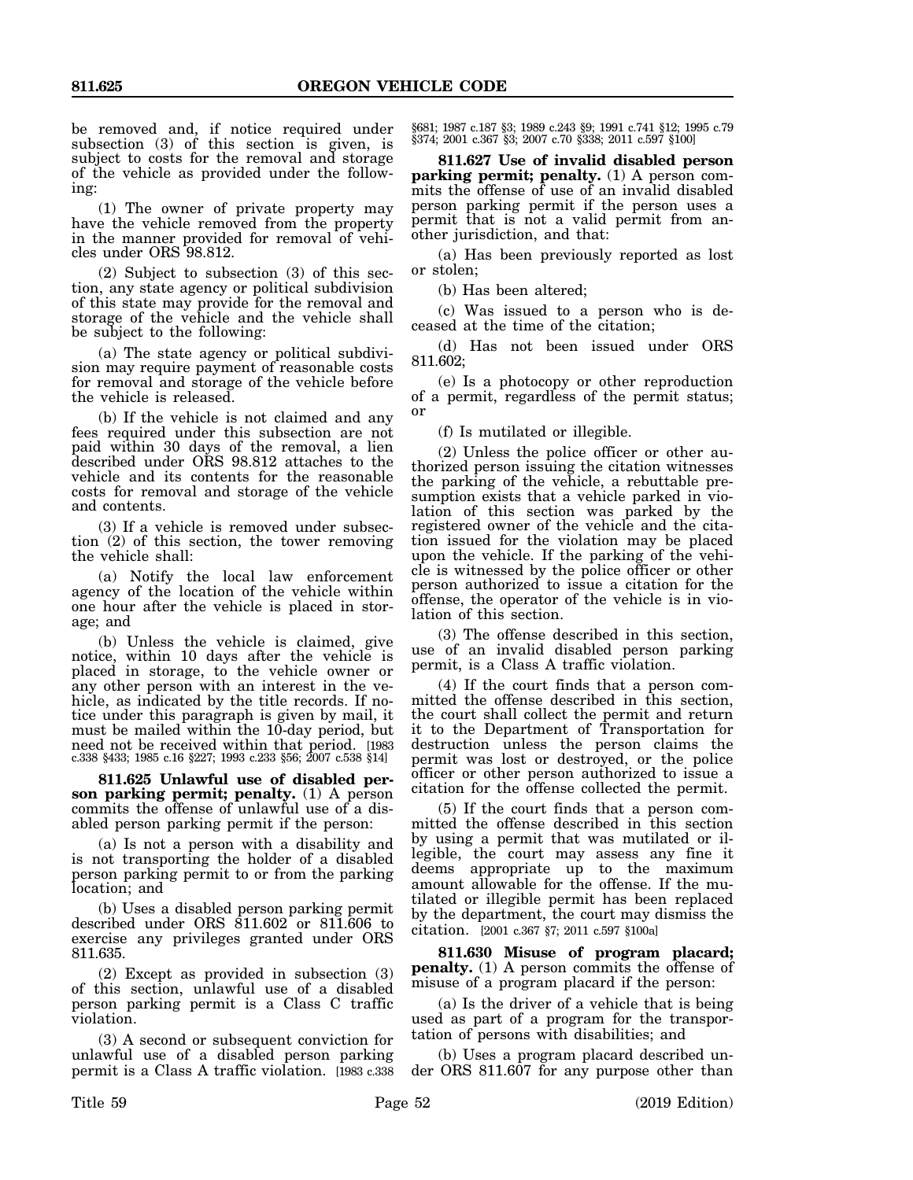be removed and, if notice required under subsection (3) of this section is given, is subject to costs for the removal and storage of the vehicle as provided under the following:

(1) The owner of private property may have the vehicle removed from the property in the manner provided for removal of vehicles under ORS 98.812.

(2) Subject to subsection (3) of this section, any state agency or political subdivision of this state may provide for the removal and storage of the vehicle and the vehicle shall be subject to the following:

(a) The state agency or political subdivision may require payment of reasonable costs for removal and storage of the vehicle before the vehicle is released.

(b) If the vehicle is not claimed and any fees required under this subsection are not paid within 30 days of the removal, a lien described under ORS 98.812 attaches to the vehicle and its contents for the reasonable costs for removal and storage of the vehicle and contents.

(3) If a vehicle is removed under subsection (2) of this section, the tower removing the vehicle shall:

(a) Notify the local law enforcement agency of the location of the vehicle within one hour after the vehicle is placed in storage; and

(b) Unless the vehicle is claimed, give notice, within 10 days after the vehicle is placed in storage, to the vehicle owner or any other person with an interest in the vehicle, as indicated by the title records. If notice under this paragraph is given by mail, it must be mailed within the 10-day period, but need not be received within that period. [1983 c.338 §433; 1985 c.16 §227; 1993 c.233 §56; 2007 c.538 §14]

**811.625 Unlawful use of disabled person parking permit; penalty.** (1) A person commits the offense of unlawful use of a disabled person parking permit if the person:

(a) Is not a person with a disability and is not transporting the holder of a disabled person parking permit to or from the parking location; and

(b) Uses a disabled person parking permit described under ORS 811.602 or 811.606 to exercise any privileges granted under ORS 811.635.

(2) Except as provided in subsection (3) of this section, unlawful use of a disabled person parking permit is a Class C traffic violation.

(3) A second or subsequent conviction for unlawful use of a disabled person parking permit is a Class A traffic violation. [1983 c.338 §681; 1987 c.187 §3; 1989 c.243 §9; 1991 c.741 §12; 1995 c.79 §374; 2001 c.367 §3; 2007 c.70 §338; 2011 c.597 §100]

**811.627 Use of invalid disabled person parking permit; penalty.** (1) A person commits the offense of use of an invalid disabled person parking permit if the person uses a permit that is not a valid permit from another jurisdiction, and that:

(a) Has been previously reported as lost or stolen;

(b) Has been altered;

(c) Was issued to a person who is deceased at the time of the citation;

(d) Has not been issued under ORS 811.602;

(e) Is a photocopy or other reproduction of a permit, regardless of the permit status; or

(f) Is mutilated or illegible.

(2) Unless the police officer or other authorized person issuing the citation witnesses the parking of the vehicle, a rebuttable presumption exists that a vehicle parked in violation of this section was parked by the registered owner of the vehicle and the citation issued for the violation may be placed upon the vehicle. If the parking of the vehicle is witnessed by the police officer or other person authorized to issue a citation for the offense, the operator of the vehicle is in violation of this section.

(3) The offense described in this section, use of an invalid disabled person parking permit, is a Class A traffic violation.

(4) If the court finds that a person committed the offense described in this section, the court shall collect the permit and return it to the Department of Transportation for destruction unless the person claims the permit was lost or destroyed, or the police officer or other person authorized to issue a citation for the offense collected the permit.

(5) If the court finds that a person committed the offense described in this section by using a permit that was mutilated or illegible, the court may assess any fine it deems appropriate up to the maximum amount allowable for the offense. If the mutilated or illegible permit has been replaced by the department, the court may dismiss the citation. [2001 c.367 §7; 2011 c.597 §100a]

**811.630 Misuse of program placard; penalty.** (1) A person commits the offense of misuse of a program placard if the person:

(a) Is the driver of a vehicle that is being used as part of a program for the transportation of persons with disabilities; and

(b) Uses a program placard described under ORS 811.607 for any purpose other than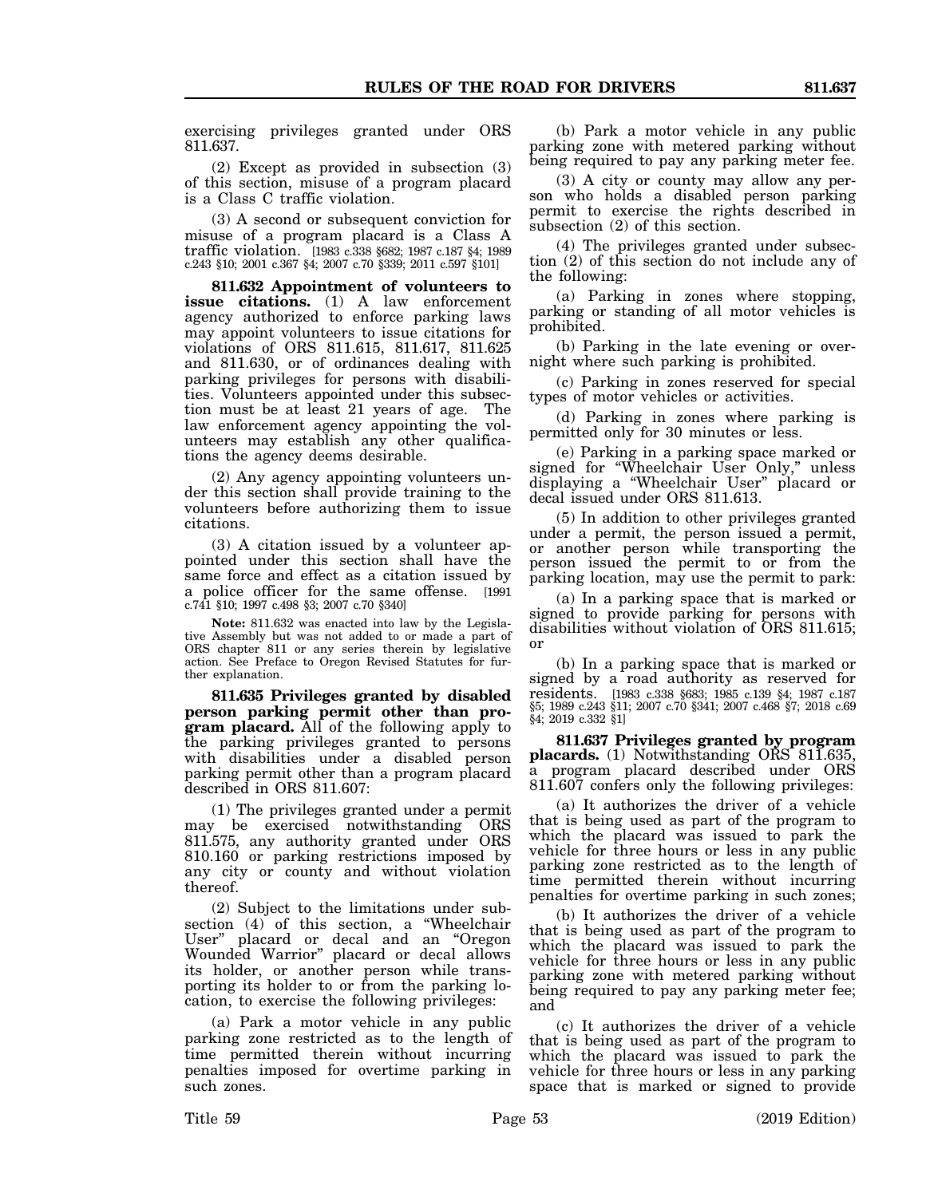exercising privileges granted under ORS 811.637.

(2) Except as provided in subsection (3) of this section, misuse of a program placard is a Class C traffic violation.

(3) A second or subsequent conviction for misuse of a program placard is a Class A traffic violation. [1983 c.338 §682; 1987 c.187 §4; 1989 c.243 §10; 2001 c.367 §4; 2007 c.70 §339; 2011 c.597 §101]

**811.632 Appointment of volunteers to issue citations.** (1) A law enforcement agency authorized to enforce parking laws may appoint volunteers to issue citations for violations of ORS 811.615, 811.617, 811.625 and 811.630, or of ordinances dealing with parking privileges for persons with disabilities. Volunteers appointed under this subsection must be at least 21 years of age. The law enforcement agency appointing the volunteers may establish any other qualifications the agency deems desirable.

(2) Any agency appointing volunteers under this section shall provide training to the volunteers before authorizing them to issue citations.

(3) A citation issued by a volunteer appointed under this section shall have the same force and effect as a citation issued by a police officer for the same offense. [1991 c.741 §10; 1997 c.498 §3; 2007 c.70 §340]

**Note:** 811.632 was enacted into law by the Legislative Assembly but was not added to or made a part of ORS chapter 811 or any series therein by legislative action. See Preface to Oregon Revised Statutes for further explanation.

**811.635 Privileges granted by disabled person parking permit other than program placard.** All of the following apply to the parking privileges granted to persons with disabilities under a disabled person parking permit other than a program placard described in ORS 811.607:

(1) The privileges granted under a permit may be exercised notwithstanding ORS 811.575, any authority granted under ORS 810.160 or parking restrictions imposed by any city or county and without violation thereof.

(2) Subject to the limitations under subsection (4) of this section, a "Wheelchair User" placard or decal and an "Oregon Wounded Warrior" placard or decal allows its holder, or another person while transporting its holder to or from the parking location, to exercise the following privileges:

(a) Park a motor vehicle in any public parking zone restricted as to the length of time permitted therein without incurring penalties imposed for overtime parking in such zones.

(b) Park a motor vehicle in any public parking zone with metered parking without being required to pay any parking meter fee.

(3) A city or county may allow any person who holds a disabled person parking permit to exercise the rights described in subsection (2) of this section.

(4) The privileges granted under subsection (2) of this section do not include any of the following:

(a) Parking in zones where stopping, parking or standing of all motor vehicles is prohibited.

(b) Parking in the late evening or overnight where such parking is prohibited.

(c) Parking in zones reserved for special types of motor vehicles or activities.

(d) Parking in zones where parking is permitted only for 30 minutes or less.

(e) Parking in a parking space marked or signed for "Wheelchair User Only," unless displaying a "Wheelchair User" placard or decal issued under ORS 811.613.

(5) In addition to other privileges granted under a permit, the person issued a permit, or another person while transporting the person issued the permit to or from the parking location, may use the permit to park:

(a) In a parking space that is marked or signed to provide parking for persons with disabilities without violation of ORS 811.615; or

(b) In a parking space that is marked or signed by a road authority as reserved for residents. [1983 c.338 §683; 1985 c.139 §4; 1987 c.187 §5; 1989 c.243 §11; 2007 c.70 §341; 2007 c.468 §7; 2018 c.69 §4; 2019 c.332 §1]

**811.637 Privileges granted by program placards.** (1) Notwithstanding ORS 811.635, a program placard described under ORS 811.607 confers only the following privileges:

(a) It authorizes the driver of a vehicle that is being used as part of the program to which the placard was issued to park the vehicle for three hours or less in any public parking zone restricted as to the length of time permitted therein without incurring penalties for overtime parking in such zones;

(b) It authorizes the driver of a vehicle that is being used as part of the program to which the placard was issued to park the vehicle for three hours or less in any public parking zone with metered parking without being required to pay any parking meter fee; and

(c) It authorizes the driver of a vehicle that is being used as part of the program to which the placard was issued to park the vehicle for three hours or less in any parking space that is marked or signed to provide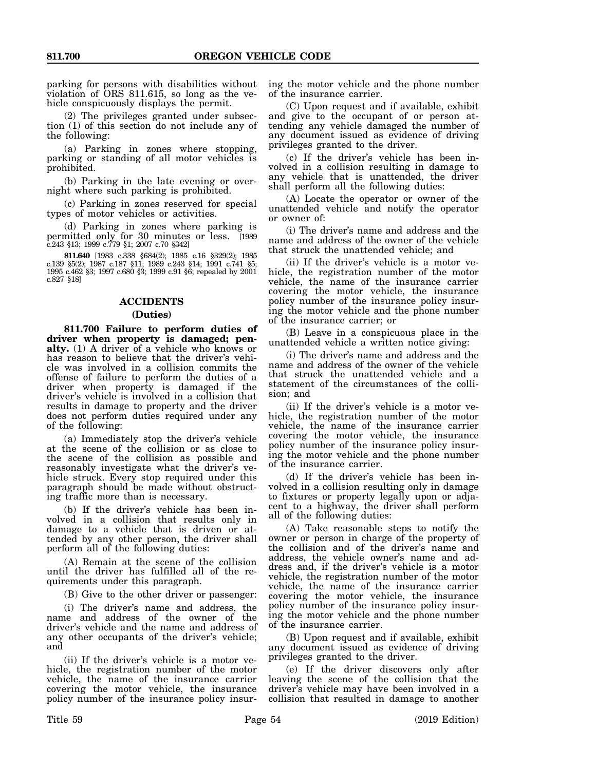parking for persons with disabilities without violation of ORS 811.615, so long as the vehicle conspicuously displays the permit.

(2) The privileges granted under subsection (1) of this section do not include any of the following:

(a) Parking in zones where stopping, parking or standing of all motor vehicles is prohibited.

(b) Parking in the late evening or overnight where such parking is prohibited.

(c) Parking in zones reserved for special types of motor vehicles or activities.

(d) Parking in zones where parking is permitted only for 30 minutes or less. [1989 c.243 §13; 1999 c.779 §1; 2007 c.70 §342]

**811.640** [1983 c.338 §684(2); 1985 c.16 §329(2); 1985 c.139 §5(2); 1987 c.187 §11; 1989 c.243 §14; 1991 c.741 §5; 1995 c.462 §3; 1997 c.680 §3; 1999 c.91 §6; repealed by 2001 c.827 §18]

## ACCIDENTS

### (Duties)

**811.700 Failure to perform duties of driver when property is damaged; penalty.** (1) A driver of a vehicle who knows or has reason to believe that the driver's vehicle was involved in a collision commits the offense of failure to perform the duties of a driver when property is damaged if the driver's vehicle is involved in a collision that results in damage to property and the driver does not perform duties required under any of the following:

(a) Immediately stop the driver's vehicle at the scene of the collision or as close to the scene of the collision as possible and reasonably investigate what the driver's vehicle struck. Every stop required under this paragraph should be made without obstructing traffic more than is necessary.

(b) If the driver's vehicle has been involved in a collision that results only in damage to a vehicle that is driven or attended by any other person, the driver shall perform all of the following duties:

(A) Remain at the scene of the collision until the driver has fulfilled all of the requirements under this paragraph.

(B) Give to the other driver or passenger:

(i) The driver's name and address, the name and address of the owner of the driver's vehicle and the name and address of any other occupants of the driver's vehicle; and

(ii) If the driver's vehicle is a motor vehicle, the registration number of the motor vehicle, the name of the insurance carrier covering the motor vehicle, the insurance policy number of the insurance policy insuring the motor vehicle and the phone number of the insurance carrier.

(C) Upon request and if available, exhibit and give to the occupant of or person attending any vehicle damaged the number of any document issued as evidence of driving privileges granted to the driver.

(c) If the driver's vehicle has been involved in a collision resulting in damage to any vehicle that is unattended, the driver shall perform all the following duties:

(A) Locate the operator or owner of the unattended vehicle and notify the operator or owner of:

(i) The driver's name and address and the name and address of the owner of the vehicle that struck the unattended vehicle; and

(ii) If the driver's vehicle is a motor vehicle, the registration number of the motor vehicle, the name of the insurance carrier covering the motor vehicle, the insurance policy number of the insurance policy insuring the motor vehicle and the phone number of the insurance carrier; or

(B) Leave in a conspicuous place in the unattended vehicle a written notice giving:

(i) The driver's name and address and the name and address of the owner of the vehicle that struck the unattended vehicle and a statement of the circumstances of the collision; and

(ii) If the driver's vehicle is a motor vehicle, the registration number of the motor vehicle, the name of the insurance carrier covering the motor vehicle, the insurance policy number of the insurance policy insuring the motor vehicle and the phone number of the insurance carrier.

(d) If the driver's vehicle has been involved in a collision resulting only in damage to fixtures or property legally upon or adjacent to a highway, the driver shall perform all of the following duties:

(A) Take reasonable steps to notify the owner or person in charge of the property of the collision and of the driver's name and address, the vehicle owner's name and address and, if the driver's vehicle is a motor vehicle, the registration number of the motor vehicle, the name of the insurance carrier covering the motor vehicle, the insurance policy number of the insurance policy insuring the motor vehicle and the phone number of the insurance carrier.

(B) Upon request and if available, exhibit any document issued as evidence of driving privileges granted to the driver.

(e) If the driver discovers only after leaving the scene of the collision that the driver's vehicle may have been involved in a collision that resulted in damage to another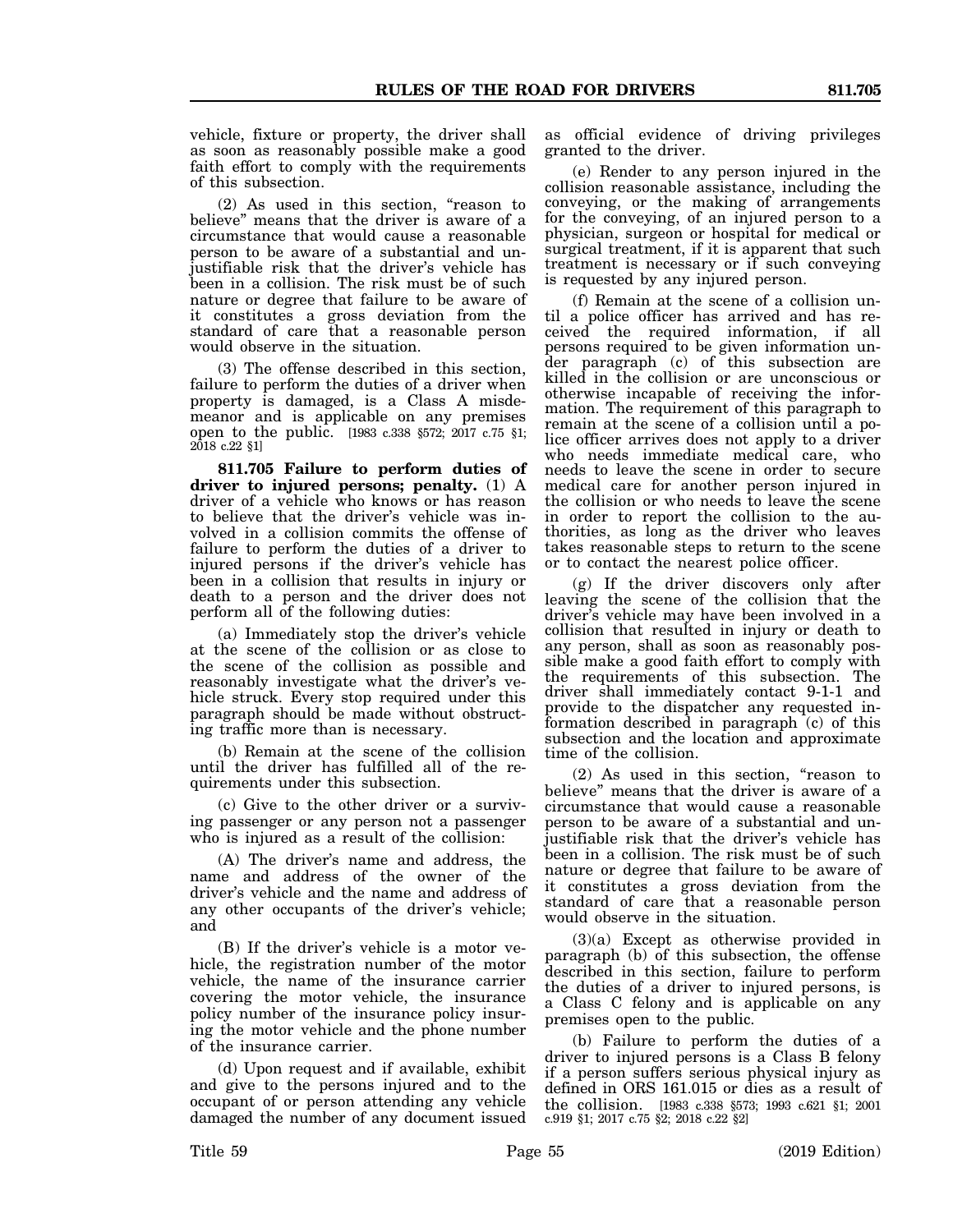vehicle, fixture or property, the driver shall as soon as reasonably possible make a good faith effort to comply with the requirements of this subsection.

(2) As used in this section, "reason to believe" means that the driver is aware of a circumstance that would cause a reasonable person to be aware of a substantial and unjustifiable risk that the driver's vehicle has been in a collision. The risk must be of such nature or degree that failure to be aware of it constitutes a gross deviation from the standard of care that a reasonable person would observe in the situation.

(3) The offense described in this section, failure to perform the duties of a driver when property is damaged, is a Class A misdemeanor and is applicable on any premises open to the public. [1983 c.338 §572; 2017 c.75 §1; 2018 c.22 §1]

**811.705 Failure to perform duties of driver to injured persons; penalty.** (1) A driver of a vehicle who knows or has reason to believe that the driver's vehicle was involved in a collision commits the offense of failure to perform the duties of a driver to injured persons if the driver's vehicle has been in a collision that results in injury or death to a person and the driver does not perform all of the following duties:

(a) Immediately stop the driver's vehicle at the scene of the collision or as close to the scene of the collision as possible and reasonably investigate what the driver's vehicle struck. Every stop required under this paragraph should be made without obstructing traffic more than is necessary.

(b) Remain at the scene of the collision until the driver has fulfilled all of the requirements under this subsection.

(c) Give to the other driver or a surviving passenger or any person not a passenger who is injured as a result of the collision:

(A) The driver's name and address, the name and address of the owner of the driver's vehicle and the name and address of any other occupants of the driver's vehicle; and

(B) If the driver's vehicle is a motor vehicle, the registration number of the motor vehicle, the name of the insurance carrier covering the motor vehicle, the insurance policy number of the insurance policy insuring the motor vehicle and the phone number of the insurance carrier.

(d) Upon request and if available, exhibit and give to the persons injured and to the occupant of or person attending any vehicle damaged the number of any document issued as official evidence of driving privileges granted to the driver.

(e) Render to any person injured in the collision reasonable assistance, including the conveying, or the making of arrangements for the conveying, of an injured person to a physician, surgeon or hospital for medical or surgical treatment, if it is apparent that such treatment is necessary or if such conveying is requested by any injured person.

(f) Remain at the scene of a collision until a police officer has arrived and has received the required information, if all persons required to be given information under paragraph (c) of this subsection are killed in the collision or are unconscious or otherwise incapable of receiving the information. The requirement of this paragraph to remain at the scene of a collision until a police officer arrives does not apply to a driver who needs immediate medical care, who needs to leave the scene in order to secure medical care for another person injured in the collision or who needs to leave the scene in order to report the collision to the authorities, as long as the driver who leaves takes reasonable steps to return to the scene or to contact the nearest police officer.

(g) If the driver discovers only after leaving the scene of the collision that the driver's vehicle may have been involved in a collision that resulted in injury or death to any person, shall as soon as reasonably possible make a good faith effort to comply with the requirements of this subsection. The driver shall immediately contact 9-1-1 and provide to the dispatcher any requested information described in paragraph (c) of this subsection and the location and approximate time of the collision.

(2) As used in this section, "reason to believe" means that the driver is aware of a circumstance that would cause a reasonable person to be aware of a substantial and unjustifiable risk that the driver's vehicle has been in a collision. The risk must be of such nature or degree that failure to be aware of it constitutes a gross deviation from the standard of care that a reasonable person would observe in the situation.

(3)(a) Except as otherwise provided in paragraph (b) of this subsection, the offense described in this section, failure to perform the duties of a driver to injured persons, is a Class C felony and is applicable on any premises open to the public.

(b) Failure to perform the duties of a driver to injured persons is a Class B felony if a person suffers serious physical injury as defined in ORS 161.015 or dies as a result of the collision. [1983 c.338 §573; 1993 c.621 §1; 2001 c.919 §1; 2017 c.75 §2; 2018 c.22 §2]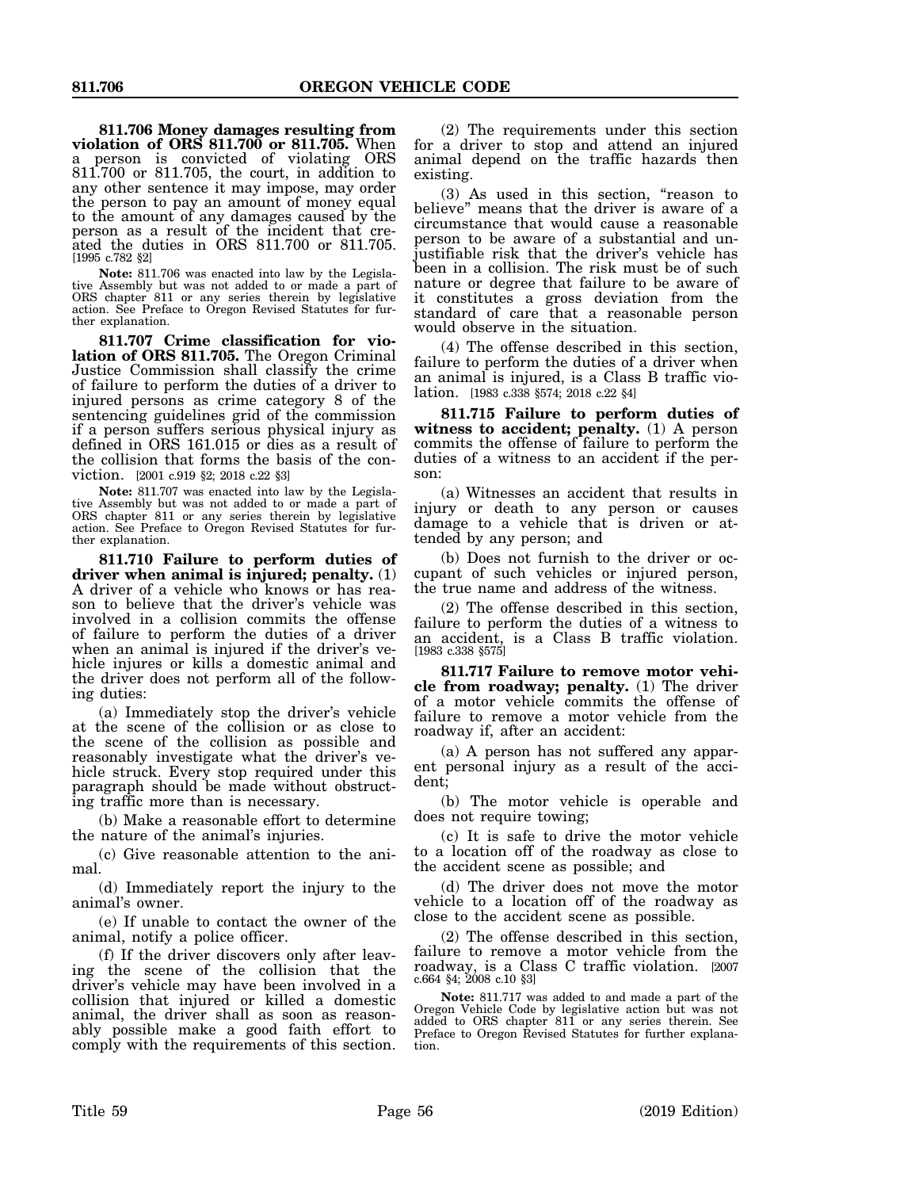**811.706 Money damages resulting from violation of ORS 811.700 or 811.705.** When a person is convicted of violating ORS 811.700 or 811.705, the court, in addition to any other sentence it may impose, may order the person to pay an amount of money equal to the amount of any damages caused by the person as a result of the incident that created the duties in ORS 811.700 or 811.705. [1995 c.782 §2]

**Note:** 811.706 was enacted into law by the Legislative Assembly but was not added to or made a part of ORS chapter 811 or any series therein by legislative action. See Preface to Oregon Revised Statutes for further explanation.

**811.707 Crime classification for violation of ORS 811.705.** The Oregon Criminal Justice Commission shall classify the crime of failure to perform the duties of a driver to injured persons as crime category 8 of the sentencing guidelines grid of the commission if a person suffers serious physical injury as defined in ORS 161.015 or dies as a result of the collision that forms the basis of the conviction. [2001 c.919 §2; 2018 c.22 §3]

**Note:** 811.707 was enacted into law by the Legislative Assembly but was not added to or made a part of ORS chapter 811 or any series therein by legislative action. See Preface to Oregon Revised Statutes for further explanation.

**811.710 Failure to perform duties of driver when animal is injured; penalty.** (1) A driver of a vehicle who knows or has reason to believe that the driver's vehicle was involved in a collision commits the offense of failure to perform the duties of a driver when an animal is injured if the driver's vehicle injures or kills a domestic animal and the driver does not perform all of the following duties:

(a) Immediately stop the driver's vehicle at the scene of the collision or as close to the scene of the collision as possible and reasonably investigate what the driver's vehicle struck. Every stop required under this paragraph should be made without obstructing traffic more than is necessary.

(b) Make a reasonable effort to determine the nature of the animal's injuries.

(c) Give reasonable attention to the animal.

(d) Immediately report the injury to the animal's owner.

(e) If unable to contact the owner of the animal, notify a police officer.

(f) If the driver discovers only after leaving the scene of the collision that the driver's vehicle may have been involved in a collision that injured or killed a domestic animal, the driver shall as soon as reasonably possible make a good faith effort to comply with the requirements of this section.

(2) The requirements under this section for a driver to stop and attend an injured animal depend on the traffic hazards then existing.

(3) As used in this section, "reason to believe" means that the driver is aware of a circumstance that would cause a reasonable person to be aware of a substantial and unjustifiable risk that the driver's vehicle has been in a collision. The risk must be of such nature or degree that failure to be aware of it constitutes a gross deviation from the standard of care that a reasonable person would observe in the situation.

(4) The offense described in this section, failure to perform the duties of a driver when an animal is injured, is a Class B traffic violation. [1983 c.338 §574; 2018 c.22 §4]

**811.715 Failure to perform duties of witness to accident; penalty.** (1) A person commits the offense of failure to perform the duties of a witness to an accident if the person:

(a) Witnesses an accident that results in injury or death to any person or causes damage to a vehicle that is driven or attended by any person; and

(b) Does not furnish to the driver or occupant of such vehicles or injured person, the true name and address of the witness.

(2) The offense described in this section, failure to perform the duties of a witness to an accident, is a Class B traffic violation. [1983 c.338 §575]

**811.717 Failure to remove motor vehicle from roadway; penalty.** (1) The driver of a motor vehicle commits the offense of failure to remove a motor vehicle from the roadway if, after an accident:

(a) A person has not suffered any apparent personal injury as a result of the accident;

(b) The motor vehicle is operable and does not require towing;

(c) It is safe to drive the motor vehicle to a location off of the roadway as close to the accident scene as possible; and

(d) The driver does not move the motor vehicle to a location off of the roadway as close to the accident scene as possible.

(2) The offense described in this section, failure to remove a motor vehicle from the roadway, is a Class C traffic violation. [2007 c.664 §4; 2008 c.10 §3]

**Note:** 811.717 was added to and made a part of the Oregon Vehicle Code by legislative action but was not added to ORS chapter 811 or any series therein. See Preface to Oregon Revised Statutes for further explanation.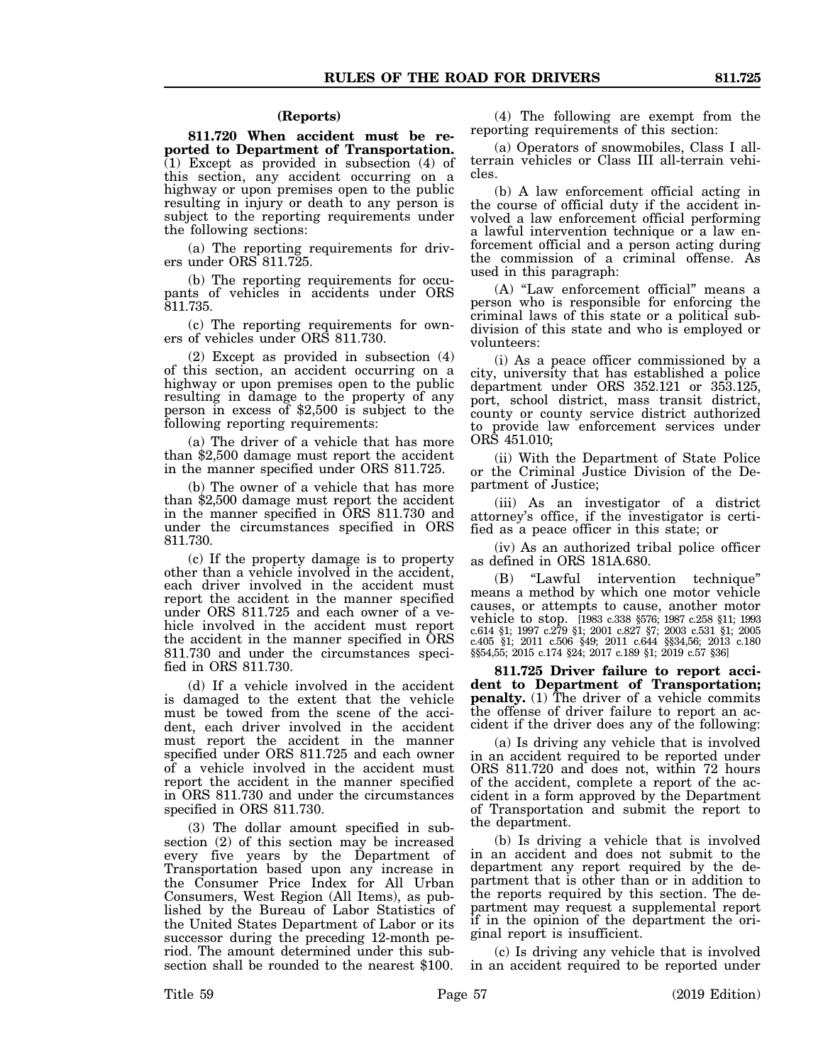**(Reports)**

**811.720 When accident must be reported to Department of Transportation.** (1) Except as provided in subsection (4) of this section, any accident occurring on a highway or upon premises open to the public resulting in injury or death to any person is subject to the reporting requirements under the following sections:

(a) The reporting requirements for drivers under ORS 811.725.

(b) The reporting requirements for occupants of vehicles in accidents under ORS 811.735.

(c) The reporting requirements for owners of vehicles under ORS 811.730.

(2) Except as provided in subsection (4) of this section, an accident occurring on a highway or upon premises open to the public resulting in damage to the property of any person in excess of $2,500 is subject to the following reporting requirements:

(a) The driver of a vehicle that has more than $2,500 damage must report the accident in the manner specified under ORS 811.725.

(b) The owner of a vehicle that has more than $2,500 damage must report the accident in the manner specified in ORS 811.730 and under the circumstances specified in ORS 811.730.

(c) If the property damage is to property other than a vehicle involved in the accident, each driver involved in the accident must report the accident in the manner specified under ORS 811.725 and each owner of a vehicle involved in the accident must report the accident in the manner specified in ORS 811.730 and under the circumstances specified in ORS 811.730.

(d) If a vehicle involved in the accident is damaged to the extent that the vehicle must be towed from the scene of the accident, each driver involved in the accident must report the accident in the manner specified under ORS 811.725 and each owner of a vehicle involved in the accident must report the accident in the manner specified in ORS 811.730 and under the circumstances specified in ORS 811.730.

(3) The dollar amount specified in subsection (2) of this section may be increased every five years by the Department of Transportation based upon any increase in the Consumer Price Index for All Urban Consumers, West Region (All Items), as published by the Bureau of Labor Statistics of the United States Department of Labor or its successor during the preceding 12-month period. The amount determined under this subsection shall be rounded to the nearest $100.

(4) The following are exempt from the reporting requirements of this section:

(a) Operators of snowmobiles, Class I all-terrain vehicles or Class III all-terrain vehicles.

(b) A law enforcement official acting in the course of official duty if the accident involved a law enforcement official performing a lawful intervention technique or a law enforcement official and a person acting during the commission of a criminal offense. As used in this paragraph:

(A) "Law enforcement official" means a person who is responsible for enforcing the criminal laws of this state or a political subdivision of this state and who is employed or volunteers:

(i) As a peace officer commissioned by a city, university that has established a police department under ORS 352.121 or 353.125, port, school district, mass transit district, county or county service district authorized to provide law enforcement services under ORS 451.010;

(ii) With the Department of State Police or the Criminal Justice Division of the Department of Justice;

(iii) As an investigator of a district attorney's office, if the investigator is certified as a peace officer in this state; or

(iv) As an authorized tribal police officer as defined in ORS 181A.680.

(B) "Lawful intervention technique" means a method by which one motor vehicle causes, or attempts to cause, another motor vehicle to stop. [1983 c.338 §576; 1987 c.258 §11; 1993 c.614 §1; 1997 c.279 §1; 2001 c.827 §7; 2003 c.531 §1; 2005 c.405 §1; 2011 c.506 §49; 2011 c.644 §§34,56; 2013 c.180 §§54,55; 2015 c.174 §24; 2017 c.189 §1; 2019 c.57 §36]

**811.725 Driver failure to report accident to Department of Transportation; penalty.** (1) The driver of a vehicle commits the offense of driver failure to report an accident if the driver does any of the following:

(a) Is driving any vehicle that is involved in an accident required to be reported under ORS 811.720 and does not, within 72 hours of the accident, complete a report of the accident in a form approved by the Department of Transportation and submit the report to the department.

(b) Is driving a vehicle that is involved in an accident and does not submit to the department any report required by the department that is other than or in addition to the reports required by this section. The department may request a supplemental report if in the opinion of the department the original report is insufficient.

(c) Is driving any vehicle that is involved in an accident required to be reported under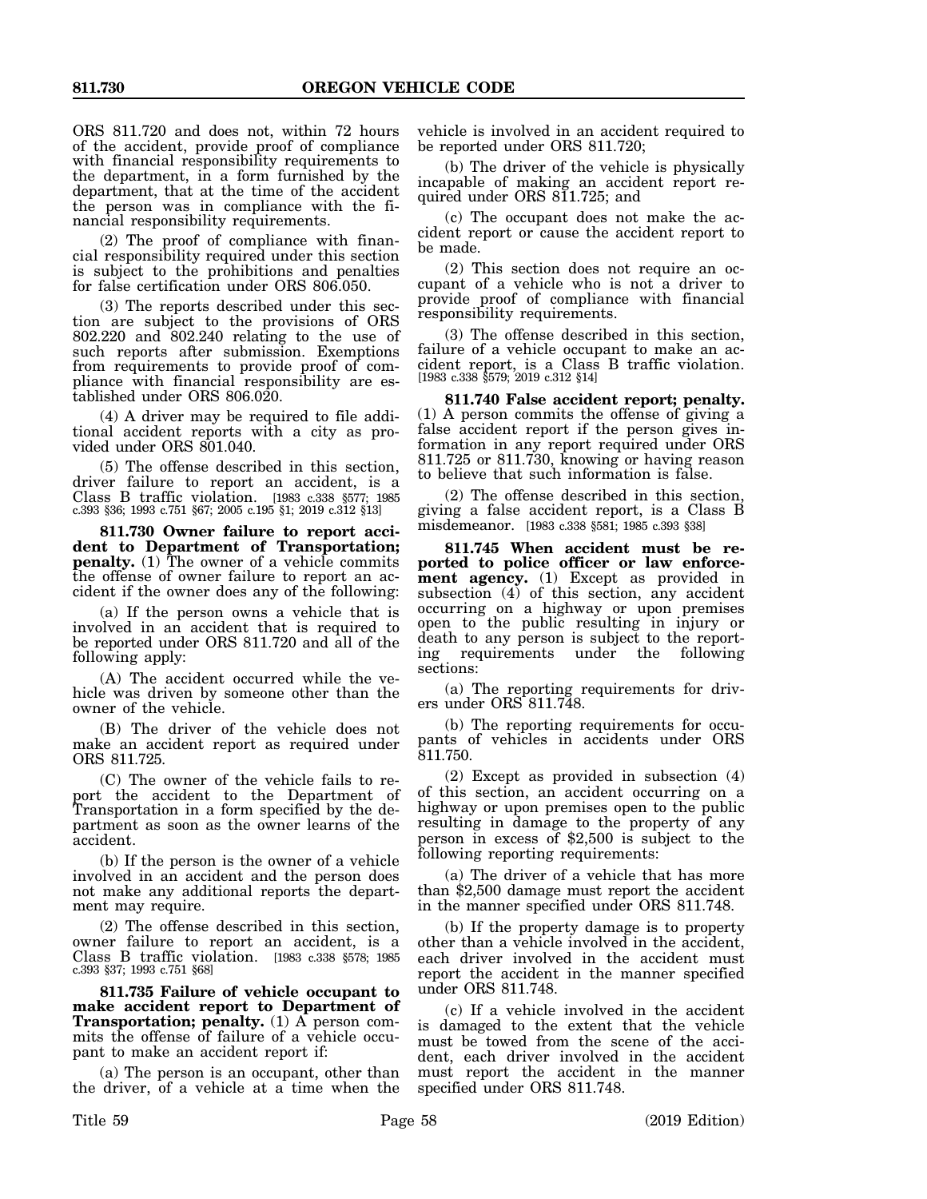ORS 811.720 and does not, within 72 hours of the accident, provide proof of compliance with financial responsibility requirements to the department, in a form furnished by the department, that at the time of the accident the person was in compliance with the financial responsibility requirements.

(2) The proof of compliance with financial responsibility required under this section is subject to the prohibitions and penalties for false certification under ORS 806.050.

(3) The reports described under this section are subject to the provisions of ORS 802.220 and 802.240 relating to the use of such reports after submission. Exemptions from requirements to provide proof of compliance with financial responsibility are established under ORS 806.020.

(4) A driver may be required to file additional accident reports with a city as provided under ORS 801.040.

(5) The offense described in this section, driver failure to report an accident, is a Class B traffic violation. [1983 c.338 §577; 1985 c.393 §36; 1993 c.751 §67; 2005 c.195 §1; 2019 c.312 §13]

**811.730 Owner failure to report accident to Department of Transportation; penalty.** (1) The owner of a vehicle commits the offense of owner failure to report an accident if the owner does any of the following:

(a) If the person owns a vehicle that is involved in an accident that is required to be reported under ORS 811.720 and all of the following apply:

(A) The accident occurred while the vehicle was driven by someone other than the owner of the vehicle.

(B) The driver of the vehicle does not make an accident report as required under ORS 811.725.

(C) The owner of the vehicle fails to report the accident to the Department of Transportation in a form specified by the department as soon as the owner learns of the accident.

(b) If the person is the owner of a vehicle involved in an accident and the person does not make any additional reports the department may require.

(2) The offense described in this section, owner failure to report an accident, is a Class B traffic violation. [1983 c.338 §578; 1985 c.393 §37; 1993 c.751 §68]

**811.735 Failure of vehicle occupant to make accident report to Department of Transportation; penalty.** (1) A person commits the offense of failure of a vehicle occupant to make an accident report if:

(a) The person is an occupant, other than the driver, of a vehicle at a time when the vehicle is involved in an accident required to be reported under ORS 811.720;

(b) The driver of the vehicle is physically incapable of making an accident report required under ORS 811.725; and

(c) The occupant does not make the accident report or cause the accident report to be made.

(2) This section does not require an occupant of a vehicle who is not a driver to provide proof of compliance with financial responsibility requirements.

(3) The offense described in this section, failure of a vehicle occupant to make an accident report, is a Class B traffic violation. [1983 c.338 §579; 2019 c.312 §14]

**811.740 False accident report; penalty.** (1) A person commits the offense of giving a false accident report if the person gives information in any report required under ORS 811.725 or 811.730, knowing or having reason to believe that such information is false.

(2) The offense described in this section, giving a false accident report, is a Class B misdemeanor. [1983 c.338 §581; 1985 c.393 §38]

**811.745 When accident must be reported to police officer or law enforcement agency.** (1) Except as provided in subsection (4) of this section, any accident occurring on a highway or upon premises open to the public resulting in injury or death to any person is subject to the reporting requirements under the following sections:

(a) The reporting requirements for drivers under ORS 811.748.

(b) The reporting requirements for occupants of vehicles in accidents under ORS 811.750.

(2) Except as provided in subsection (4) of this section, an accident occurring on a highway or upon premises open to the public resulting in damage to the property of any person in excess of $2,500 is subject to the following reporting requirements:

(a) The driver of a vehicle that has more than $2,500 damage must report the accident in the manner specified under ORS 811.748.

(b) If the property damage is to property other than a vehicle involved in the accident, each driver involved in the accident must report the accident in the manner specified under ORS 811.748.

(c) If a vehicle involved in the accident is damaged to the extent that the vehicle must be towed from the scene of the accident, each driver involved in the accident must report the accident in the manner specified under ORS 811.748.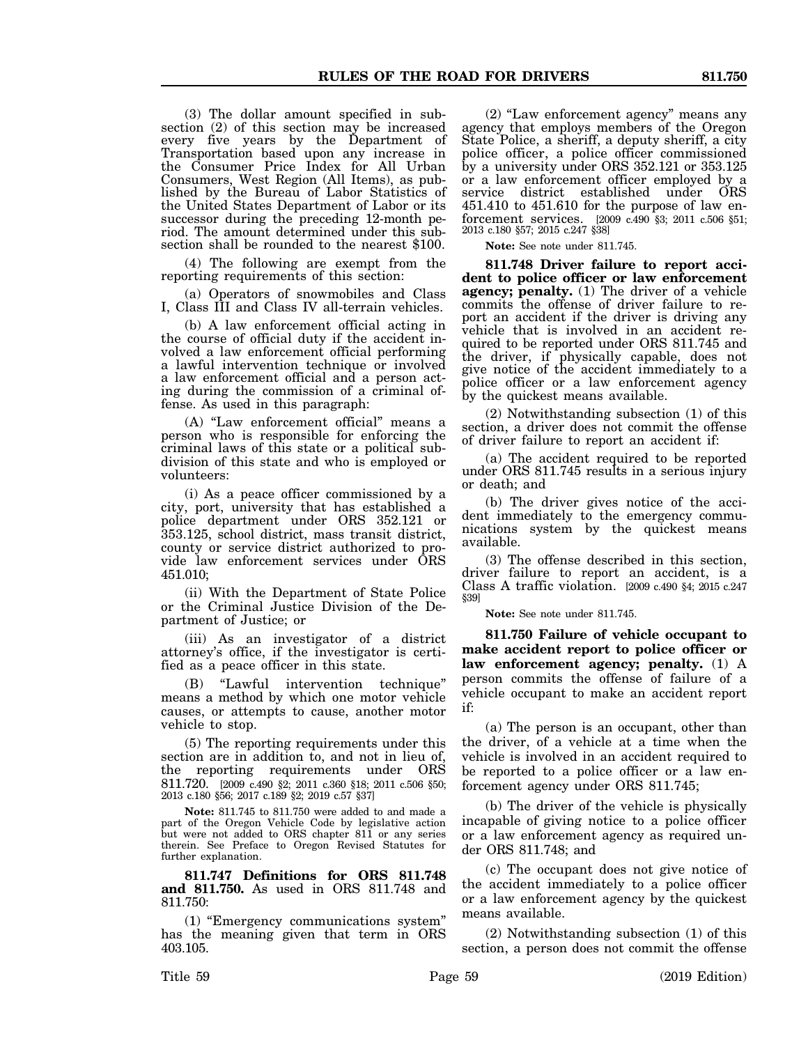(3) The dollar amount specified in subsection (2) of this section may be increased every five years by the Department of Transportation based upon any increase in the Consumer Price Index for All Urban Consumers, West Region (All Items), as published by the Bureau of Labor Statistics of the United States Department of Labor or its successor during the preceding 12-month period. The amount determined under this subsection shall be rounded to the nearest $100.

(4) The following are exempt from the reporting requirements of this section:

(a) Operators of snowmobiles and Class I, Class III and Class IV all-terrain vehicles.

(b) A law enforcement official acting in the course of official duty if the accident involved a law enforcement official performing a lawful intervention technique or involved a law enforcement official and a person acting during the commission of a criminal offense. As used in this paragraph:

(A) "Law enforcement official" means a person who is responsible for enforcing the criminal laws of this state or a political subdivision of this state and who is employed or volunteers:

(i) As a peace officer commissioned by a city, port, university that has established a police department under ORS 352.121 or 353.125, school district, mass transit district, county or service district authorized to provide law enforcement services under ORS 451.010;

(ii) With the Department of State Police or the Criminal Justice Division of the Department of Justice; or

(iii) As an investigator of a district attorney's office, if the investigator is certified as a peace officer in this state.

(B) "Lawful intervention technique" means a method by which one motor vehicle causes, or attempts to cause, another motor vehicle to stop.

(5) The reporting requirements under this section are in addition to, and not in lieu of, the reporting requirements under ORS 811.720. [2009 c.490 §2; 2011 c.360 §18; 2011 c.506 §50; 2013 c.180 §56; 2017 c.189 §2; 2019 c.57 §37]

**Note:** 811.745 to 811.750 were added to and made a part of the Oregon Vehicle Code by legislative action but were not added to ORS chapter 811 or any series therein. See Preface to Oregon Revised Statutes for further explanation.

**811.747 Definitions for ORS 811.748 and 811.750.** As used in ORS 811.748 and 811.750:

(1) "Emergency communications system" has the meaning given that term in ORS 403.105.

(2) "Law enforcement agency" means any agency that employs members of the Oregon State Police, a sheriff, a deputy sheriff, a city police officer, a police officer commissioned by a university under ORS 352.121 or 353.125 or a law enforcement officer employed by a service district established under ORS 451.410 to 451.610 for the purpose of law enforcement services. [2009 c.490 §3; 2011 c.506 §51; 2013 c.180 §57; 2015 c.247 §38]

**Note:** See note under 811.745.

**811.748 Driver failure to report accident to police officer or law enforcement agency; penalty.** (1) The driver of a vehicle commits the offense of driver failure to report an accident if the driver is driving any vehicle that is involved in an accident required to be reported under ORS 811.745 and the driver, if physically capable, does not give notice of the accident immediately to a police officer or a law enforcement agency by the quickest means available.

(2) Notwithstanding subsection (1) of this section, a driver does not commit the offense of driver failure to report an accident if:

(a) The accident required to be reported under ORS 811.745 results in a serious injury or death; and

(b) The driver gives notice of the accident immediately to the emergency communications system by the quickest means available.

(3) The offense described in this section, driver failure to report an accident, is a Class A traffic violation. [2009 c.490 §4; 2015 c.247 §39]

**Note:** See note under 811.745.

**811.750 Failure of vehicle occupant to make accident report to police officer or law enforcement agency; penalty.** (1) A person commits the offense of failure of a vehicle occupant to make an accident report if:

(a) The person is an occupant, other than the driver, of a vehicle at a time when the vehicle is involved in an accident required to be reported to a police officer or a law enforcement agency under ORS 811.745;

(b) The driver of the vehicle is physically incapable of giving notice to a police officer or a law enforcement agency as required under ORS 811.748; and

(c) The occupant does not give notice of the accident immediately to a police officer or a law enforcement agency by the quickest means available.

(2) Notwithstanding subsection (1) of this section, a person does not commit the offense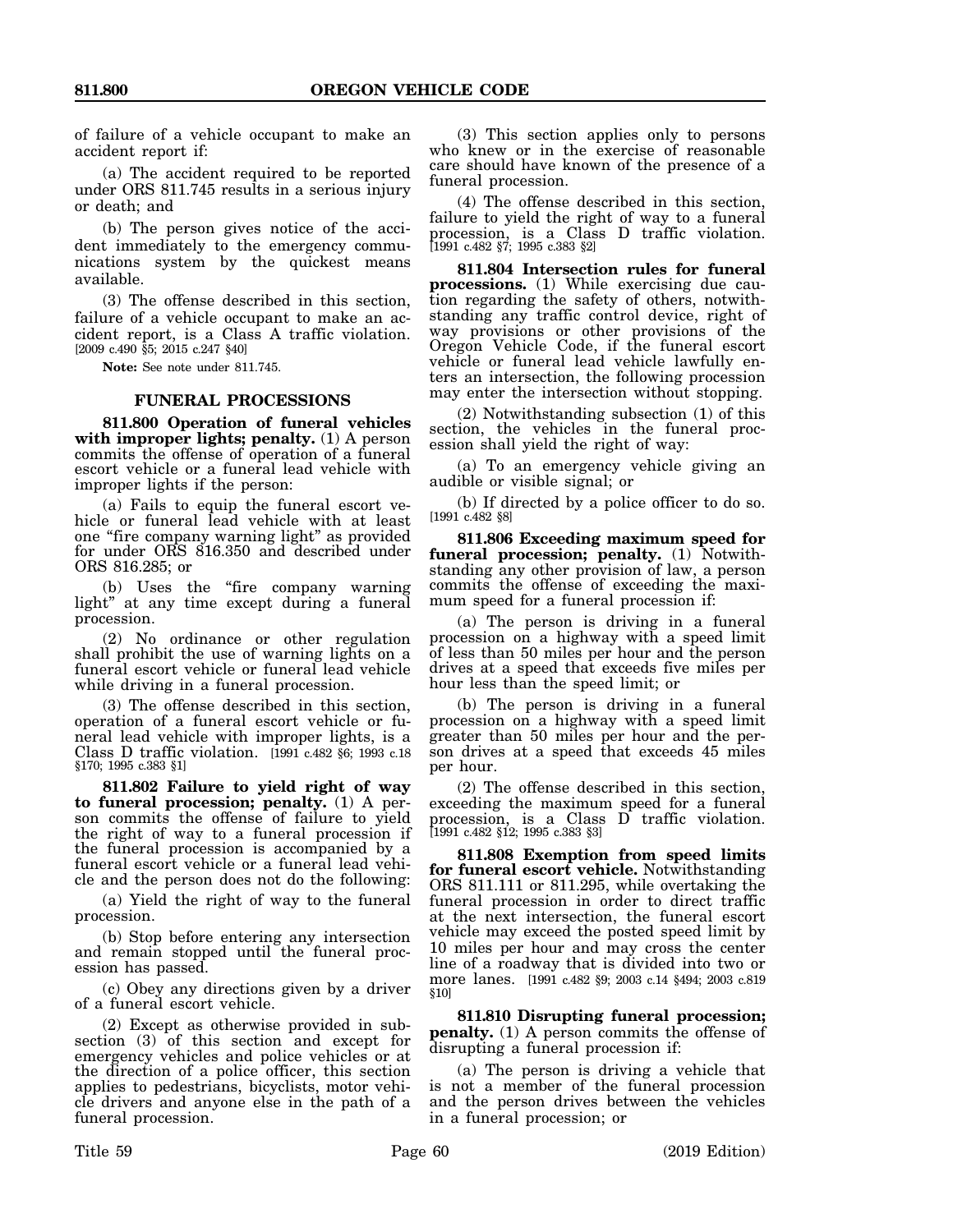of failure of a vehicle occupant to make an accident report if:

(a) The accident required to be reported under ORS 811.745 results in a serious injury or death; and

(b) The person gives notice of the accident immediately to the emergency communications system by the quickest means available.

(3) The offense described in this section, failure of a vehicle occupant to make an accident report, is a Class A traffic violation. [2009 c.490 §5; 2015 c.247 §40]

**Note:** See note under 811.745.

### FUNERAL PROCESSIONS

**811.800 Operation of funeral vehicles with improper lights; penalty.** (1) A person commits the offense of operation of a funeral escort vehicle or a funeral lead vehicle with improper lights if the person:

(a) Fails to equip the funeral escort vehicle or funeral lead vehicle with at least one "fire company warning light" as provided for under ORS 816.350 and described under ORS 816.285; or

(b) Uses the "fire company warning light" at any time except during a funeral procession.

(2) No ordinance or other regulation shall prohibit the use of warning lights on a funeral escort vehicle or funeral lead vehicle while driving in a funeral procession.

(3) The offense described in this section, operation of a funeral escort vehicle or funeral lead vehicle with improper lights, is a Class D traffic violation. [1991 c.482 §6; 1993 c.18 §170; 1995 c.383 §1]

**811.802 Failure to yield right of way to funeral procession; penalty.** (1) A person commits the offense of failure to yield the right of way to a funeral procession if the funeral procession is accompanied by a funeral escort vehicle or a funeral lead vehicle and the person does not do the following:

(a) Yield the right of way to the funeral procession.

(b) Stop before entering any intersection and remain stopped until the funeral procession has passed.

(c) Obey any directions given by a driver of a funeral escort vehicle.

(2) Except as otherwise provided in subsection (3) of this section and except for emergency vehicles and police vehicles or at the direction of a police officer, this section applies to pedestrians, bicyclists, motor vehicle drivers and anyone else in the path of a funeral procession.

(3) This section applies only to persons who knew or in the exercise of reasonable care should have known of the presence of a funeral procession.

(4) The offense described in this section, failure to yield the right of way to a funeral procession, is a Class D traffic violation. [1991 c.482 §7; 1995 c.383 §2]

**811.804 Intersection rules for funeral processions.** (1) While exercising due caution regarding the safety of others, notwithstanding any traffic control device, right of way provisions or other provisions of the Oregon Vehicle Code, if the funeral escort vehicle or funeral lead vehicle lawfully enters an intersection, the following procession may enter the intersection without stopping.

(2) Notwithstanding subsection (1) of this section, the vehicles in the funeral procession shall yield the right of way:

(a) To an emergency vehicle giving an audible or visible signal; or

(b) If directed by a police officer to do so. [1991 c.482 §8]

**811.806 Exceeding maximum speed for funeral procession; penalty.** (1) Notwithstanding any other provision of law, a person commits the offense of exceeding the maximum speed for a funeral procession if:

(a) The person is driving in a funeral procession on a highway with a speed limit of less than 50 miles per hour and the person drives at a speed that exceeds five miles per hour less than the speed limit; or

(b) The person is driving in a funeral procession on a highway with a speed limit greater than 50 miles per hour and the person drives at a speed that exceeds 45 miles per hour.

(2) The offense described in this section, exceeding the maximum speed for a funeral procession, is a Class D traffic violation. [1991 c.482 §12; 1995 c.383 §3]

**811.808 Exemption from speed limits for funeral escort vehicle.** Notwithstanding ORS 811.111 or 811.295, while overtaking the funeral procession in order to direct traffic at the next intersection, the funeral escort vehicle may exceed the posted speed limit by 10 miles per hour and may cross the center line of a roadway that is divided into two or more lanes. [1991 c.482 §9; 2003 c.14 §494; 2003 c.819 §10]

**811.810 Disrupting funeral procession; penalty.** (1) A person commits the offense of disrupting a funeral procession if:

(a) The person is driving a vehicle that is not a member of the funeral procession and the person drives between the vehicles in a funeral procession; or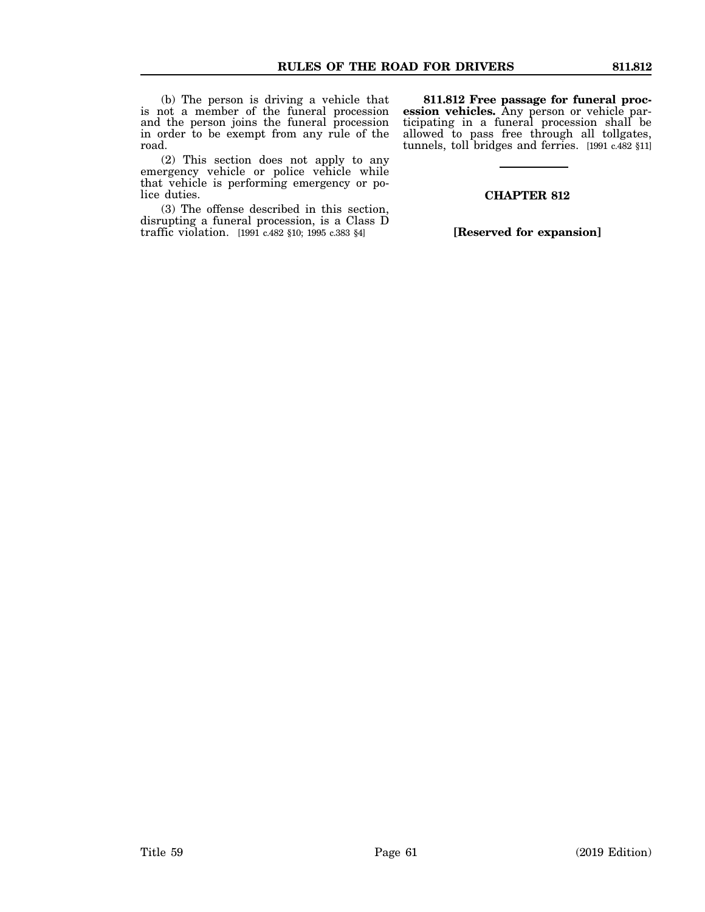(b) The person is driving a vehicle that is not a member of the funeral procession and the person joins the funeral procession in order to be exempt from any rule of the road.

(2) This section does not apply to any emergency vehicle or police vehicle while that vehicle is performing emergency or police duties.

(3) The offense described in this section, disrupting a funeral procession, is a Class D traffic violation. [1991 c.482 §10; 1995 c.383 §4]

**811.812 Free passage for funeral procession vehicles.** Any person or vehicle participating in a funeral procession shall be allowed to pass free through all tollgates, tunnels, toll bridges and ferries. [1991 c.482 §11]

---

## CHAPTER 812

**[Reserved for expansion]**